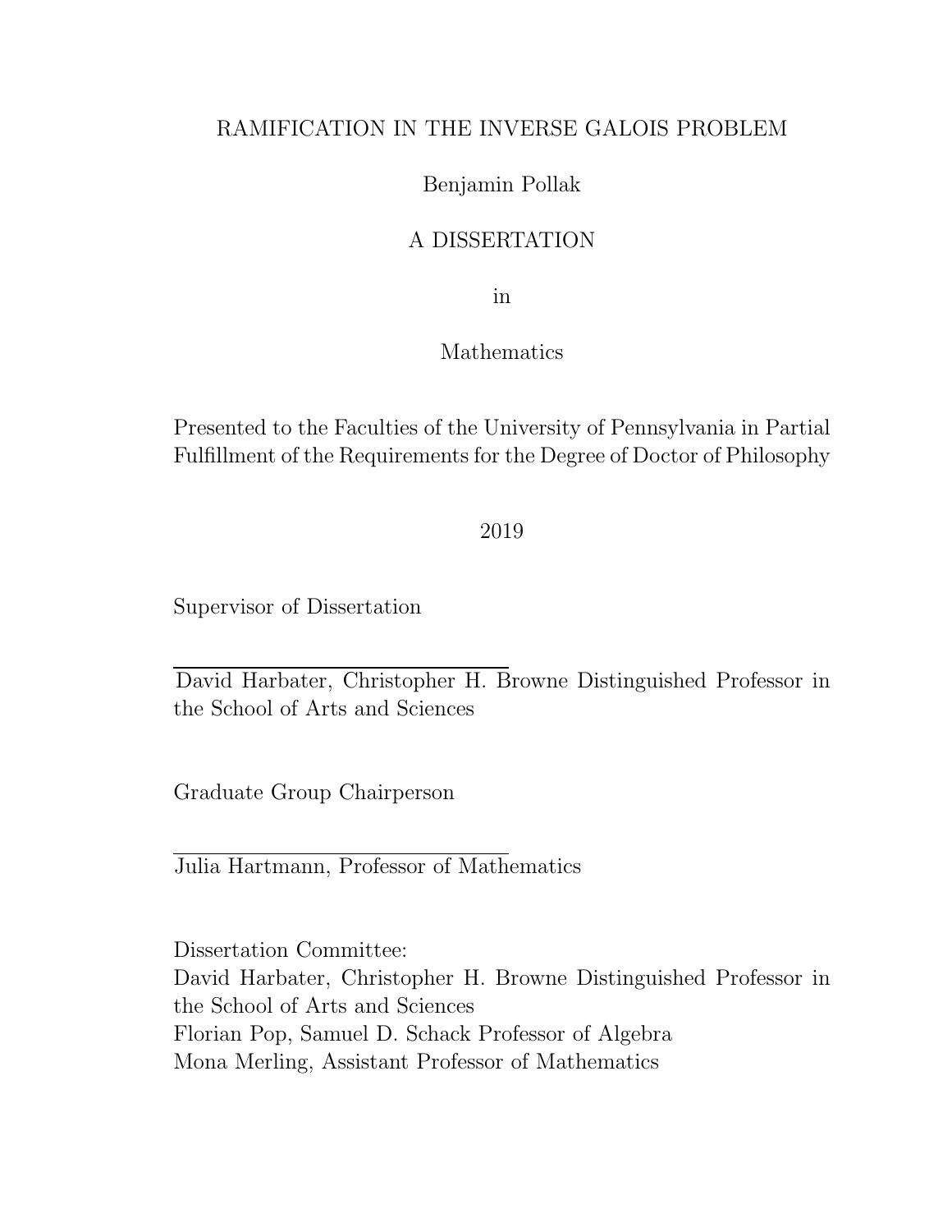# RAMIFICATION IN THE INVERSE GALOIS PROBLEM

Benjamin Pollak

A DISSERTATION

in

Mathematics

Presented to the Faculties of the University of Pennsylvania in Partial Fulfillment of the Requirements for the Degree of Doctor of Philosophy

2019

Supervisor of Dissertation

David Harbater, Christopher H. Browne Distinguished Professor in the School of Arts and Sciences

Graduate Group Chairperson

Julia Hartmann, Professor of Mathematics

Dissertation Committee:
David Harbater, Christopher H. Browne Distinguished Professor in the School of Arts and Sciences
Florian Pop, Samuel D. Schack Professor of Algebra
Mona Merling, Assistant Professor of Mathematics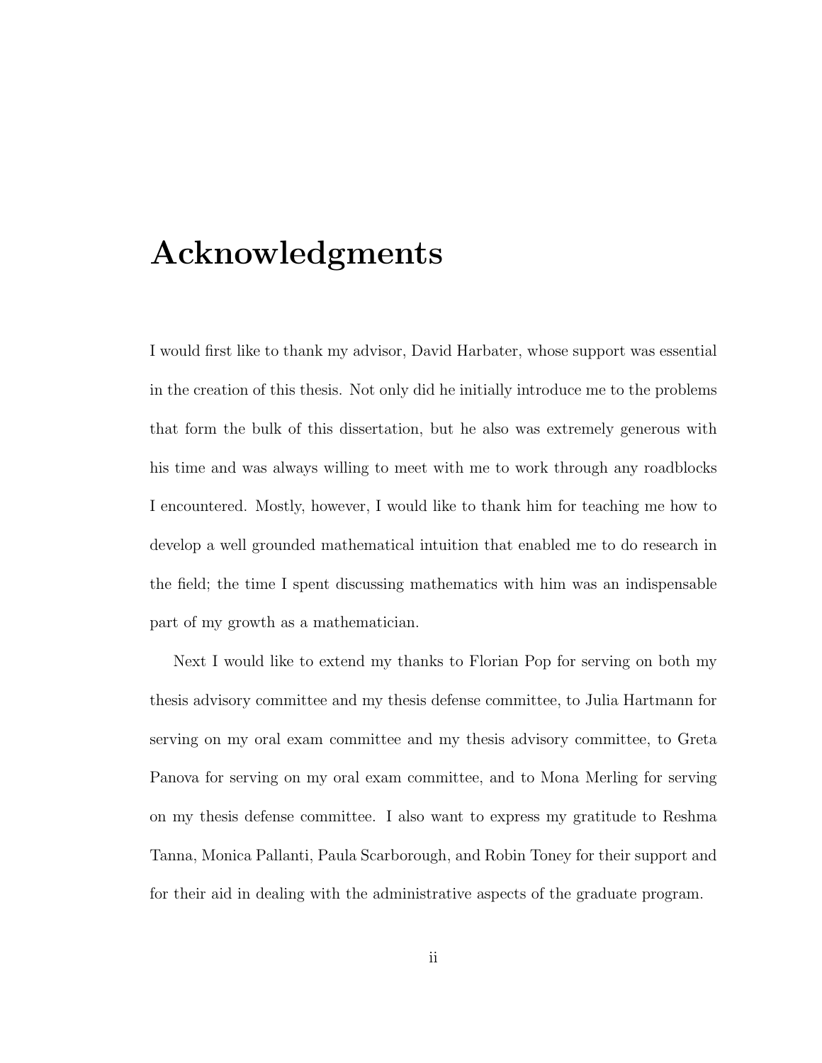# Acknowledgments

I would first like to thank my advisor, David Harbater, whose support was essential in the creation of this thesis. Not only did he initially introduce me to the problems that form the bulk of this dissertation, but he also was extremely generous with his time and was always willing to meet with me to work through any roadblocks I encountered. Mostly, however, I would like to thank him for teaching me how to develop a well grounded mathematical intuition that enabled me to do research in the field; the time I spent discussing mathematics with him was an indispensable part of my growth as a mathematician.

Next I would like to extend my thanks to Florian Pop for serving on both my thesis advisory committee and my thesis defense committee, to Julia Hartmann for serving on my oral exam committee and my thesis advisory committee, to Greta Panova for serving on my oral exam committee, and to Mona Merling for serving on my thesis defense committee. I also want to express my gratitude to Reshma Tanna, Monica Pallanti, Paula Scarborough, and Robin Toney for their support and for their aid in dealing with the administrative aspects of the graduate program.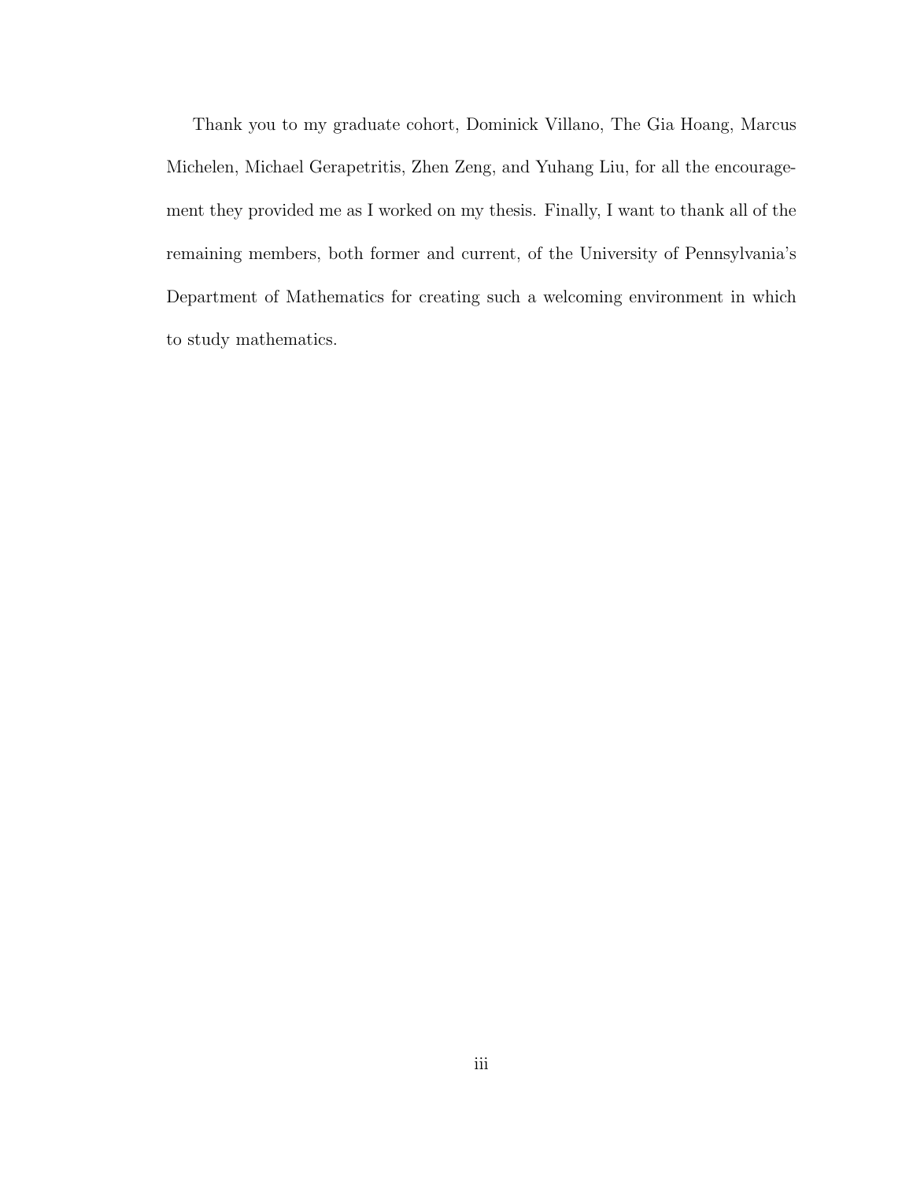Thank you to my graduate cohort, Dominick Villano, The Gia Hoang, Marcus Michelen, Michael Gerapetritis, Zhen Zeng, and Yuhang Liu, for all the encouragement they provided me as I worked on my thesis. Finally, I want to thank all of the remaining members, both former and current, of the University of Pennsylvania's Department of Mathematics for creating such a welcoming environment in which to study mathematics.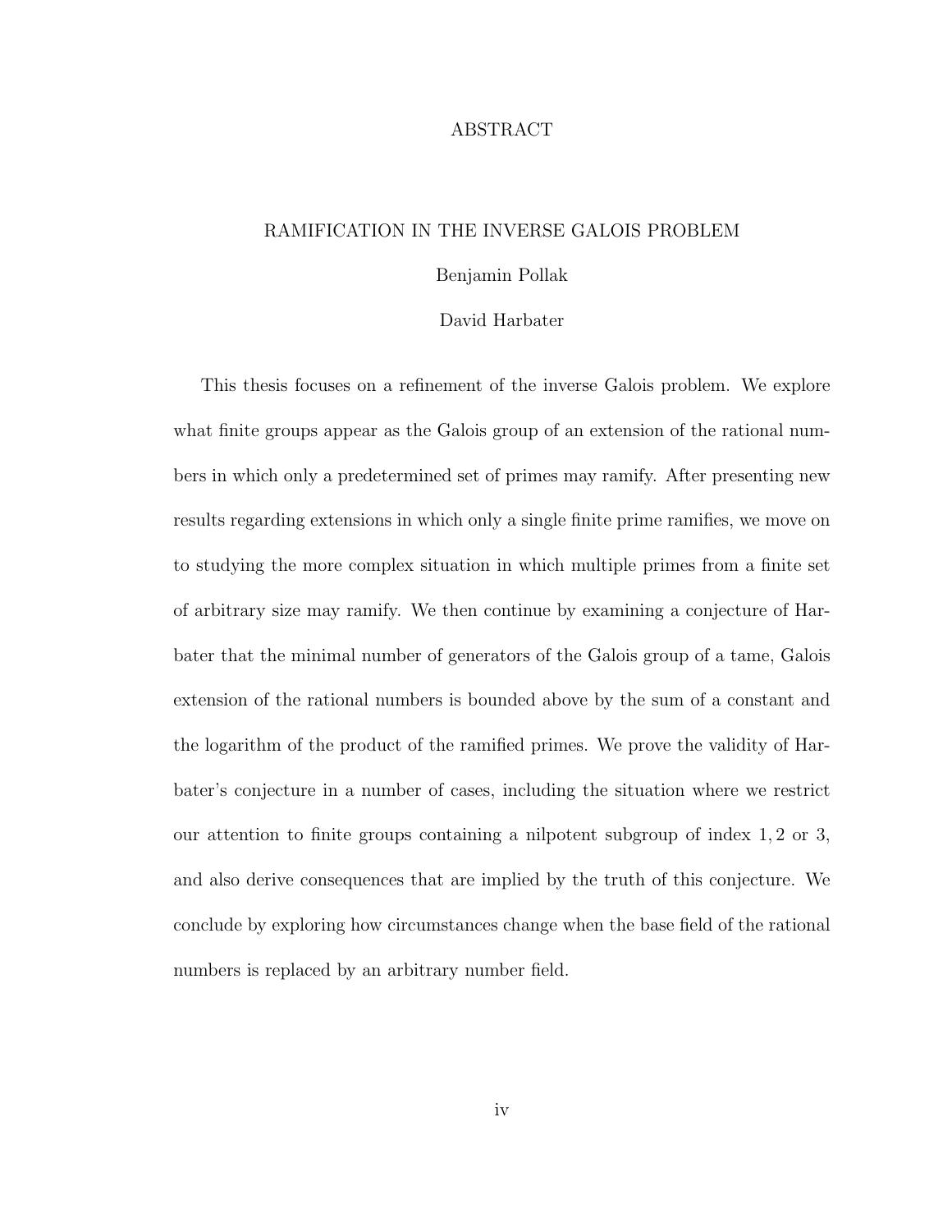# ABSTRACT

## RAMIFICATION IN THE INVERSE GALOIS PROBLEM

Benjamin Pollak

David Harbater

This thesis focuses on a refinement of the inverse Galois problem. We explore what finite groups appear as the Galois group of an extension of the rational numbers in which only a predetermined set of primes may ramify. After presenting new results regarding extensions in which only a single finite prime ramifies, we move on to studying the more complex situation in which multiple primes from a finite set of arbitrary size may ramify. We then continue by examining a conjecture of Harbater that the minimal number of generators of the Galois group of a tame, Galois extension of the rational numbers is bounded above by the sum of a constant and the logarithm of the product of the ramified primes. We prove the validity of Harbater's conjecture in a number of cases, including the situation where we restrict our attention to finite groups containing a nilpotent subgroup of index $1, 2$ or $3$, and also derive consequences that are implied by the truth of this conjecture. We conclude by exploring how circumstances change when the base field of the rational numbers is replaced by an arbitrary number field.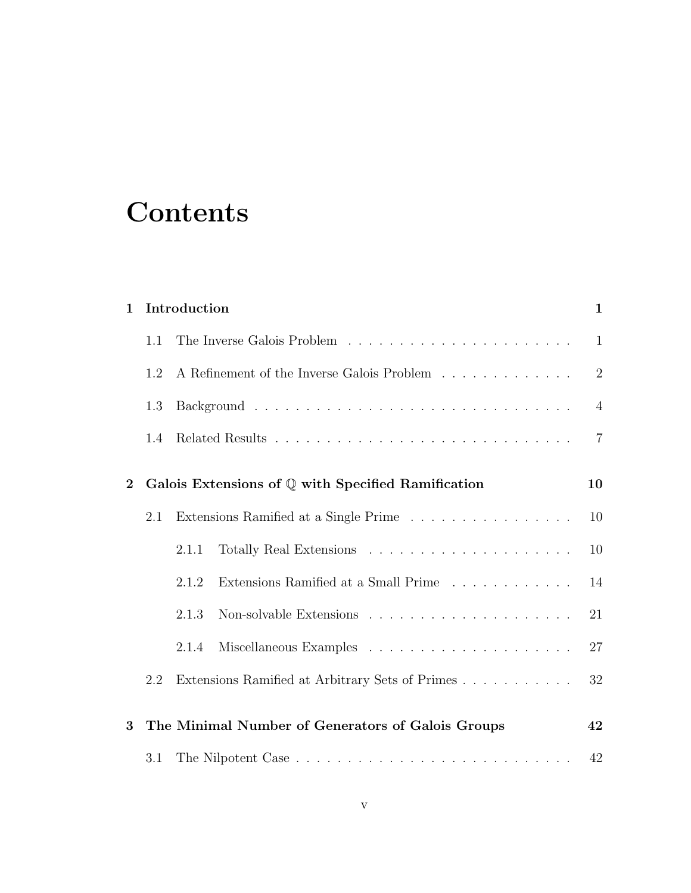# Contents

**1 Introduction** **1**

- 1.1 The Inverse Galois Problem . . . . . . . . . . . . . . . . . . . . . . 1
- 1.2 A Refinement of the Inverse Galois Problem . . . . . . . . . . . . . 2
- 1.3 Background . . . . . . . . . . . . . . . . . . . . . . . . . . . . . . . 4
- 1.4 Related Results . . . . . . . . . . . . . . . . . . . . . . . . . . . . . 7

**2 Galois Extensions of $\mathbb{Q}$ with Specified Ramification** **10**

- 2.1 Extensions Ramified at a Single Prime . . . . . . . . . . . . . . . . 10
  - 2.1.1 Totally Real Extensions . . . . . . . . . . . . . . . . . . . . 10
  - 2.1.2 Extensions Ramified at a Small Prime . . . . . . . . . . . . 14
  - 2.1.3 Non-solvable Extensions . . . . . . . . . . . . . . . . . . . . 21
  - 2.1.4 Miscellaneous Examples . . . . . . . . . . . . . . . . . . . . 27
- 2.2 Extensions Ramified at Arbitrary Sets of Primes . . . . . . . . . . . 32

**3 The Minimal Number of Generators of Galois Groups** **42**

- 3.1 The Nilpotent Case . . . . . . . . . . . . . . . . . . . . . . . . . . . 42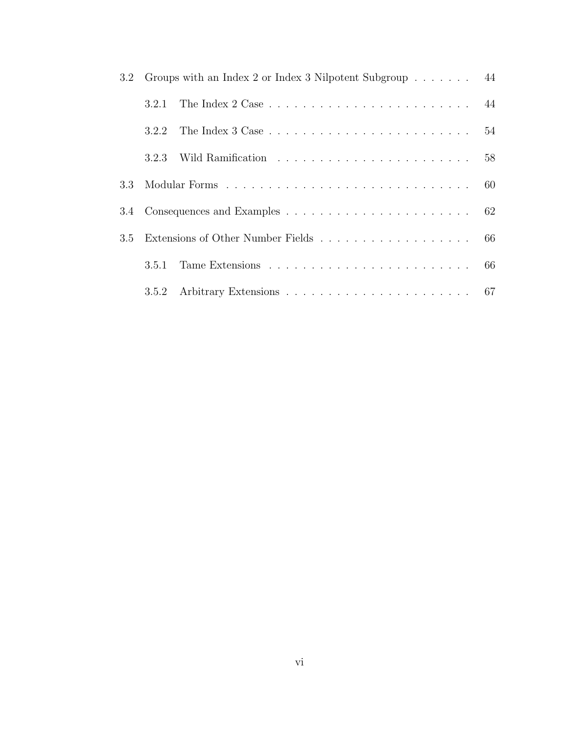3.2 Groups with an Index 2 or Index 3 Nilpotent Subgroup . . . . . . . 44

    3.2.1 The Index 2 Case . . . . . . . . . . . . . . . . . . . . . . . . 44

    3.2.2 The Index 3 Case . . . . . . . . . . . . . . . . . . . . . . . . 54

    3.2.3 Wild Ramification . . . . . . . . . . . . . . . . . . . . . . . 58

3.3 Modular Forms . . . . . . . . . . . . . . . . . . . . . . . . . . . . . 60

3.4 Consequences and Examples . . . . . . . . . . . . . . . . . . . . . . 62

3.5 Extensions of Other Number Fields . . . . . . . . . . . . . . . . . . 66

    3.5.1 Tame Extensions . . . . . . . . . . . . . . . . . . . . . . . . 66

    3.5.2 Arbitrary Extensions . . . . . . . . . . . . . . . . . . . . . . 67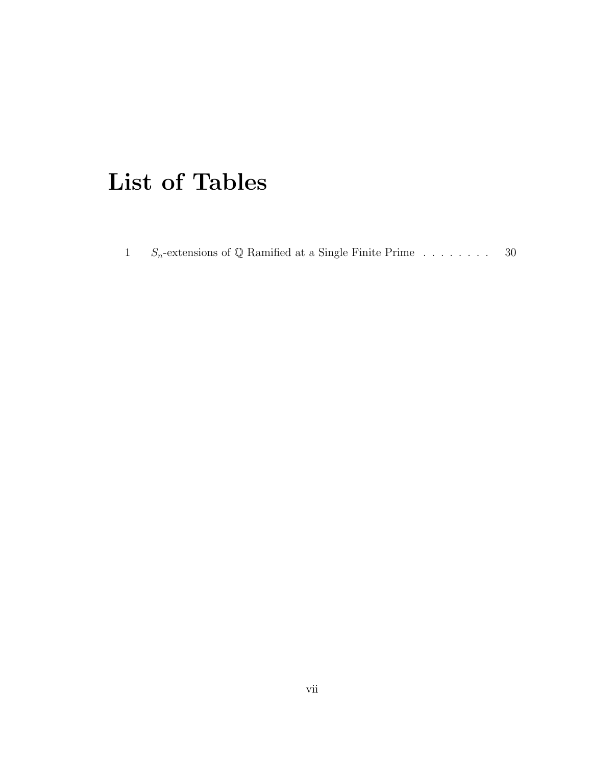# List of Tables

1 $S_n$-extensions of $\mathbb{Q}$ Ramified at a Single Finite Prime . . . . . . . . . 30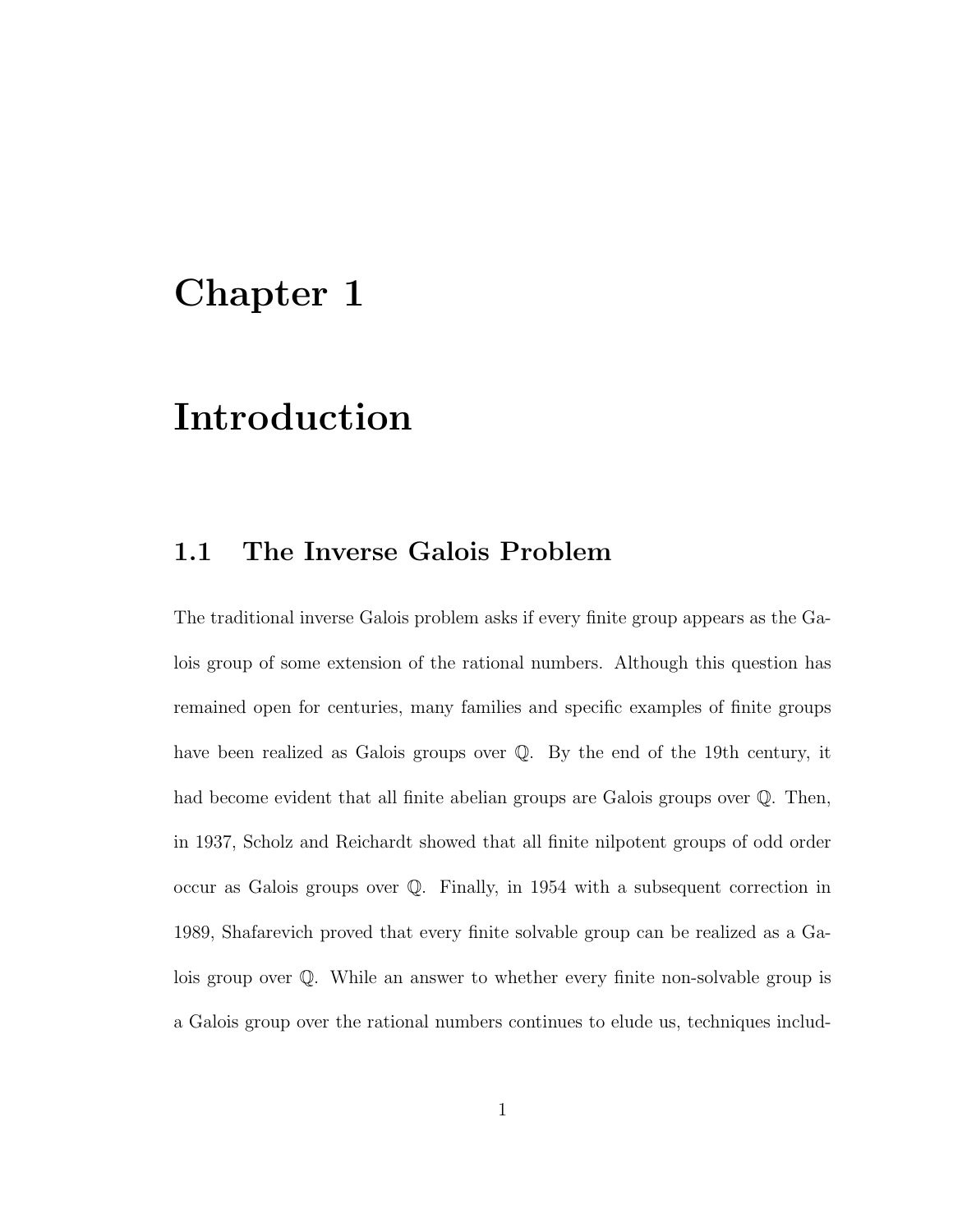# Chapter 1

# Introduction

## 1.1 The Inverse Galois Problem

The traditional inverse Galois problem asks if every finite group appears as the Galois group of some extension of the rational numbers. Although this question has remained open for centuries, many families and specific examples of finite groups have been realized as Galois groups over $\mathbb{Q}$. By the end of the 19th century, it had become evident that all finite abelian groups are Galois groups over $\mathbb{Q}$. Then, in 1937, Scholz and Reichardt showed that all finite nilpotent groups of odd order occur as Galois groups over $\mathbb{Q}$. Finally, in 1954 with a subsequent correction in 1989, Shafarevich proved that every finite solvable group can be realized as a Galois group over $\mathbb{Q}$. While an answer to whether every finite non-solvable group is a Galois group over the rational numbers continues to elude us, techniques includ-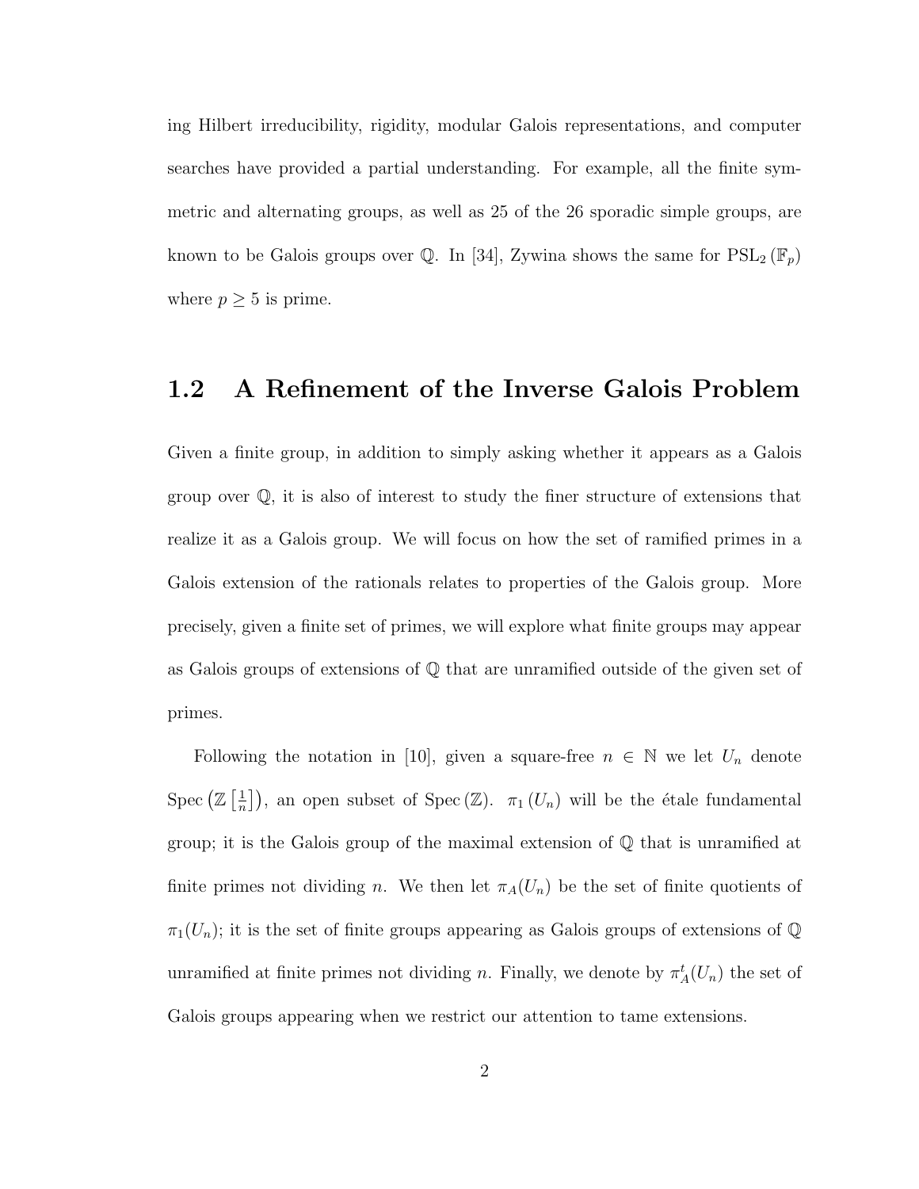ing Hilbert irreducibility, rigidity, modular Galois representations, and computer searches have provided a partial understanding. For example, all the finite symmetric and alternating groups, as well as 25 of the 26 sporadic simple groups, are known to be Galois groups over $\mathbb{Q}$. In [34], Zywina shows the same for $\mathrm{PSL}_2(\mathbb{F}_p)$ where $p \geq 5$ is prime.

## 1.2 A Refinement of the Inverse Galois Problem

Given a finite group, in addition to simply asking whether it appears as a Galois group over $\mathbb{Q}$, it is also of interest to study the finer structure of extensions that realize it as a Galois group. We will focus on how the set of ramified primes in a Galois extension of the rationals relates to properties of the Galois group. More precisely, given a finite set of primes, we will explore what finite groups may appear as Galois groups of extensions of $\mathbb{Q}$ that are unramified outside of the given set of primes.

Following the notation in [10], given a square-free $n \in \mathbb{N}$ we let $U_n$ denote $\mathrm{Spec}\left(\mathbb{Z}\left[\frac{1}{n}\right]\right)$, an open subset of $\mathrm{Spec}(\mathbb{Z})$. $\pi_1(U_n)$ will be the étale fundamental group; it is the Galois group of the maximal extension of $\mathbb{Q}$ that is unramified at finite primes not dividing $n$. We then let $\pi_A(U_n)$ be the set of finite quotients of $\pi_1(U_n)$; it is the set of finite groups appearing as Galois groups of extensions of $\mathbb{Q}$ unramified at finite primes not dividing $n$. Finally, we denote by $\pi_A^t(U_n)$ the set of Galois groups appearing when we restrict our attention to tame extensions.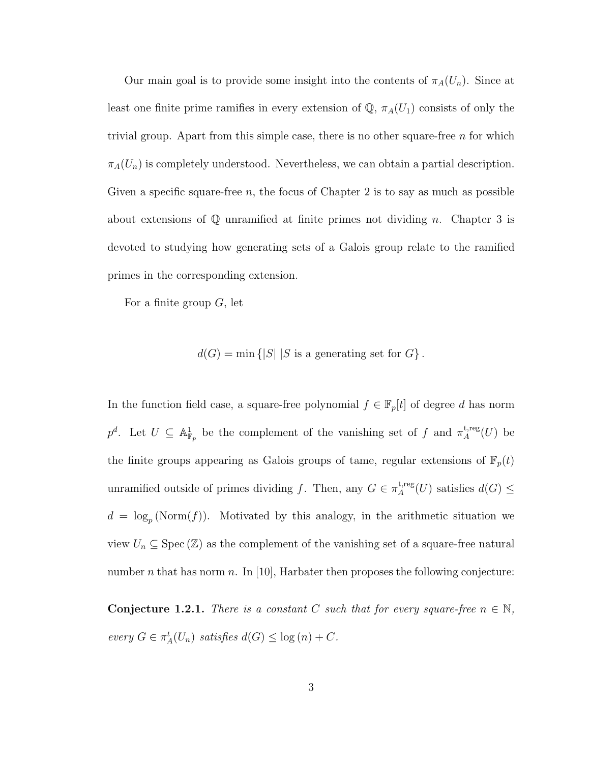Our main goal is to provide some insight into the contents of $\pi_A(U_n)$. Since at least one finite prime ramifies in every extension of $\mathbb{Q}$, $\pi_A(U_1)$ consists of only the trivial group. Apart from this simple case, there is no other square-free $n$ for which $\pi_A(U_n)$ is completely understood. Nevertheless, we can obtain a partial description. Given a specific square-free $n$, the focus of Chapter 2 is to say as much as possible about extensions of $\mathbb{Q}$ unramified at finite primes not dividing $n$. Chapter 3 is devoted to studying how generating sets of a Galois group relate to the ramified primes in the corresponding extension.

For a finite group $G$, let

$$d(G) = \min \{|S| \, | S \text{ is a generating set for } G\}.$$

In the function field case, a square-free polynomial $f \in \mathbb{F}_p[t]$ of degree $d$ has norm $p^d$. Let $U \subseteq \mathbb{A}^1_{\mathbb{F}_p}$ be the complement of the vanishing set of $f$ and $\pi_A^{\text{t,reg}}(U)$ be the finite groups appearing as Galois groups of tame, regular extensions of $\mathbb{F}_p(t)$ unramified outside of primes dividing $f$. Then, any $G \in \pi_A^{\text{t,reg}}(U)$ satisfies $d(G) \leq d = \log_p(\text{Norm}(f))$. Motivated by this analogy, in the arithmetic situation we view $U_n \subseteq \text{Spec}(\mathbb{Z})$ as the complement of the vanishing set of a square-free natural number $n$ that has norm $n$. In [10], Harbater then proposes the following conjecture:

**Conjecture 1.2.1.** *There is a constant $C$ such that for every square-free $n \in \mathbb{N}$, every $G \in \pi_A^t(U_n)$ satisfies $d(G) \leq \log(n) + C$.*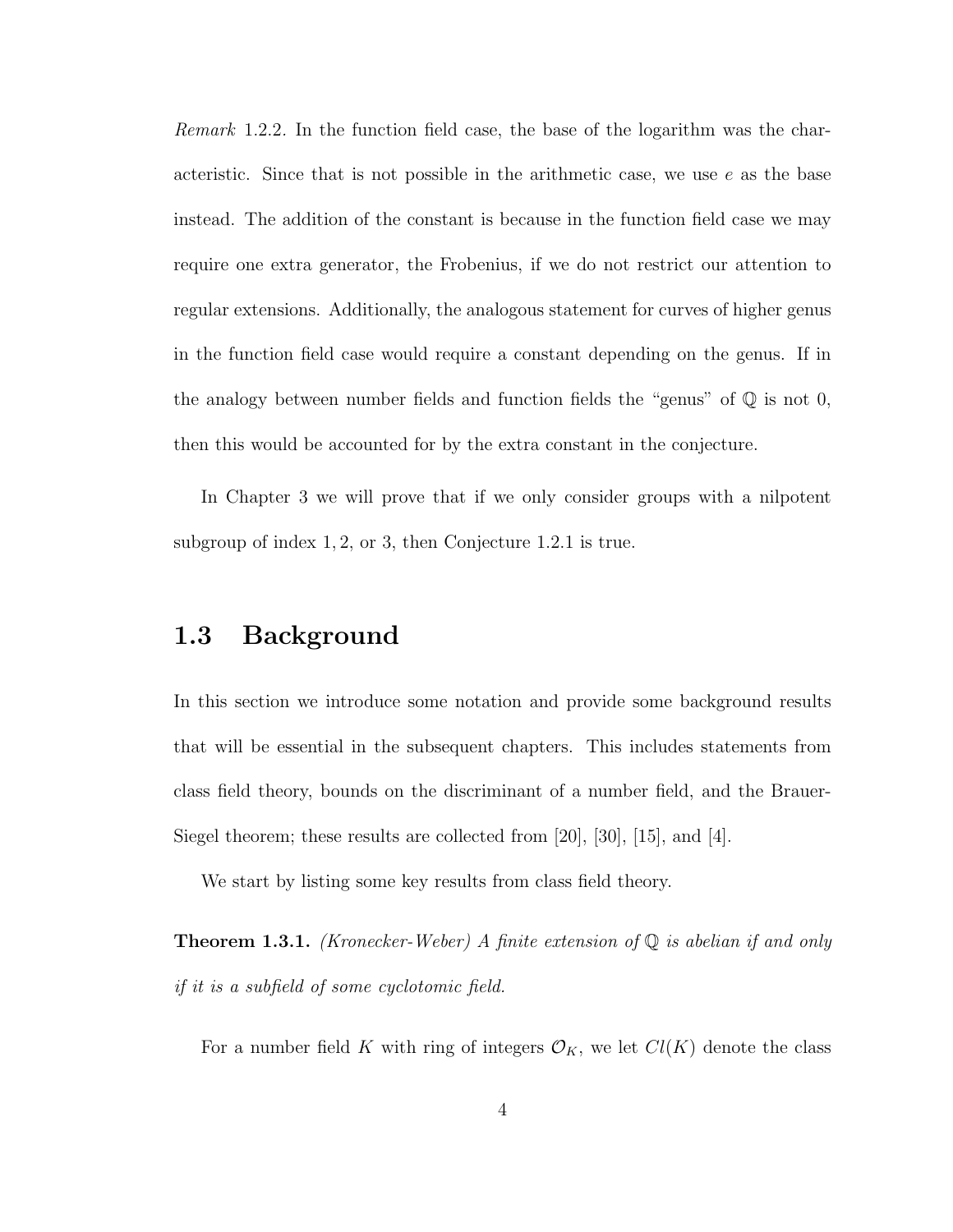*Remark* 1.2.2. In the function field case, the base of the logarithm was the characteristic. Since that is not possible in the arithmetic case, we use $e$ as the base instead. The addition of the constant is because in the function field case we may require one extra generator, the Frobenius, if we do not restrict our attention to regular extensions. Additionally, the analogous statement for curves of higher genus in the function field case would require a constant depending on the genus. If in the analogy between number fields and function fields the "genus" of $\mathbb{Q}$ is not 0, then this would be accounted for by the extra constant in the conjecture.

In Chapter 3 we will prove that if we only consider groups with a nilpotent subgroup of index $1, 2$, or $3$, then Conjecture 1.2.1 is true.

## 1.3 Background

In this section we introduce some notation and provide some background results that will be essential in the subsequent chapters. This includes statements from class field theory, bounds on the discriminant of a number field, and the Brauer-Siegel theorem; these results are collected from [20], [30], [15], and [4].

We start by listing some key results from class field theory.

**Theorem 1.3.1.** *(Kronecker-Weber) A finite extension of $\mathbb{Q}$ is abelian if and only if it is a subfield of some cyclotomic field.*

For a number field $K$ with ring of integers $\mathcal{O}_K$, we let $Cl(K)$ denote the class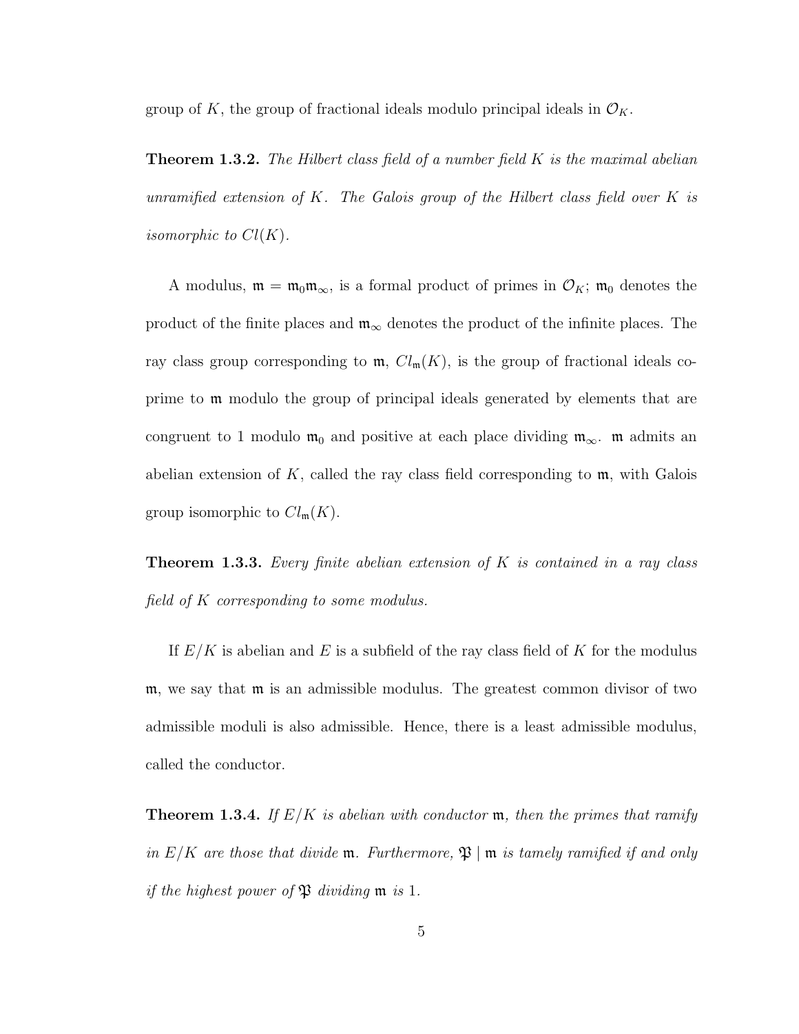group of $K$, the group of fractional ideals modulo principal ideals in $\mathcal{O}_K$.

**Theorem 1.3.2.** *The Hilbert class field of a number field $K$ is the maximal abelian unramified extension of $K$. The Galois group of the Hilbert class field over $K$ is isomorphic to $Cl(K)$.*

A modulus, $\mathfrak{m} = \mathfrak{m}_0\mathfrak{m}_\infty$, is a formal product of primes in $\mathcal{O}_K$; $\mathfrak{m}_0$ denotes the product of the finite places and $\mathfrak{m}_\infty$ denotes the product of the infinite places. The ray class group corresponding to $\mathfrak{m}$, $Cl_{\mathfrak{m}}(K)$, is the group of fractional ideals coprime to $\mathfrak{m}$ modulo the group of principal ideals generated by elements that are congruent to 1 modulo $\mathfrak{m}_0$ and positive at each place dividing $\mathfrak{m}_\infty$. $\mathfrak{m}$ admits an abelian extension of $K$, called the ray class field corresponding to $\mathfrak{m}$, with Galois group isomorphic to $Cl_{\mathfrak{m}}(K)$.

**Theorem 1.3.3.** *Every finite abelian extension of $K$ is contained in a ray class field of $K$ corresponding to some modulus.*

If $E/K$ is abelian and $E$ is a subfield of the ray class field of $K$ for the modulus $\mathfrak{m}$, we say that $\mathfrak{m}$ is an admissible modulus. The greatest common divisor of two admissible moduli is also admissible. Hence, there is a least admissible modulus, called the conductor.

**Theorem 1.3.4.** *If $E/K$ is abelian with conductor $\mathfrak{m}$, then the primes that ramify in $E/K$ are those that divide $\mathfrak{m}$. Furthermore, $\mathfrak{P} \mid \mathfrak{m}$ is tamely ramified if and only if the highest power of $\mathfrak{P}$ dividing $\mathfrak{m}$ is 1.*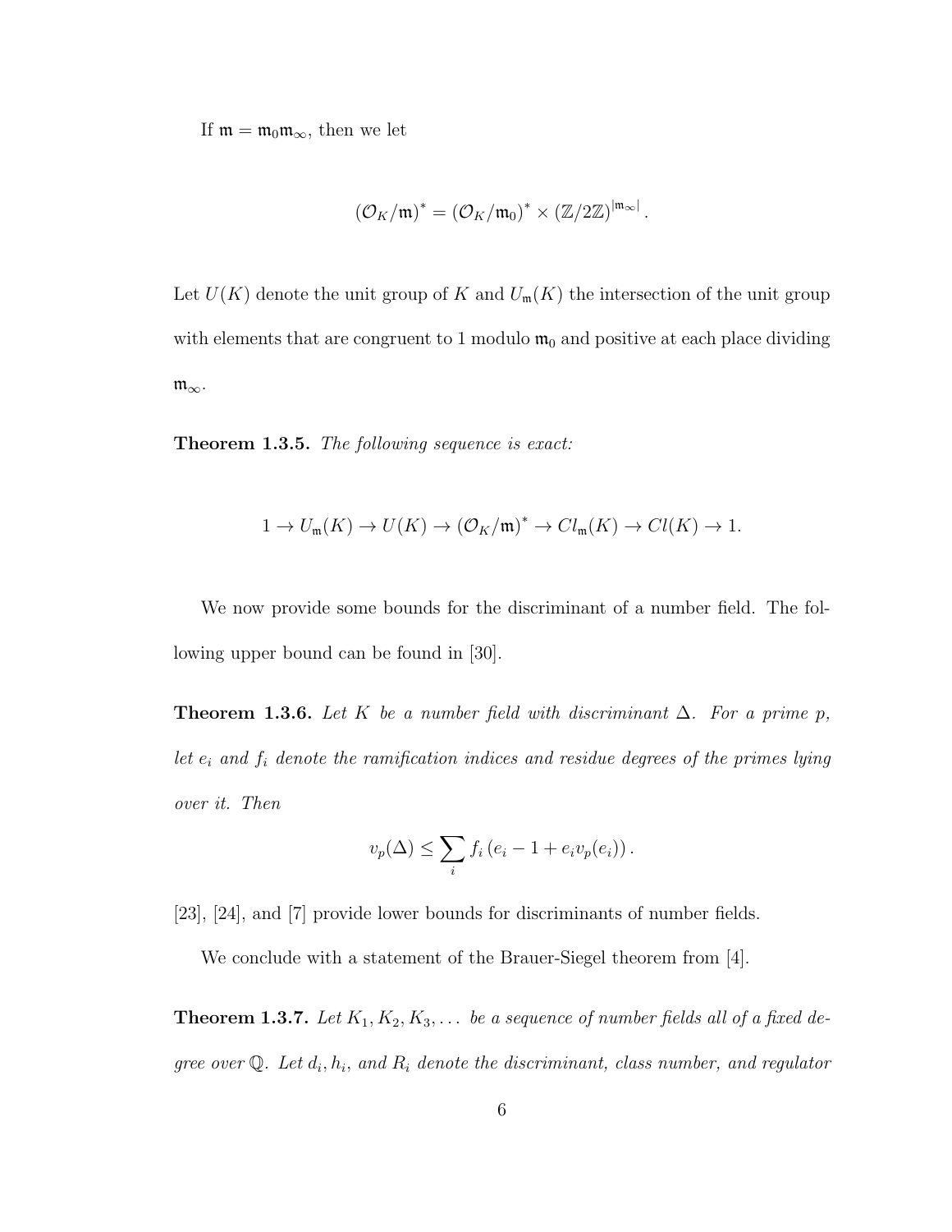If $\mathfrak{m} = \mathfrak{m}_0\mathfrak{m}_\infty$, then we let

$$(\mathcal{O}_K/\mathfrak{m})^* = (\mathcal{O}_K/\mathfrak{m}_0)^* \times (\mathbb{Z}/2\mathbb{Z})^{|\mathfrak{m}_\infty|}.$$

Let $U(K)$ denote the unit group of $K$ and $U_\mathfrak{m}(K)$ the intersection of the unit group with elements that are congruent to 1 modulo $\mathfrak{m}_0$ and positive at each place dividing $\mathfrak{m}_\infty$.

**Theorem 1.3.5.** *The following sequence is exact:*

$$1 \to U_\mathfrak{m}(K) \to U(K) \to (\mathcal{O}_K/\mathfrak{m})^* \to Cl_\mathfrak{m}(K) \to Cl(K) \to 1.$$

We now provide some bounds for the discriminant of a number field. The following upper bound can be found in [30].

**Theorem 1.3.6.** *Let $K$ be a number field with discriminant $\Delta$. For a prime $p$, let $e_i$ and $f_i$ denote the ramification indices and residue degrees of the primes lying over it. Then*

$$v_p(\Delta) \leq \sum_i f_i \left(e_i - 1 + e_i v_p(e_i)\right).$$

[23], [24], and [7] provide lower bounds for discriminants of number fields.

We conclude with a statement of the Brauer-Siegel theorem from [4].

**Theorem 1.3.7.** *Let $K_1, K_2, K_3, \ldots$ be a sequence of number fields all of a fixed degree over $\mathbb{Q}$. Let $d_i, h_i$, and $R_i$ denote the discriminant, class number, and regulator*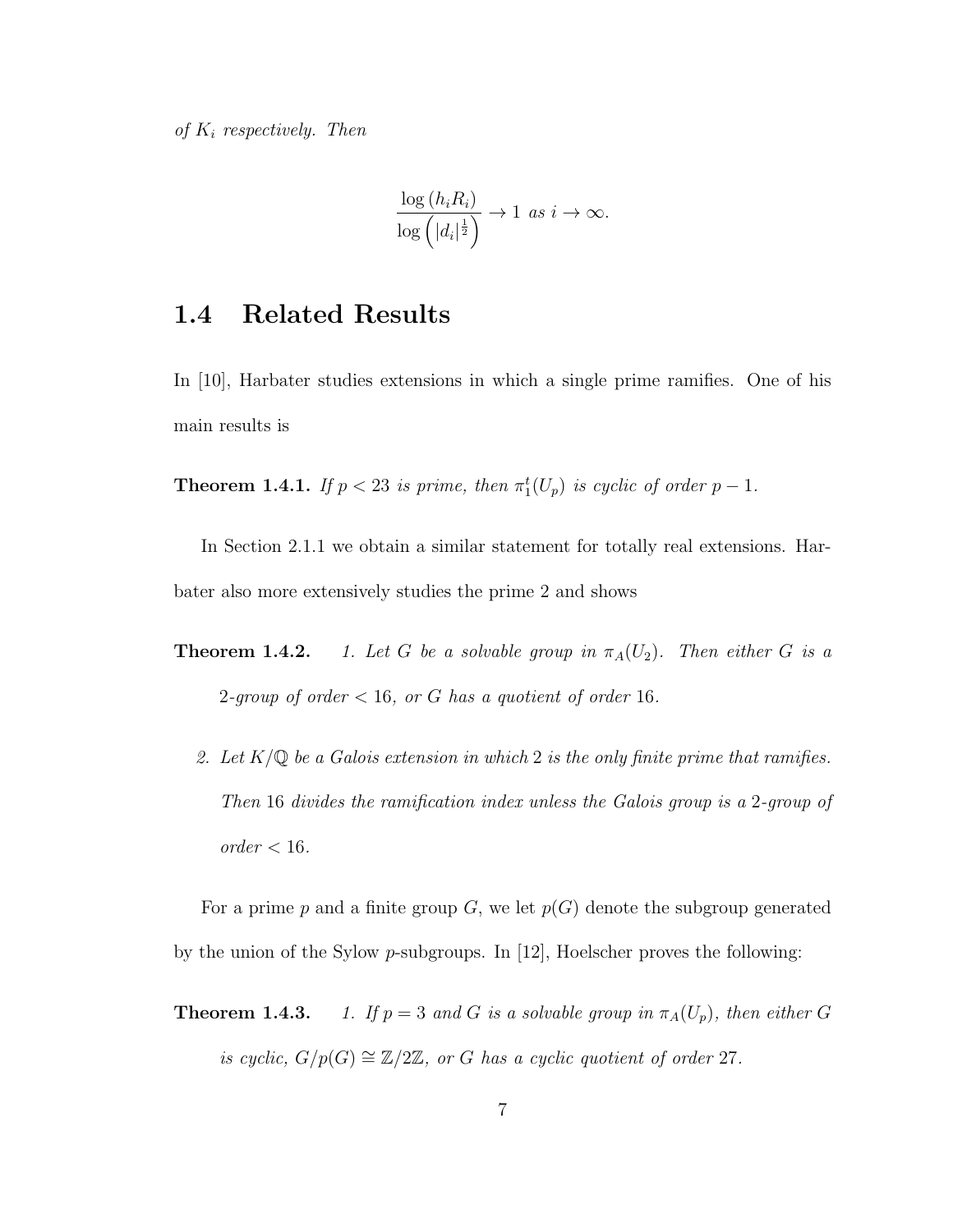*of $K_i$ respectively. Then*

$$\frac{\log(h_i R_i)}{\log\left(|d_i|^{\frac{1}{2}}\right)} \to 1 \text{ as } i \to \infty.$$

## 1.4 Related Results

In [10], Harbater studies extensions in which a single prime ramifies. One of his main results is

**Theorem 1.4.1.** *If $p < 23$ is prime, then $\pi_1^t(U_p)$ is cyclic of order $p-1$.*

In Section 2.1.1 we obtain a similar statement for totally real extensions. Harbater also more extensively studies the prime 2 and shows

**Theorem 1.4.2.**

1. *Let $G$ be a solvable group in $\pi_A(U_2)$. Then either $G$ is a 2-group of order $< 16$, or $G$ has a quotient of order 16.*
2. *Let $K/\mathbb{Q}$ be a Galois extension in which 2 is the only finite prime that ramifies. Then 16 divides the ramification index unless the Galois group is a 2-group of order $< 16$.*

For a prime $p$ and a finite group $G$, we let $p(G)$ denote the subgroup generated by the union of the Sylow $p$-subgroups. In [12], Hoelscher proves the following:

**Theorem 1.4.3.**

1. *If $p = 3$ and $G$ is a solvable group in $\pi_A(U_p)$, then either $G$ is cyclic, $G/p(G) \cong \mathbb{Z}/2\mathbb{Z}$, or $G$ has a cyclic quotient of order 27.*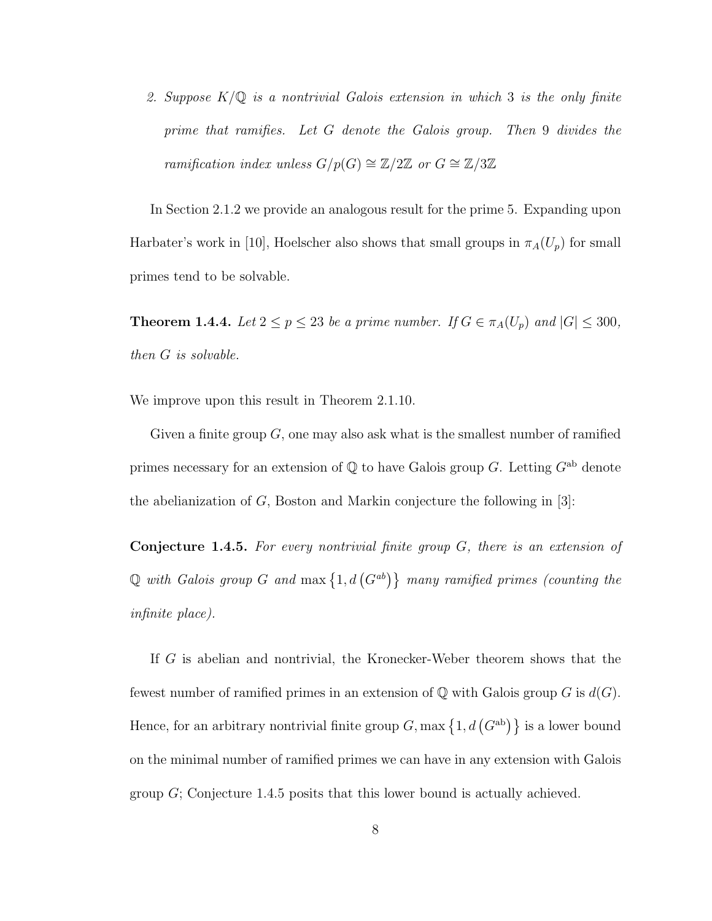2. *Suppose $K/\mathbb{Q}$ is a nontrivial Galois extension in which 3 is the only finite prime that ramifies. Let $G$ denote the Galois group. Then 9 divides the ramification index unless $G/p(G) \cong \mathbb{Z}/2\mathbb{Z}$ or $G \cong \mathbb{Z}/3\mathbb{Z}$*

In Section 2.1.2 we provide an analogous result for the prime 5. Expanding upon Harbater's work in [10], Hoelscher also shows that small groups in $\pi_A(U_p)$ for small primes tend to be solvable.

**Theorem 1.4.4.** *Let $2 \leq p \leq 23$ be a prime number. If $G \in \pi_A(U_p)$ and $|G| \leq 300$, then $G$ is solvable.*

We improve upon this result in Theorem 2.1.10.

Given a finite group $G$, one may also ask what is the smallest number of ramified primes necessary for an extension of $\mathbb{Q}$ to have Galois group $G$. Letting $G^{\text{ab}}$ denote the abelianization of $G$, Boston and Markin conjecture the following in [3]:

**Conjecture 1.4.5.** *For every nontrivial finite group $G$, there is an extension of $\mathbb{Q}$ with Galois group $G$ and $\max\left\{1, d\left(G^{ab}\right)\right\}$ many ramified primes (counting the infinite place).*

If $G$ is abelian and nontrivial, the Kronecker-Weber theorem shows that the fewest number of ramified primes in an extension of $\mathbb{Q}$ with Galois group $G$ is $d(G)$. Hence, for an arbitrary nontrivial finite group $G$, $\max\left\{1, d\left(G^{\text{ab}}\right)\right\}$ is a lower bound on the minimal number of ramified primes we can have in any extension with Galois group $G$; Conjecture 1.4.5 posits that this lower bound is actually achieved.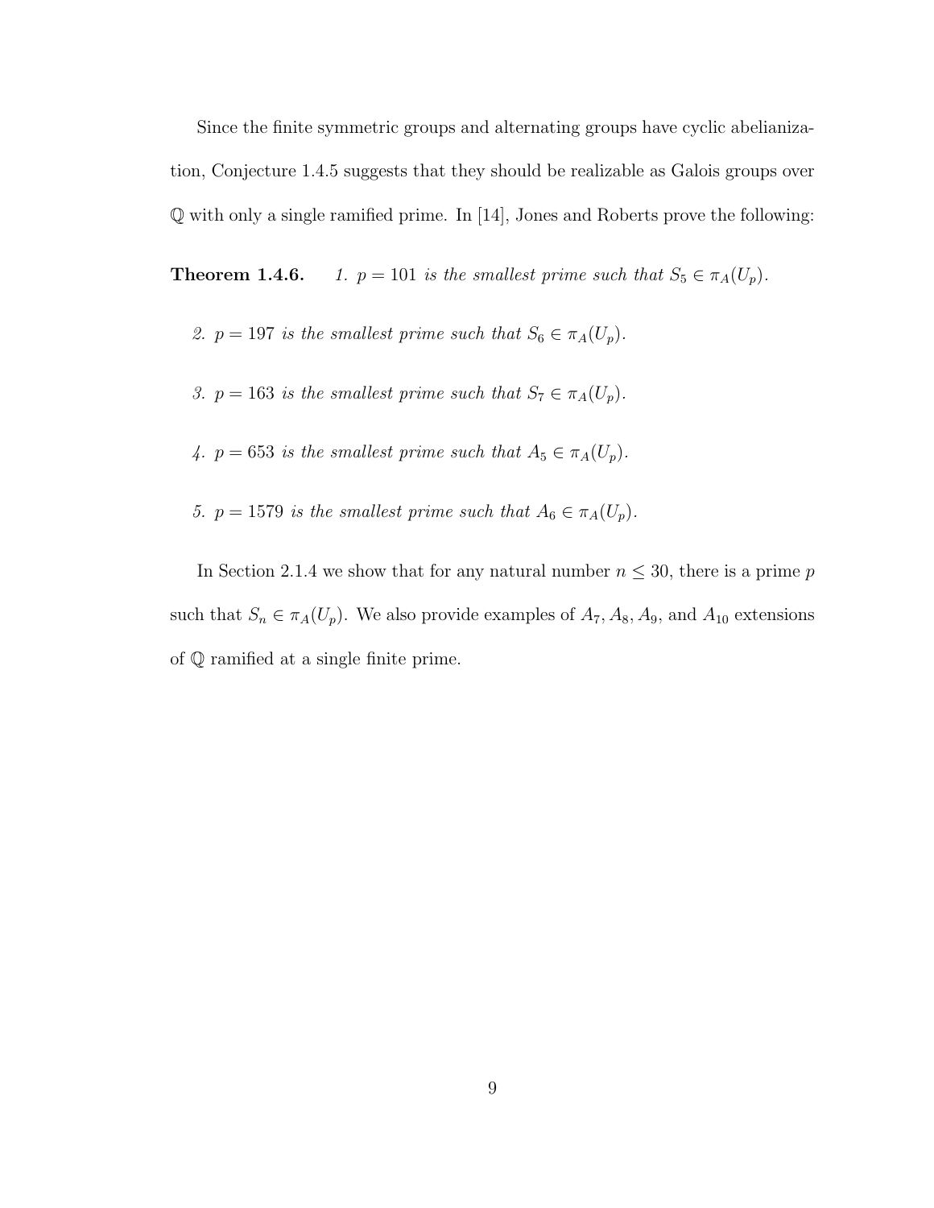Since the finite symmetric groups and alternating groups have cyclic abelianization, Conjecture 1.4.5 suggests that they should be realizable as Galois groups over $\mathbb{Q}$ with only a single ramified prime. In [14], Jones and Roberts prove the following:

**Theorem 1.4.6.** *1. $p = 101$ is the smallest prime such that $S_5 \in \pi_A(U_p)$.*

*2. $p = 197$ is the smallest prime such that $S_6 \in \pi_A(U_p)$.*

*3. $p = 163$ is the smallest prime such that $S_7 \in \pi_A(U_p)$.*

*4. $p = 653$ is the smallest prime such that $A_5 \in \pi_A(U_p)$.*

*5. $p = 1579$ is the smallest prime such that $A_6 \in \pi_A(U_p)$.*

In Section 2.1.4 we show that for any natural number $n \leq 30$, there is a prime $p$ such that $S_n \in \pi_A(U_p)$. We also provide examples of $A_7, A_8, A_9$, and $A_{10}$ extensions of $\mathbb{Q}$ ramified at a single finite prime.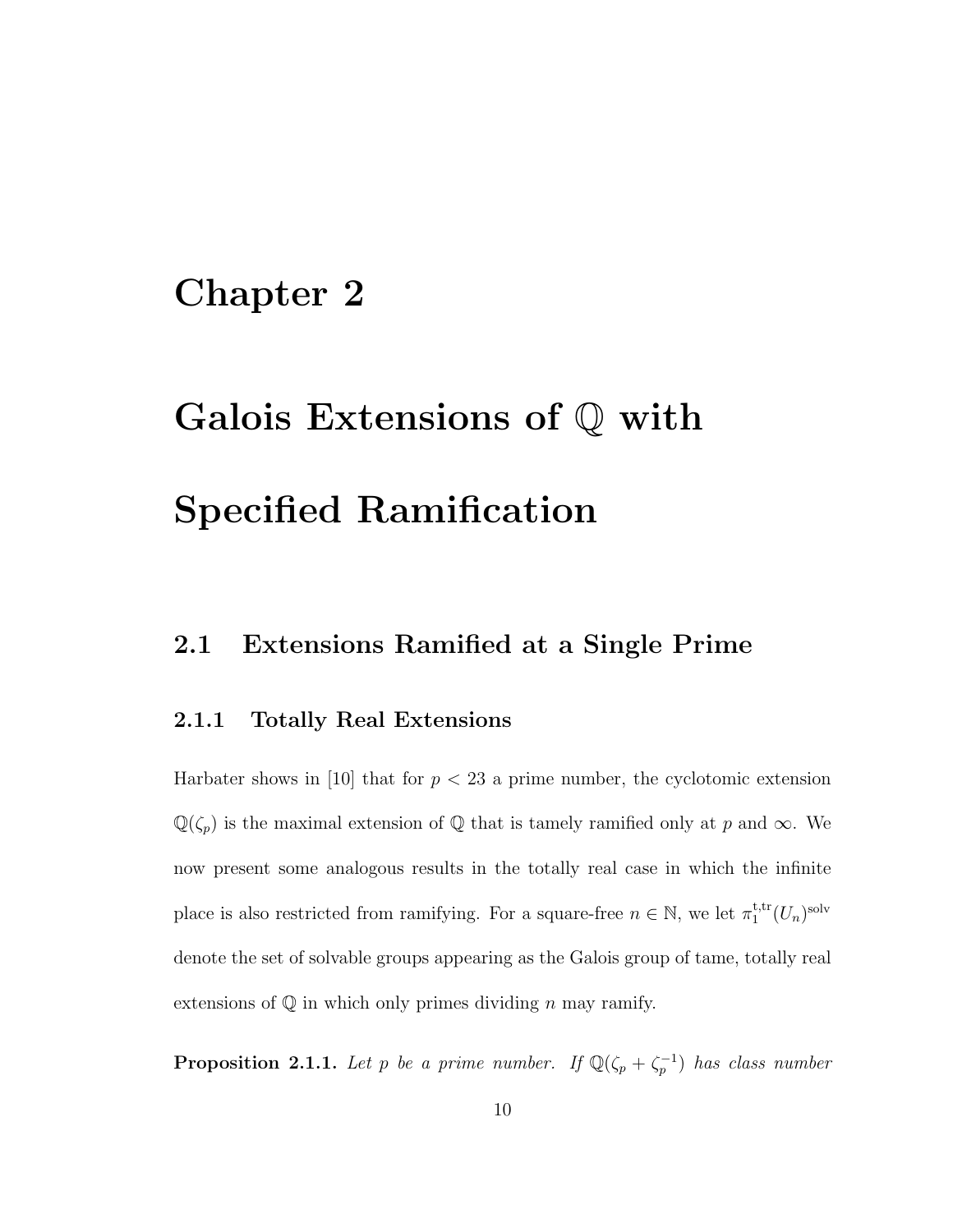# Chapter 2

# Galois Extensions of $\mathbb{Q}$ with Specified Ramification

## 2.1 Extensions Ramified at a Single Prime

### 2.1.1 Totally Real Extensions

Harbater shows in [10] that for $p < 23$ a prime number, the cyclotomic extension $\mathbb{Q}(\zeta_p)$ is the maximal extension of $\mathbb{Q}$ that is tamely ramified only at $p$ and $\infty$. We now present some analogous results in the totally real case in which the infinite place is also restricted from ramifying. For a square-free $n \in \mathbb{N}$, we let $\pi_1^{\mathrm{t,tr}}(U_n)^{\mathrm{solv}}$ denote the set of solvable groups appearing as the Galois group of tame, totally real extensions of $\mathbb{Q}$ in which only primes dividing $n$ may ramify.

**Proposition 2.1.1.** *Let $p$ be a prime number. If $\mathbb{Q}(\zeta_p + \zeta_p^{-1})$ has class number*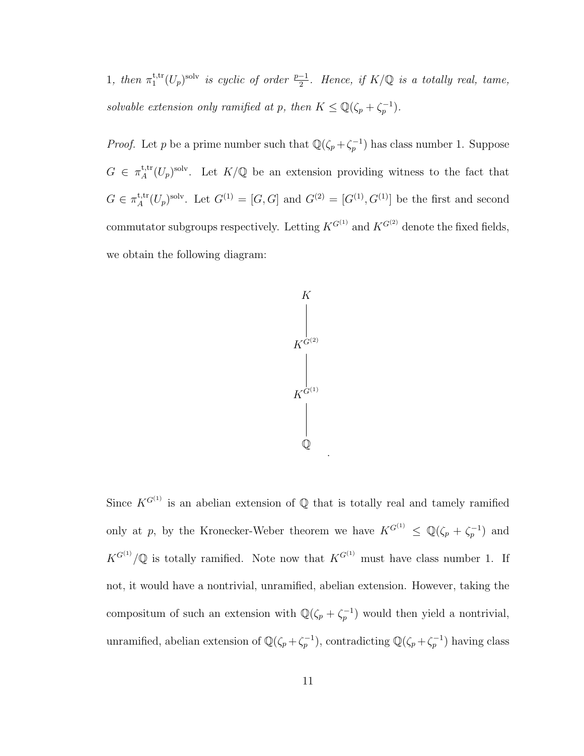1, *then* $\pi_1^{\mathrm{t,tr}}(U_p)^{\mathrm{solv}}$ *is cyclic of order* $\frac{p-1}{2}$. *Hence, if* $K/\mathbb{Q}$ *is a totally real, tame, solvable extension only ramified at* $p$, *then* $K \leq \mathbb{Q}(\zeta_p + \zeta_p^{-1})$.

*Proof.* Let $p$ be a prime number such that $\mathbb{Q}(\zeta_p + \zeta_p^{-1})$ has class number 1. Suppose $G \in \pi_A^{\mathrm{t,tr}}(U_p)^{\mathrm{solv}}$. Let $K/\mathbb{Q}$ be an extension providing witness to the fact that $G \in \pi_A^{\mathrm{t,tr}}(U_p)^{\mathrm{solv}}$. Let $G^{(1)} = [G, G]$ and $G^{(2)} = [G^{(1)}, G^{(1)}]$ be the first and second commutator subgroups respectively. Letting $K^{G^{(1)}}$ and $K^{G^{(2)}}$ denote the fixed fields, we obtain the following diagram:

$$
\begin{array}{c}
K \\
| \\
K^{G^{(2)}} \\
| \\
K^{G^{(1)}} \\
| \\
\mathbb{Q}
\end{array}
.
$$

Since $K^{G^{(1)}}$ is an abelian extension of $\mathbb{Q}$ that is totally real and tamely ramified only at $p$, by the Kronecker-Weber theorem we have $K^{G^{(1)}} \leq \mathbb{Q}(\zeta_p + \zeta_p^{-1})$ and $K^{G^{(1)}}/\mathbb{Q}$ is totally ramified. Note now that $K^{G^{(1)}}$ must have class number 1. If not, it would have a nontrivial, unramified, abelian extension. However, taking the compositum of such an extension with $\mathbb{Q}(\zeta_p + \zeta_p^{-1})$ would then yield a nontrivial, unramified, abelian extension of $\mathbb{Q}(\zeta_p + \zeta_p^{-1})$, contradicting $\mathbb{Q}(\zeta_p + \zeta_p^{-1})$ having class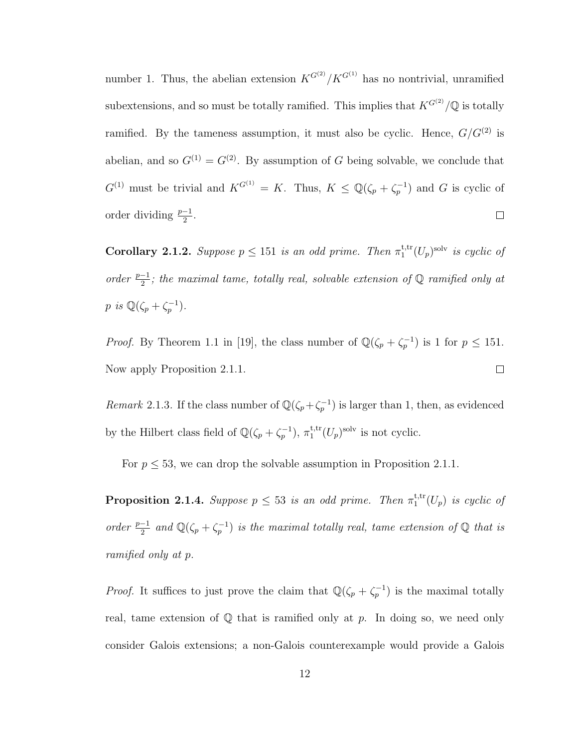number 1. Thus, the abelian extension $K^{G^{(2)}}/K^{G^{(1)}}$ has no nontrivial, unramified subextensions, and so must be totally ramified. This implies that $K^{G^{(2)}}/\mathbb{Q}$ is totally ramified. By the tameness assumption, it must also be cyclic. Hence, $G/G^{(2)}$ is abelian, and so $G^{(1)} = G^{(2)}$. By assumption of $G$ being solvable, we conclude that $G^{(1)}$ must be trivial and $K^{G^{(1)}} = K$. Thus, $K \leq \mathbb{Q}(\zeta_p + \zeta_p^{-1})$ and $G$ is cyclic of order dividing $\frac{p-1}{2}$. $\square$

**Corollary 2.1.2.** *Suppose $p \leq 151$ is an odd prime. Then $\pi_1^{\mathrm{t,tr}}(U_p)^{\mathrm{solv}}$ is cyclic of order $\frac{p-1}{2}$; the maximal tame, totally real, solvable extension of $\mathbb{Q}$ ramified only at $p$ is $\mathbb{Q}(\zeta_p + \zeta_p^{-1})$.*

*Proof.* By Theorem 1.1 in [19], the class number of $\mathbb{Q}(\zeta_p + \zeta_p^{-1})$ is 1 for $p \leq 151$. Now apply Proposition 2.1.1. $\square$

*Remark* 2.1.3. If the class number of $\mathbb{Q}(\zeta_p + \zeta_p^{-1})$ is larger than 1, then, as evidenced by the Hilbert class field of $\mathbb{Q}(\zeta_p + \zeta_p^{-1})$, $\pi_1^{\mathrm{t,tr}}(U_p)^{\mathrm{solv}}$ is not cyclic.

For $p \leq 53$, we can drop the solvable assumption in Proposition 2.1.1.

**Proposition 2.1.4.** *Suppose $p \leq 53$ is an odd prime. Then $\pi_1^{\mathrm{t,tr}}(U_p)$ is cyclic of order $\frac{p-1}{2}$ and $\mathbb{Q}(\zeta_p + \zeta_p^{-1})$ is the maximal totally real, tame extension of $\mathbb{Q}$ that is ramified only at $p$.*

*Proof.* It suffices to just prove the claim that $\mathbb{Q}(\zeta_p + \zeta_p^{-1})$ is the maximal totally real, tame extension of $\mathbb{Q}$ that is ramified only at $p$. In doing so, we need only consider Galois extensions; a non-Galois counterexample would provide a Galois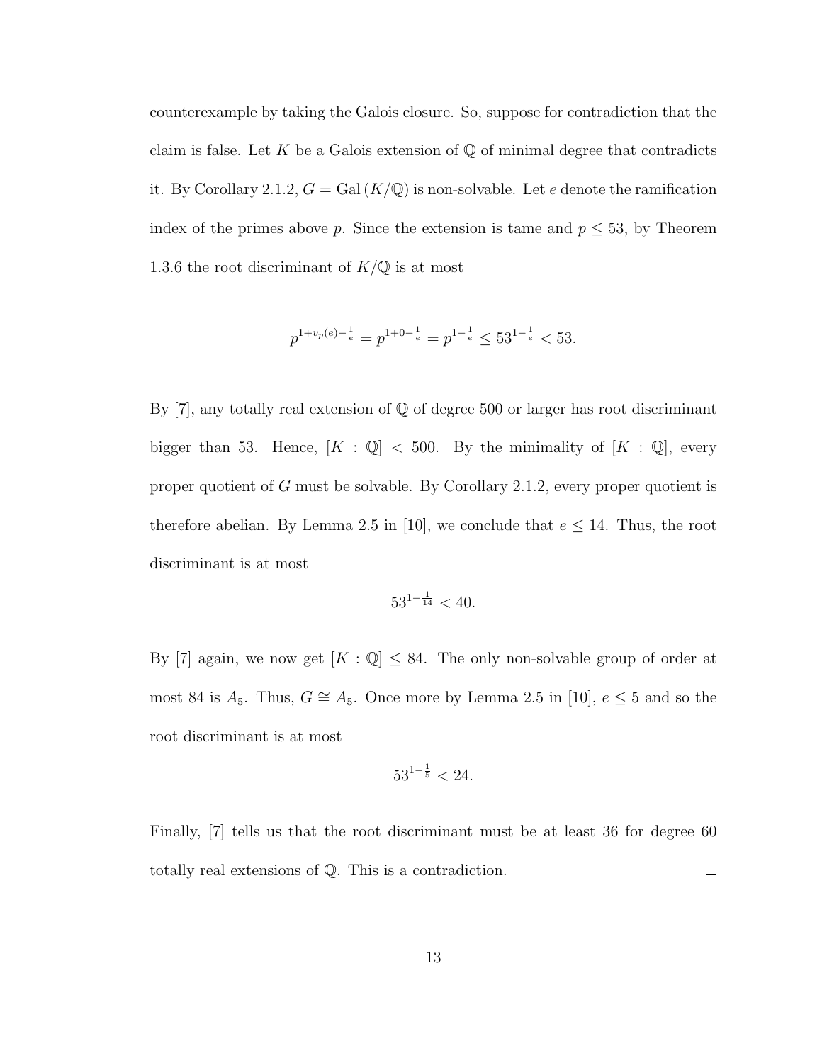counterexample by taking the Galois closure. So, suppose for contradiction that the claim is false. Let $K$ be a Galois extension of $\mathbb{Q}$ of minimal degree that contradicts it. By Corollary 2.1.2, $G = \mathrm{Gal}(K/\mathbb{Q})$ is non-solvable. Let $e$ denote the ramification index of the primes above $p$. Since the extension is tame and $p \leq 53$, by Theorem 1.3.6 the root discriminant of $K/\mathbb{Q}$ is at most

$$p^{1+v_p(e)-\frac{1}{e}} = p^{1+0-\frac{1}{e}} = p^{1-\frac{1}{e}} \leq 53^{1-\frac{1}{e}} < 53.$$

By [7], any totally real extension of $\mathbb{Q}$ of degree 500 or larger has root discriminant bigger than 53. Hence, $[K : \mathbb{Q}] < 500$. By the minimality of $[K : \mathbb{Q}]$, every proper quotient of $G$ must be solvable. By Corollary 2.1.2, every proper quotient is therefore abelian. By Lemma 2.5 in [10], we conclude that $e \leq 14$. Thus, the root discriminant is at most

$$53^{1-\frac{1}{14}} < 40.$$

By [7] again, we now get $[K : \mathbb{Q}] \leq 84$. The only non-solvable group of order at most 84 is $A_5$. Thus, $G \cong A_5$. Once more by Lemma 2.5 in [10], $e \leq 5$ and so the root discriminant is at most

$$53^{1-\frac{1}{5}} < 24.$$

Finally, [7] tells us that the root discriminant must be at least 36 for degree 60 totally real extensions of $\mathbb{Q}$. This is a contradiction. $\square$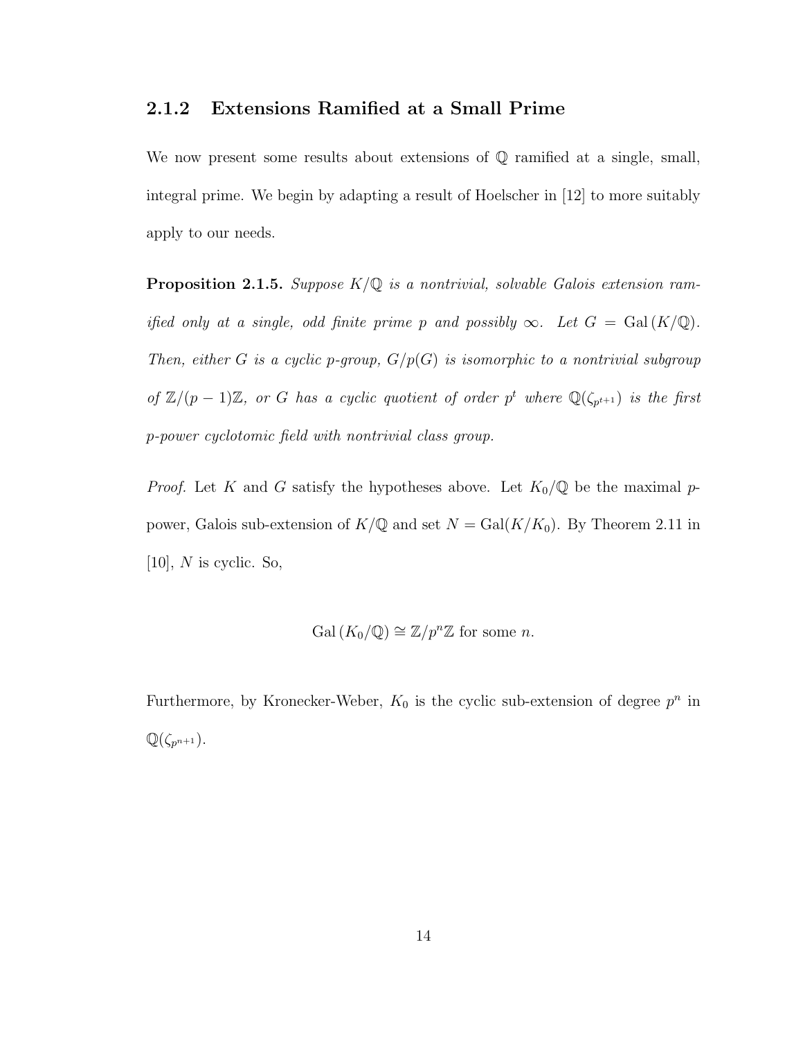### 2.1.2 Extensions Ramified at a Small Prime

We now present some results about extensions of $\mathbb{Q}$ ramified at a single, small, integral prime. We begin by adapting a result of Hoelscher in [12] to more suitably apply to our needs.

**Proposition 2.1.5.** *Suppose $K/\mathbb{Q}$ is a nontrivial, solvable Galois extension ramified only at a single, odd finite prime $p$ and possibly $\infty$. Let $G = \mathrm{Gal}(K/\mathbb{Q})$. Then, either $G$ is a cyclic $p$-group, $G/p(G)$ is isomorphic to a nontrivial subgroup of $\mathbb{Z}/(p-1)\mathbb{Z}$, or $G$ has a cyclic quotient of order $p^t$ where $\mathbb{Q}(\zeta_{p^{t+1}})$ is the first $p$-power cyclotomic field with nontrivial class group.*

*Proof.* Let $K$ and $G$ satisfy the hypotheses above. Let $K_0/\mathbb{Q}$ be the maximal $p$-power, Galois sub-extension of $K/\mathbb{Q}$ and set $N = \mathrm{Gal}(K/K_0)$. By Theorem 2.11 in [10], $N$ is cyclic. So,

$$\mathrm{Gal}(K_0/\mathbb{Q}) \cong \mathbb{Z}/p^n\mathbb{Z} \text{ for some } n.$$

Furthermore, by Kronecker-Weber, $K_0$ is the cyclic sub-extension of degree $p^n$ in $\mathbb{Q}(\zeta_{p^{n+1}})$.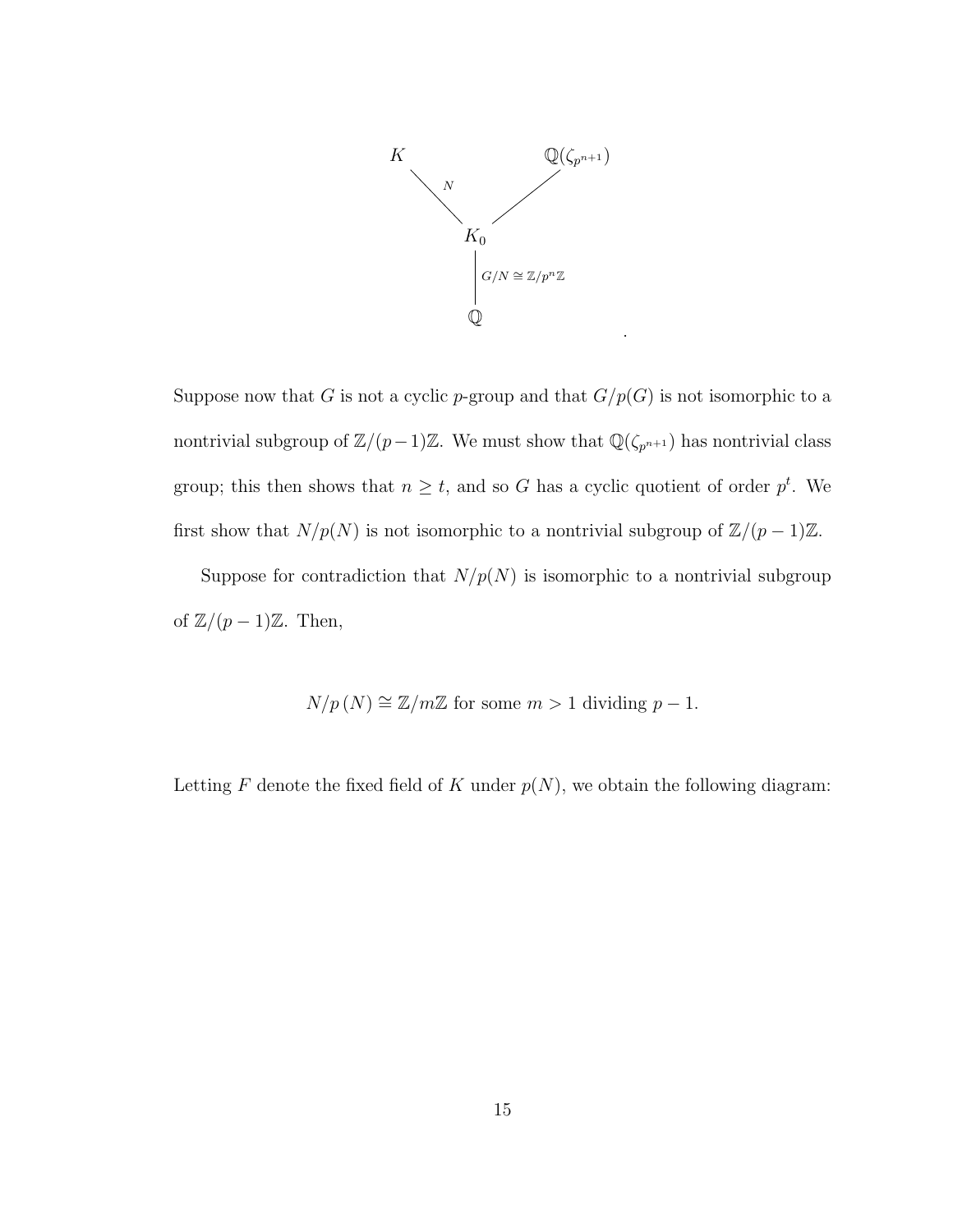$$
\begin{array}{ccc}
K & & \mathbb{Q}(\zeta_{p^{n+1}}) \\
& \diagdown_{N} \quad \diagup & \\
& K_0 & \\
& \Big| \; G/N \cong \mathbb{Z}/p^n\mathbb{Z} & \\
& \mathbb{Q} &
\end{array}
$$

Suppose now that $G$ is not a cyclic $p$-group and that $G/p(G)$ is not isomorphic to a nontrivial subgroup of $\mathbb{Z}/(p-1)\mathbb{Z}$. We must show that $\mathbb{Q}(\zeta_{p^{n+1}})$ has nontrivial class group; this then shows that $n \geq t$, and so $G$ has a cyclic quotient of order $p^t$. We first show that $N/p(N)$ is not isomorphic to a nontrivial subgroup of $\mathbb{Z}/(p-1)\mathbb{Z}$.

Suppose for contradiction that $N/p(N)$ is isomorphic to a nontrivial subgroup of $\mathbb{Z}/(p-1)\mathbb{Z}$. Then,

$$N/p\,(N) \cong \mathbb{Z}/m\mathbb{Z} \text{ for some } m > 1 \text{ dividing } p-1.$$

Letting $F$ denote the fixed field of $K$ under $p(N)$, we obtain the following diagram: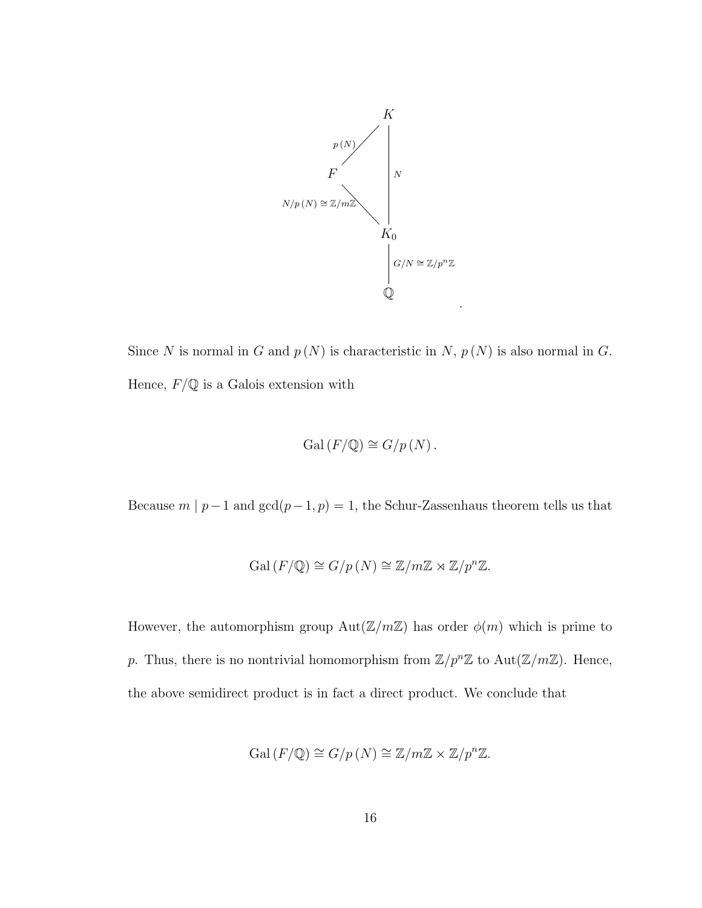$$
\begin{array}{ccc}
 & & K \\
 & {\scriptstyle p(N)} \diagup & \Big| \\
F & & {\scriptstyle N} \\
 & {\scriptstyle N/p(N) \cong \mathbb{Z}/m\mathbb{Z}} \diagdown & \Big| \\
 & & K_0 \\
 & & \Big| \; {\scriptstyle G/N \cong \mathbb{Z}/p^n\mathbb{Z}} \\
 & & \mathbb{Q}
\end{array}
$$

Since $N$ is normal in $G$ and $p(N)$ is characteristic in $N$, $p(N)$ is also normal in $G$. Hence, $F/\mathbb{Q}$ is a Galois extension with

$$\mathrm{Gal}(F/\mathbb{Q}) \cong G/p(N).$$

Because $m \mid p-1$ and $\gcd(p-1, p) = 1$, the Schur-Zassenhaus theorem tells us that

$$\mathrm{Gal}(F/\mathbb{Q}) \cong G/p(N) \cong \mathbb{Z}/m\mathbb{Z} \rtimes \mathbb{Z}/p^n\mathbb{Z}.$$

However, the automorphism group $\mathrm{Aut}(\mathbb{Z}/m\mathbb{Z})$ has order $\phi(m)$ which is prime to $p$. Thus, there is no nontrivial homomorphism from $\mathbb{Z}/p^n\mathbb{Z}$ to $\mathrm{Aut}(\mathbb{Z}/m\mathbb{Z})$. Hence, the above semidirect product is in fact a direct product. We conclude that

$$\mathrm{Gal}(F/\mathbb{Q}) \cong G/p(N) \cong \mathbb{Z}/m\mathbb{Z} \times \mathbb{Z}/p^n\mathbb{Z}.$$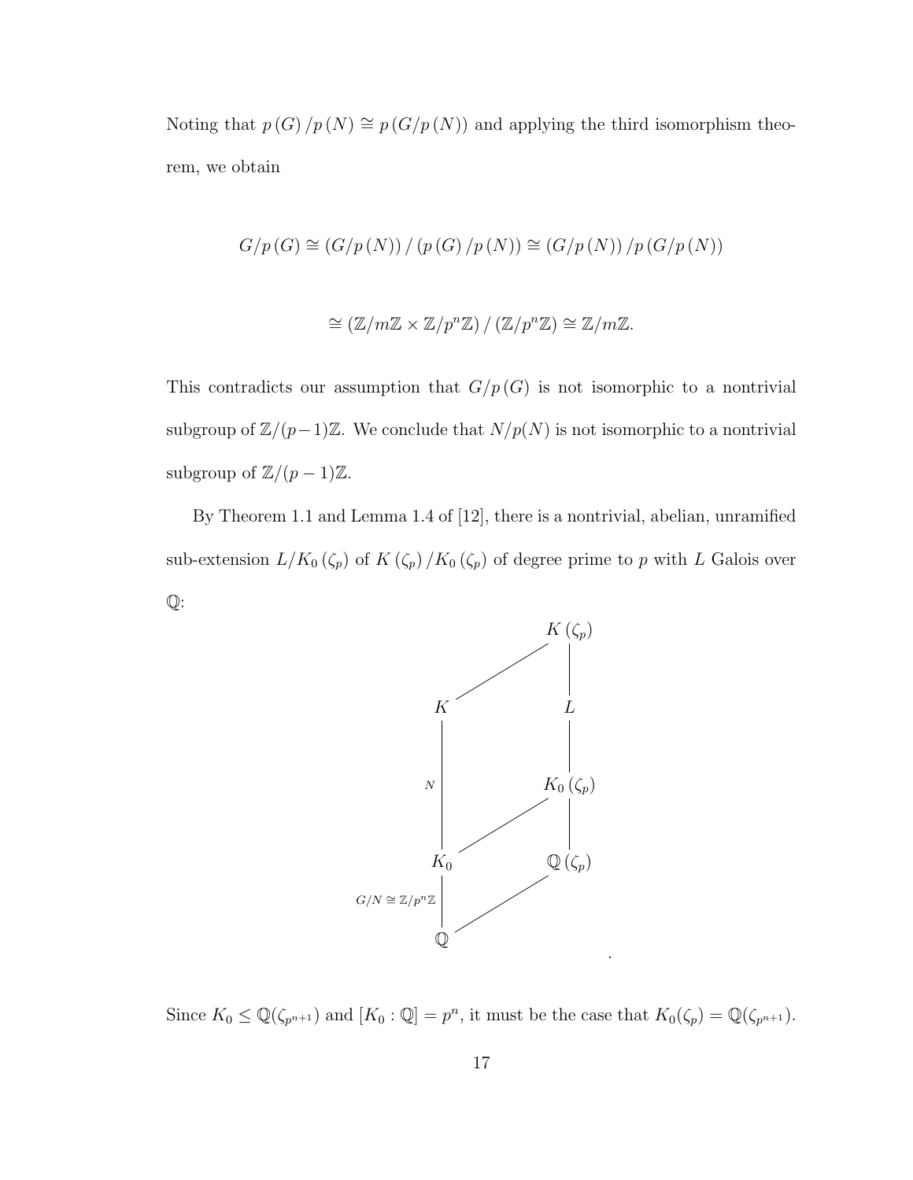Noting that $p(G)/p(N) \cong p(G/p(N))$ and applying the third isomorphism theorem, we obtain

$$G/p(G) \cong (G/p(N))/(p(G)/p(N)) \cong (G/p(N))/p(G/p(N))$$

$$\cong (\mathbb{Z}/m\mathbb{Z} \times \mathbb{Z}/p^n\mathbb{Z})/(\mathbb{Z}/p^n\mathbb{Z}) \cong \mathbb{Z}/m\mathbb{Z}.$$

This contradicts our assumption that $G/p(G)$ is not isomorphic to a nontrivial subgroup of $\mathbb{Z}/(p-1)\mathbb{Z}$. We conclude that $N/p(N)$ is not isomorphic to a nontrivial subgroup of $\mathbb{Z}/(p-1)\mathbb{Z}$.

By Theorem 1.1 and Lemma 1.4 of [12], there is a nontrivial, abelian, unramified sub-extension $L/K_0(\zeta_p)$ of $K(\zeta_p)/K_0(\zeta_p)$ of degree prime to $p$ with $L$ Galois over $\mathbb{Q}$:

$$\begin{array}{ccc}
 & & K(\zeta_p) \\
 & \diagup & | \\
K & & L \\
| & & | \\
N & & K_0(\zeta_p) \\
| & \diagup & | \\
K_0 & & \mathbb{Q}(\zeta_p) \\
G/N \cong \mathbb{Z}/p^n\mathbb{Z} \;| & \diagup & \\
\mathbb{Q} & &
\end{array}$$

Since $K_0 \leq \mathbb{Q}(\zeta_{p^{n+1}})$ and $[K_0 : \mathbb{Q}] = p^n$, it must be the case that $K_0(\zeta_p) = \mathbb{Q}(\zeta_{p^{n+1}})$.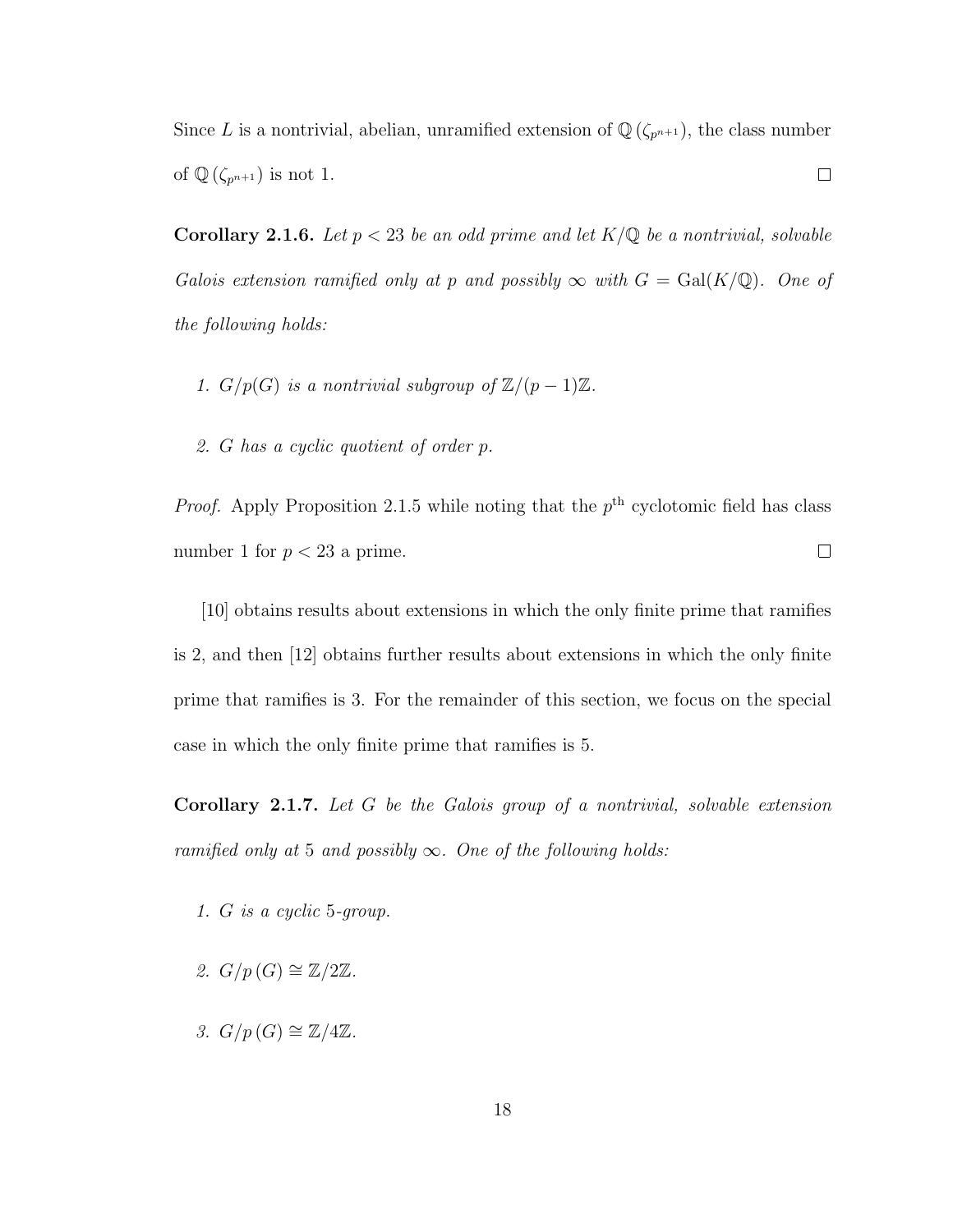Since $L$ is a nontrivial, abelian, unramified extension of $\mathbb{Q}(\zeta_{p^{n+1}})$, the class number of $\mathbb{Q}(\zeta_{p^{n+1}})$ is not 1. $\square$

**Corollary 2.1.6.** *Let $p < 23$ be an odd prime and let $K/\mathbb{Q}$ be a nontrivial, solvable Galois extension ramified only at $p$ and possibly $\infty$ with $G = \mathrm{Gal}(K/\mathbb{Q})$. One of the following holds:*

1. *$G/p(G)$ is a nontrivial subgroup of $\mathbb{Z}/(p-1)\mathbb{Z}$.*
2. *$G$ has a cyclic quotient of order $p$.*

*Proof.* Apply Proposition 2.1.5 while noting that the $p^{\text{th}}$ cyclotomic field has class number 1 for $p < 23$ a prime. $\square$

[10] obtains results about extensions in which the only finite prime that ramifies is 2, and then [12] obtains further results about extensions in which the only finite prime that ramifies is 3. For the remainder of this section, we focus on the special case in which the only finite prime that ramifies is 5.

**Corollary 2.1.7.** *Let $G$ be the Galois group of a nontrivial, solvable extension ramified only at 5 and possibly $\infty$. One of the following holds:*

1. *$G$ is a cyclic 5-group.*
2. *$G/p(G) \cong \mathbb{Z}/2\mathbb{Z}$.*
3. *$G/p(G) \cong \mathbb{Z}/4\mathbb{Z}$.*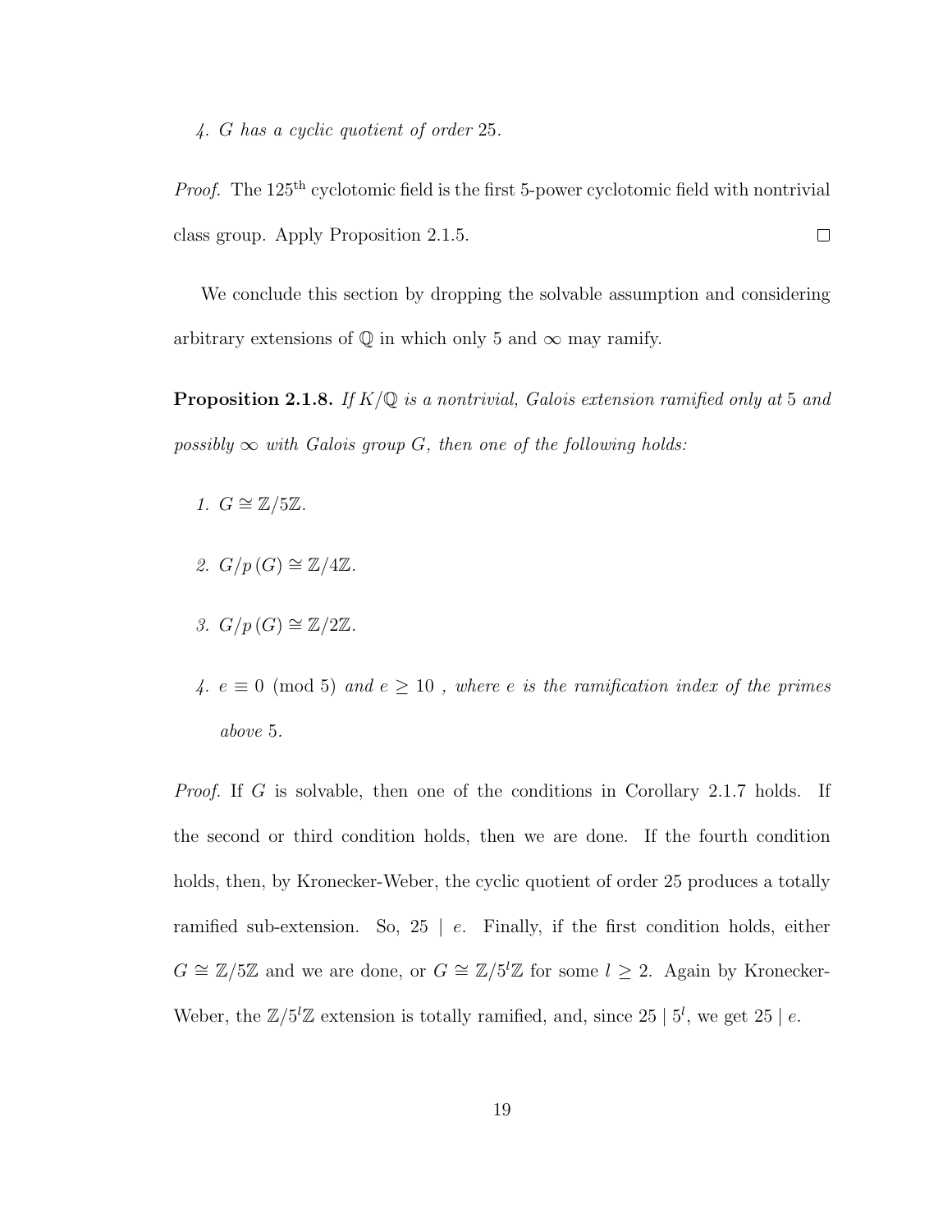*4. $G$ has a cyclic quotient of order 25.*

*Proof.* The $125^{\text{th}}$ cyclotomic field is the first 5-power cyclotomic field with nontrivial class group. Apply Proposition 2.1.5. $\square$

We conclude this section by dropping the solvable assumption and considering arbitrary extensions of $\mathbb{Q}$ in which only 5 and $\infty$ may ramify.

**Proposition 2.1.8.** *If $K/\mathbb{Q}$ is a nontrivial, Galois extension ramified only at 5 and possibly $\infty$ with Galois group $G$, then one of the following holds:*

1. *$G \cong \mathbb{Z}/5\mathbb{Z}$.*
2. *$G/p(G) \cong \mathbb{Z}/4\mathbb{Z}$.*
3. *$G/p(G) \cong \mathbb{Z}/2\mathbb{Z}$.*
4. *$e \equiv 0 \pmod 5$ and $e \geq 10$ , where $e$ is the ramification index of the primes above 5.*

*Proof.* If $G$ is solvable, then one of the conditions in Corollary 2.1.7 holds. If the second or third condition holds, then we are done. If the fourth condition holds, then, by Kronecker-Weber, the cyclic quotient of order 25 produces a totally ramified sub-extension. So, $25 \mid e$. Finally, if the first condition holds, either $G \cong \mathbb{Z}/5\mathbb{Z}$ and we are done, or $G \cong \mathbb{Z}/5^l\mathbb{Z}$ for some $l \geq 2$. Again by Kronecker-Weber, the $\mathbb{Z}/5^l\mathbb{Z}$ extension is totally ramified, and, since $25 \mid 5^l$, we get $25 \mid e$.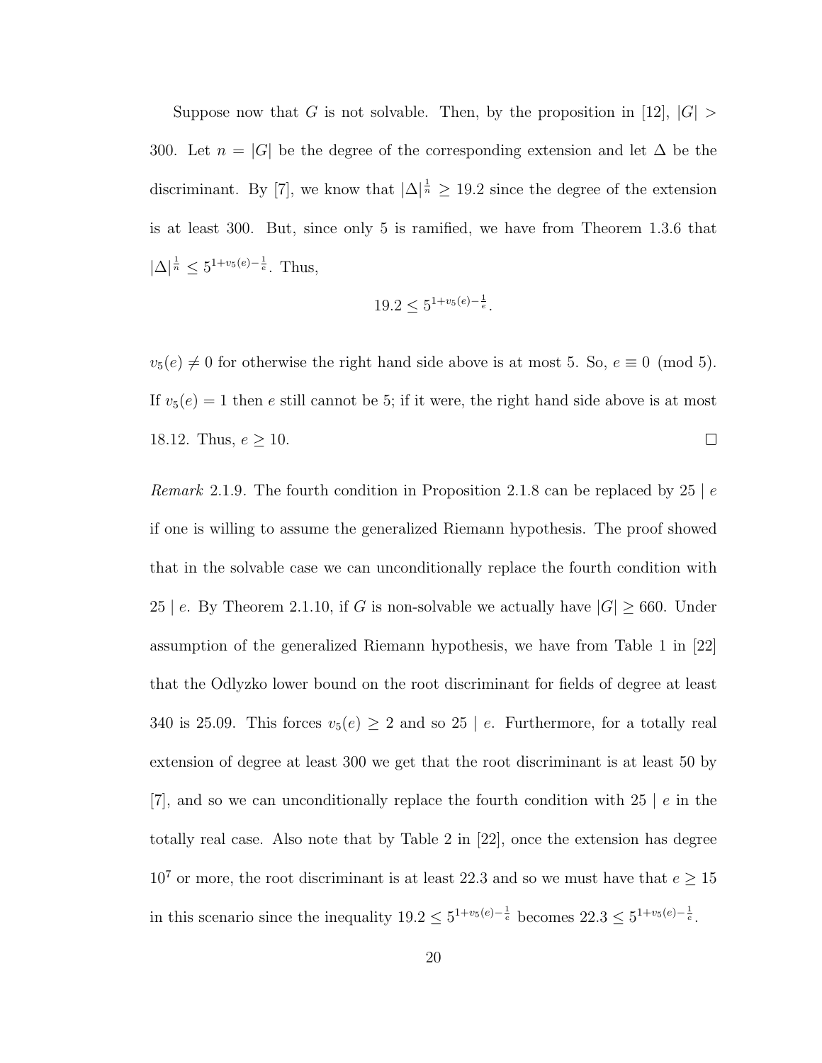Suppose now that $G$ is not solvable. Then, by the proposition in [12], $|G| > 300$. Let $n = |G|$ be the degree of the corresponding extension and let $\Delta$ be the discriminant. By [7], we know that $|\Delta|^{\frac{1}{n}} \geq 19.2$ since the degree of the extension is at least 300. But, since only 5 is ramified, we have from Theorem 1.3.6 that $|\Delta|^{\frac{1}{n}} \leq 5^{1+v_5(e)-\frac{1}{e}}$. Thus,

$$19.2 \leq 5^{1+v_5(e)-\frac{1}{e}}.$$

$v_5(e) \neq 0$ for otherwise the right hand side above is at most 5. So, $e \equiv 0 \pmod 5$. If $v_5(e) = 1$ then $e$ still cannot be 5; if it were, the right hand side above is at most 18.12. Thus, $e \geq 10$. □

*Remark* 2.1.9. The fourth condition in Proposition 2.1.8 can be replaced by $25 \mid e$ if one is willing to assume the generalized Riemann hypothesis. The proof showed that in the solvable case we can unconditionally replace the fourth condition with $25 \mid e$. By Theorem 2.1.10, if $G$ is non-solvable we actually have $|G| \geq 660$. Under assumption of the generalized Riemann hypothesis, we have from Table 1 in [22] that the Odlyzko lower bound on the root discriminant for fields of degree at least 340 is 25.09. This forces $v_5(e) \geq 2$ and so $25 \mid e$. Furthermore, for a totally real extension of degree at least 300 we get that the root discriminant is at least 50 by [7], and so we can unconditionally replace the fourth condition with $25 \mid e$ in the totally real case. Also note that by Table 2 in [22], once the extension has degree $10^7$ or more, the root discriminant is at least 22.3 and so we must have that $e \geq 15$ in this scenario since the inequality $19.2 \leq 5^{1+v_5(e)-\frac{1}{e}}$ becomes $22.3 \leq 5^{1+v_5(e)-\frac{1}{e}}$.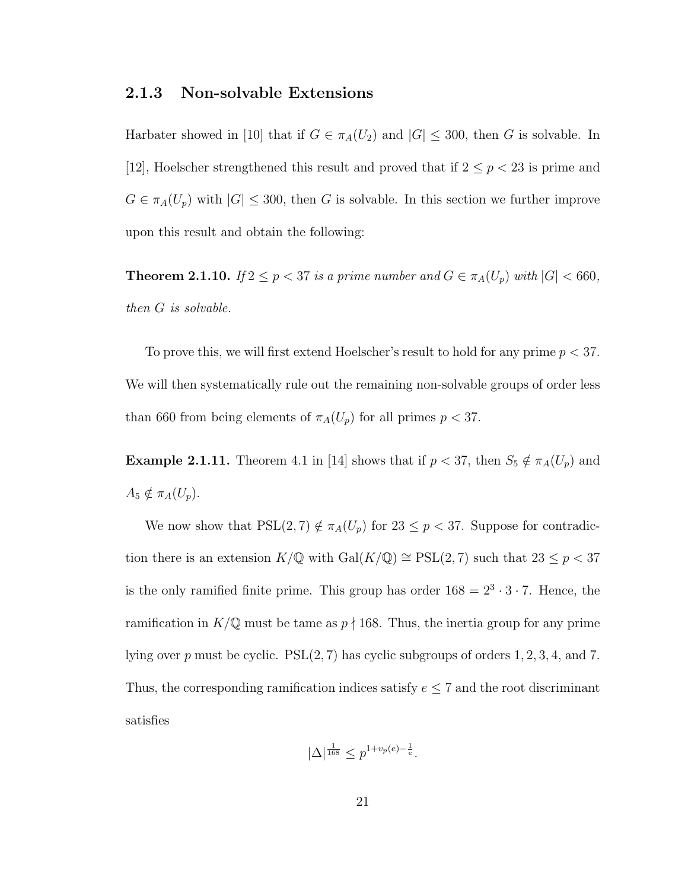### 2.1.3 Non-solvable Extensions

Harbater showed in [10] that if $G \in \pi_A(U_2)$ and $|G| \leq 300$, then $G$ is solvable. In [12], Hoelscher strengthened this result and proved that if $2 \leq p < 23$ is prime and $G \in \pi_A(U_p)$ with $|G| \leq 300$, then $G$ is solvable. In this section we further improve upon this result and obtain the following:

**Theorem 2.1.10.** *If $2 \leq p < 37$ is a prime number and $G \in \pi_A(U_p)$ with $|G| < 660$, then $G$ is solvable.*

To prove this, we will first extend Hoelscher's result to hold for any prime $p < 37$. We will then systematically rule out the remaining non-solvable groups of order less than 660 from being elements of $\pi_A(U_p)$ for all primes $p < 37$.

**Example 2.1.11.** Theorem 4.1 in [14] shows that if $p < 37$, then $S_5 \notin \pi_A(U_p)$ and $A_5 \notin \pi_A(U_p)$.

We now show that $\text{PSL}(2,7) \notin \pi_A(U_p)$ for $23 \leq p < 37$. Suppose for contradiction there is an extension $K/\mathbb{Q}$ with $\text{Gal}(K/\mathbb{Q}) \cong \text{PSL}(2,7)$ such that $23 \leq p < 37$ is the only ramified finite prime. This group has order $168 = 2^3 \cdot 3 \cdot 7$. Hence, the ramification in $K/\mathbb{Q}$ must be tame as $p \nmid 168$. Thus, the inertia group for any prime lying over $p$ must be cyclic. $\text{PSL}(2,7)$ has cyclic subgroups of orders $1, 2, 3, 4$, and $7$. Thus, the corresponding ramification indices satisfy $e \leq 7$ and the root discriminant satisfies

$$|\Delta|^{\frac{1}{168}} \leq p^{1+v_p(e)-\frac{1}{e}}.$$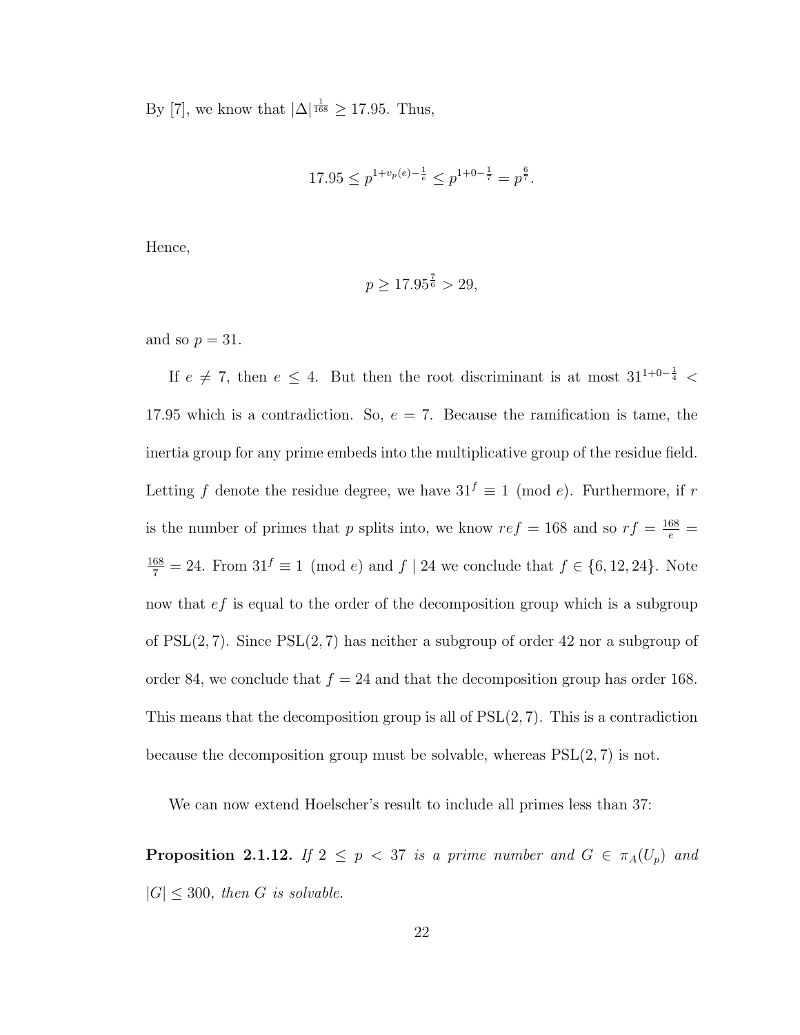By [7], we know that $|\Delta|^{\frac{1}{168}} \geq 17.95$. Thus,

$$17.95 \leq p^{1+v_p(e)-\frac{1}{e}} \leq p^{1+0-\frac{1}{7}} = p^{\frac{6}{7}}.$$

Hence,

$$p \geq 17.95^{\frac{7}{6}} > 29,$$

and so $p = 31$.

If $e \neq 7$, then $e \leq 4$. But then the root discriminant is at most $31^{1+0-\frac{1}{4}} < 17.95$ which is a contradiction. So, $e = 7$. Because the ramification is tame, the inertia group for any prime embeds into the multiplicative group of the residue field. Letting $f$ denote the residue degree, we have $31^f \equiv 1 \pmod{e}$. Furthermore, if $r$ is the number of primes that $p$ splits into, we know $ref = 168$ and so $rf = \frac{168}{e} = \frac{168}{7} = 24$. From $31^f \equiv 1 \pmod{e}$ and $f \mid 24$ we conclude that $f \in \{6, 12, 24\}$. Note now that $ef$ is equal to the order of the decomposition group which is a subgroup of $\mathrm{PSL}(2,7)$. Since $\mathrm{PSL}(2,7)$ has neither a subgroup of order 42 nor a subgroup of order 84, we conclude that $f = 24$ and that the decomposition group has order 168. This means that the decomposition group is all of $\mathrm{PSL}(2,7)$. This is a contradiction because the decomposition group must be solvable, whereas $\mathrm{PSL}(2,7)$ is not.

We can now extend Hoelscher's result to include all primes less than 37:

**Proposition 2.1.12.** *If $2 \leq p < 37$ is a prime number and $G \in \pi_A(U_p)$ and $|G| \leq 300$, then $G$ is solvable.*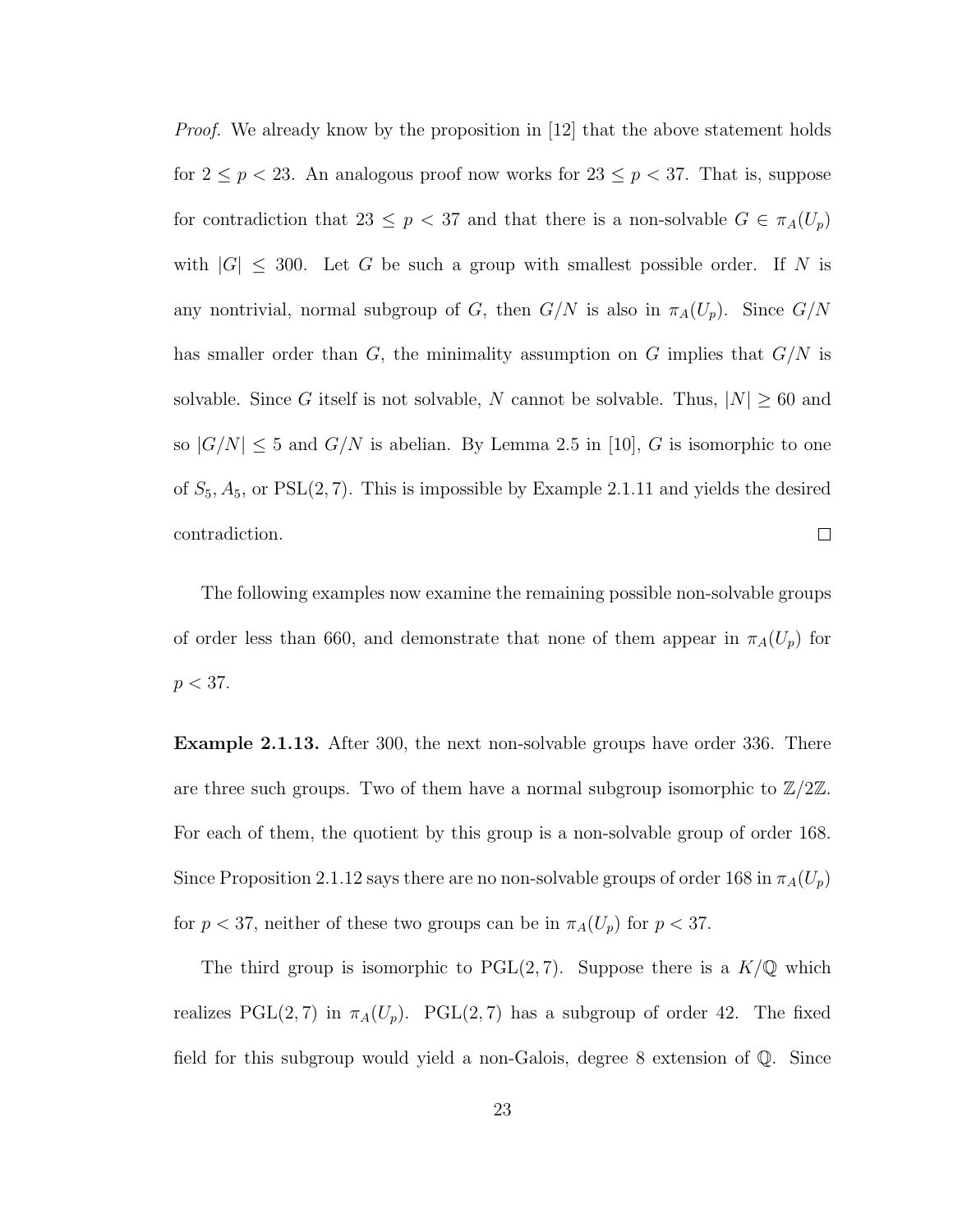*Proof.* We already know by the proposition in [12] that the above statement holds for $2 \leq p < 23$. An analogous proof now works for $23 \leq p < 37$. That is, suppose for contradiction that $23 \leq p < 37$ and that there is a non-solvable $G \in \pi_A(U_p)$ with $|G| \leq 300$. Let $G$ be such a group with smallest possible order. If $N$ is any nontrivial, normal subgroup of $G$, then $G/N$ is also in $\pi_A(U_p)$. Since $G/N$ has smaller order than $G$, the minimality assumption on $G$ implies that $G/N$ is solvable. Since $G$ itself is not solvable, $N$ cannot be solvable. Thus, $|N| \geq 60$ and so $|G/N| \leq 5$ and $G/N$ is abelian. By Lemma 2.5 in [10], $G$ is isomorphic to one of $S_5, A_5$, or $\mathrm{PSL}(2,7)$. This is impossible by Example 2.1.11 and yields the desired contradiction. $\square$

The following examples now examine the remaining possible non-solvable groups of order less than 660, and demonstrate that none of them appear in $\pi_A(U_p)$ for $p < 37$.

**Example 2.1.13.** After 300, the next non-solvable groups have order 336. There are three such groups. Two of them have a normal subgroup isomorphic to $\mathbb{Z}/2\mathbb{Z}$. For each of them, the quotient by this group is a non-solvable group of order 168. Since Proposition 2.1.12 says there are no non-solvable groups of order 168 in $\pi_A(U_p)$ for $p < 37$, neither of these two groups can be in $\pi_A(U_p)$ for $p < 37$.

The third group is isomorphic to $\mathrm{PGL}(2,7)$. Suppose there is a $K/\mathbb{Q}$ which realizes $\mathrm{PGL}(2,7)$ in $\pi_A(U_p)$. $\mathrm{PGL}(2,7)$ has a subgroup of order 42. The fixed field for this subgroup would yield a non-Galois, degree 8 extension of $\mathbb{Q}$. Since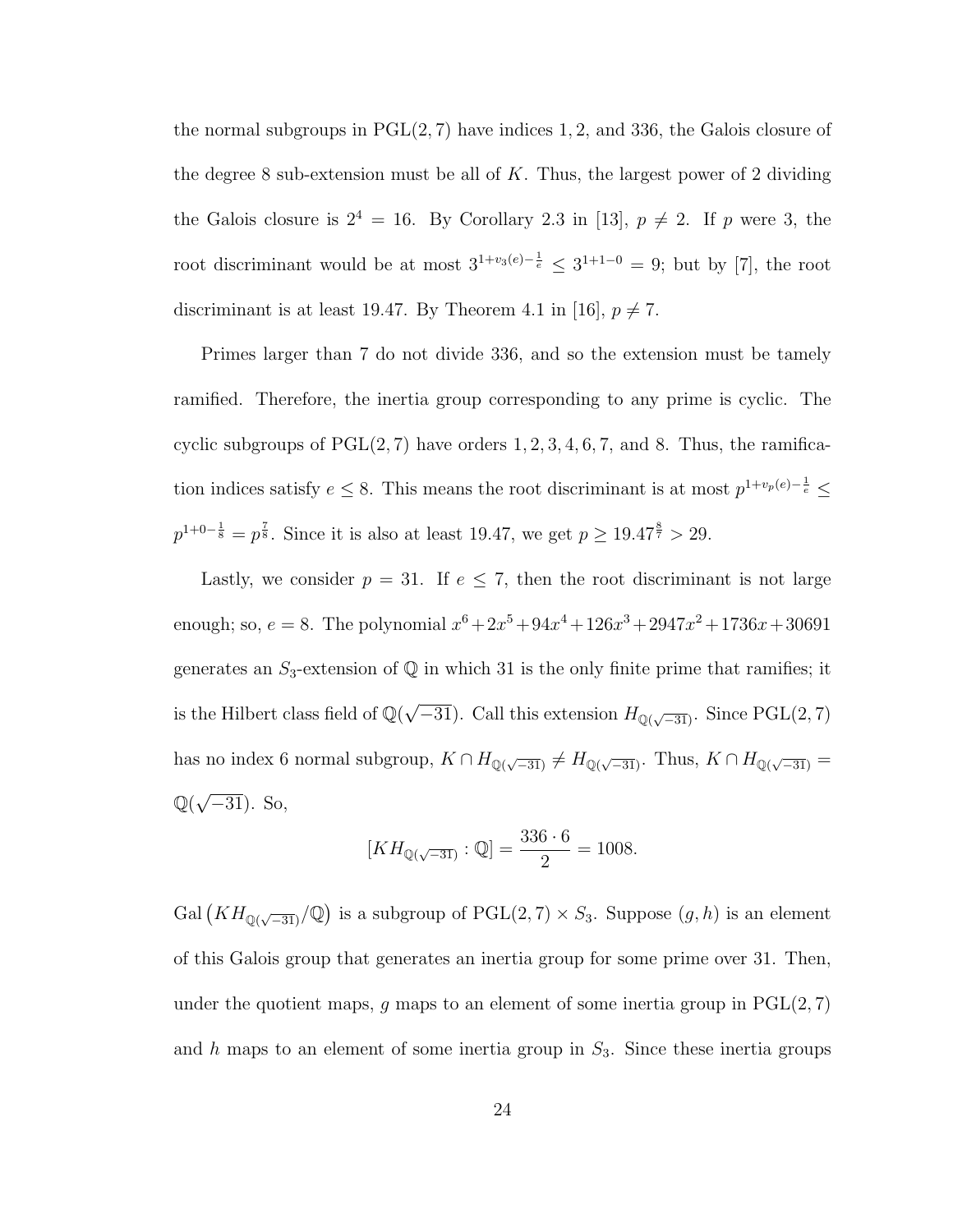the normal subgroups in $\mathrm{PGL}(2,7)$ have indices $1, 2$, and $336$, the Galois closure of the degree 8 sub-extension must be all of $K$. Thus, the largest power of 2 dividing the Galois closure is $2^4 = 16$. By Corollary 2.3 in [13], $p \neq 2$. If $p$ were 3, the root discriminant would be at most $3^{1+v_3(e)-\frac{1}{e}} \leq 3^{1+1-0} = 9$; but by [7], the root discriminant is at least 19.47. By Theorem 4.1 in [16], $p \neq 7$.

Primes larger than 7 do not divide 336, and so the extension must be tamely ramified. Therefore, the inertia group corresponding to any prime is cyclic. The cyclic subgroups of $\mathrm{PGL}(2,7)$ have orders $1, 2, 3, 4, 6, 7$, and $8$. Thus, the ramification indices satisfy $e \leq 8$. This means the root discriminant is at most $p^{1+v_p(e)-\frac{1}{e}} \leq p^{1+0-\frac{1}{8}} = p^{\frac{7}{8}}$. Since it is also at least 19.47, we get $p \geq 19.47^{\frac{8}{7}} > 29$.

Lastly, we consider $p = 31$. If $e \leq 7$, then the root discriminant is not large enough; so, $e = 8$. The polynomial $x^6+2x^5+94x^4+126x^3+2947x^2+1736x+30691$ generates an $S_3$-extension of $\mathbb{Q}$ in which 31 is the only finite prime that ramifies; it is the Hilbert class field of $\mathbb{Q}(\sqrt{-31})$. Call this extension $H_{\mathbb{Q}(\sqrt{-31})}$. Since $\mathrm{PGL}(2,7)$ has no index 6 normal subgroup, $K \cap H_{\mathbb{Q}(\sqrt{-31})} \neq H_{\mathbb{Q}(\sqrt{-31})}$. Thus, $K \cap H_{\mathbb{Q}(\sqrt{-31})} = \mathbb{Q}(\sqrt{-31})$. So,

$$[KH_{\mathbb{Q}(\sqrt{-31})} : \mathbb{Q}] = \frac{336 \cdot 6}{2} = 1008.$$

$\mathrm{Gal}\left(KH_{\mathbb{Q}(\sqrt{-31})}/\mathbb{Q}\right)$ is a subgroup of $\mathrm{PGL}(2,7) \times S_3$. Suppose $(g, h)$ is an element of this Galois group that generates an inertia group for some prime over 31. Then, under the quotient maps, $g$ maps to an element of some inertia group in $\mathrm{PGL}(2,7)$ and $h$ maps to an element of some inertia group in $S_3$. Since these inertia groups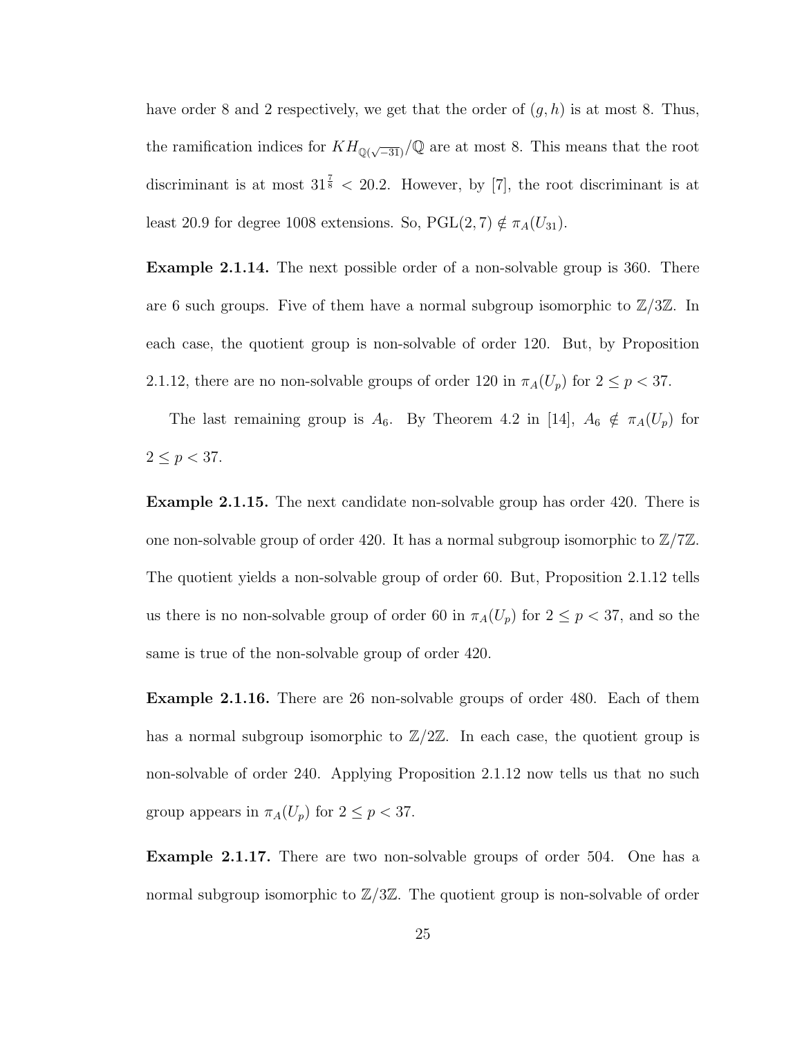have order 8 and 2 respectively, we get that the order of $(g, h)$ is at most 8. Thus, the ramification indices for $KH_{\mathbb{Q}(\sqrt{-31})}/\mathbb{Q}$ are at most 8. This means that the root discriminant is at most $31^{\frac{7}{8}} < 20.2$. However, by [7], the root discriminant is at least 20.9 for degree 1008 extensions. So, $\mathrm{PGL}(2, 7) \notin \pi_A(U_{31})$.

**Example 2.1.14.** The next possible order of a non-solvable group is 360. There are 6 such groups. Five of them have a normal subgroup isomorphic to $\mathbb{Z}/3\mathbb{Z}$. In each case, the quotient group is non-solvable of order 120. But, by Proposition 2.1.12, there are no non-solvable groups of order 120 in $\pi_A(U_p)$ for $2 \leq p < 37$.

The last remaining group is $A_6$. By Theorem 4.2 in [14], $A_6 \notin \pi_A(U_p)$ for $2 \leq p < 37$.

**Example 2.1.15.** The next candidate non-solvable group has order 420. There is one non-solvable group of order 420. It has a normal subgroup isomorphic to $\mathbb{Z}/7\mathbb{Z}$. The quotient yields a non-solvable group of order 60. But, Proposition 2.1.12 tells us there is no non-solvable group of order 60 in $\pi_A(U_p)$ for $2 \leq p < 37$, and so the same is true of the non-solvable group of order 420.

**Example 2.1.16.** There are 26 non-solvable groups of order 480. Each of them has a normal subgroup isomorphic to $\mathbb{Z}/2\mathbb{Z}$. In each case, the quotient group is non-solvable of order 240. Applying Proposition 2.1.12 now tells us that no such group appears in $\pi_A(U_p)$ for $2 \leq p < 37$.

**Example 2.1.17.** There are two non-solvable groups of order 504. One has a normal subgroup isomorphic to $\mathbb{Z}/3\mathbb{Z}$. The quotient group is non-solvable of order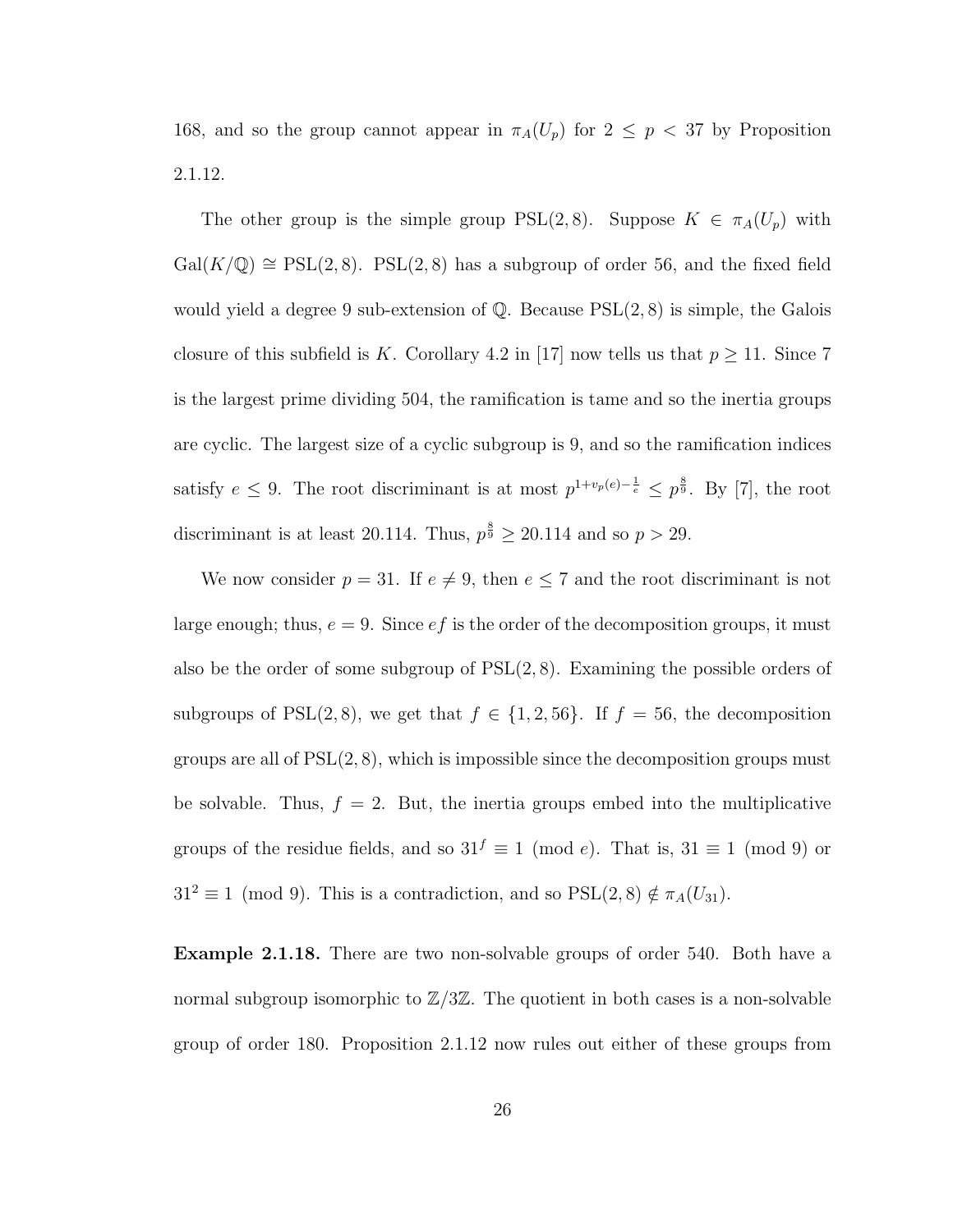168, and so the group cannot appear in $\pi_A(U_p)$ for $2 \leq p < 37$ by Proposition 2.1.12.

The other group is the simple group $\mathrm{PSL}(2, 8)$. Suppose $K \in \pi_A(U_p)$ with $\mathrm{Gal}(K/\mathbb{Q}) \cong \mathrm{PSL}(2, 8)$. $\mathrm{PSL}(2, 8)$ has a subgroup of order 56, and the fixed field would yield a degree 9 sub-extension of $\mathbb{Q}$. Because $\mathrm{PSL}(2, 8)$ is simple, the Galois closure of this subfield is $K$. Corollary 4.2 in [17] now tells us that $p \geq 11$. Since 7 is the largest prime dividing 504, the ramification is tame and so the inertia groups are cyclic. The largest size of a cyclic subgroup is 9, and so the ramification indices satisfy $e \leq 9$. The root discriminant is at most $p^{1+v_p(e)-\frac{1}{e}} \leq p^{\frac{8}{9}}$. By [7], the root discriminant is at least 20.114. Thus, $p^{\frac{8}{9}} \geq 20.114$ and so $p > 29$.

We now consider $p = 31$. If $e \neq 9$, then $e \leq 7$ and the root discriminant is not large enough; thus, $e = 9$. Since $ef$ is the order of the decomposition groups, it must also be the order of some subgroup of $\mathrm{PSL}(2, 8)$. Examining the possible orders of subgroups of $\mathrm{PSL}(2, 8)$, we get that $f \in \{1, 2, 56\}$. If $f = 56$, the decomposition groups are all of $\mathrm{PSL}(2, 8)$, which is impossible since the decomposition groups must be solvable. Thus, $f = 2$. But, the inertia groups embed into the multiplicative groups of the residue fields, and so $31^f \equiv 1 \pmod{e}$. That is, $31 \equiv 1 \pmod{9}$ or $31^2 \equiv 1 \pmod{9}$. This is a contradiction, and so $\mathrm{PSL}(2, 8) \notin \pi_A(U_{31})$.

**Example 2.1.18.** There are two non-solvable groups of order 540. Both have a normal subgroup isomorphic to $\mathbb{Z}/3\mathbb{Z}$. The quotient in both cases is a non-solvable group of order 180. Proposition 2.1.12 now rules out either of these groups from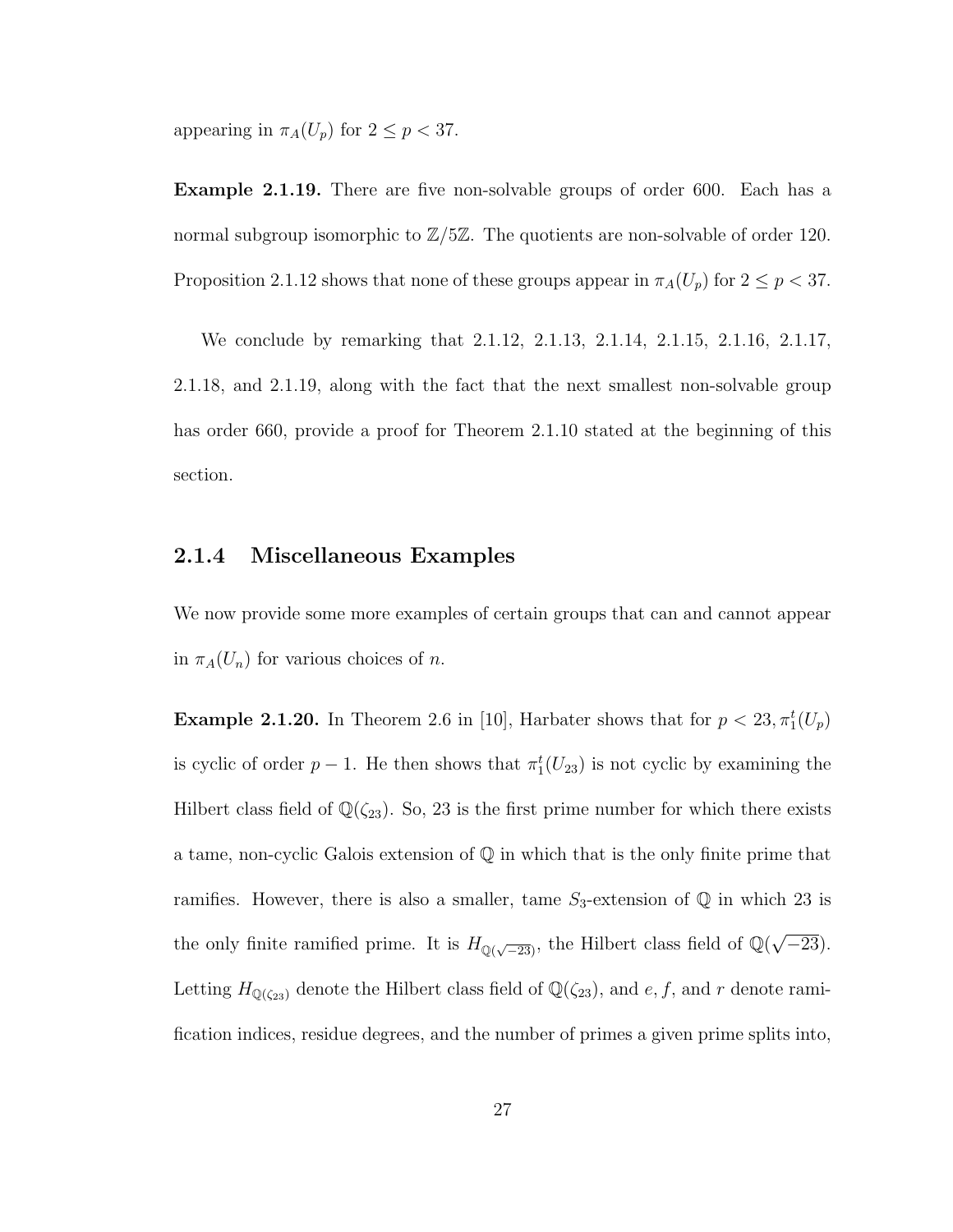appearing in $\pi_A(U_p)$ for $2 \leq p < 37$.

**Example 2.1.19.** There are five non-solvable groups of order 600. Each has a normal subgroup isomorphic to $\mathbb{Z}/5\mathbb{Z}$. The quotients are non-solvable of order 120. Proposition 2.1.12 shows that none of these groups appear in $\pi_A(U_p)$ for $2 \leq p < 37$.

We conclude by remarking that 2.1.12, 2.1.13, 2.1.14, 2.1.15, 2.1.16, 2.1.17, 2.1.18, and 2.1.19, along with the fact that the next smallest non-solvable group has order 660, provide a proof for Theorem 2.1.10 stated at the beginning of this section.

### 2.1.4 Miscellaneous Examples

We now provide some more examples of certain groups that can and cannot appear in $\pi_A(U_n)$ for various choices of $n$.

**Example 2.1.20.** In Theorem 2.6 in [10], Harbater shows that for $p < 23, \pi_1^t(U_p)$ is cyclic of order $p-1$. He then shows that $\pi_1^t(U_{23})$ is not cyclic by examining the Hilbert class field of $\mathbb{Q}(\zeta_{23})$. So, 23 is the first prime number for which there exists a tame, non-cyclic Galois extension of $\mathbb{Q}$ in which that is the only finite prime that ramifies. However, there is also a smaller, tame $S_3$-extension of $\mathbb{Q}$ in which 23 is the only finite ramified prime. It is $H_{\mathbb{Q}(\sqrt{-23})}$, the Hilbert class field of $\mathbb{Q}(\sqrt{-23})$. Letting $H_{\mathbb{Q}(\zeta_{23})}$ denote the Hilbert class field of $\mathbb{Q}(\zeta_{23})$, and $e, f$, and $r$ denote ramification indices, residue degrees, and the number of primes a given prime splits into,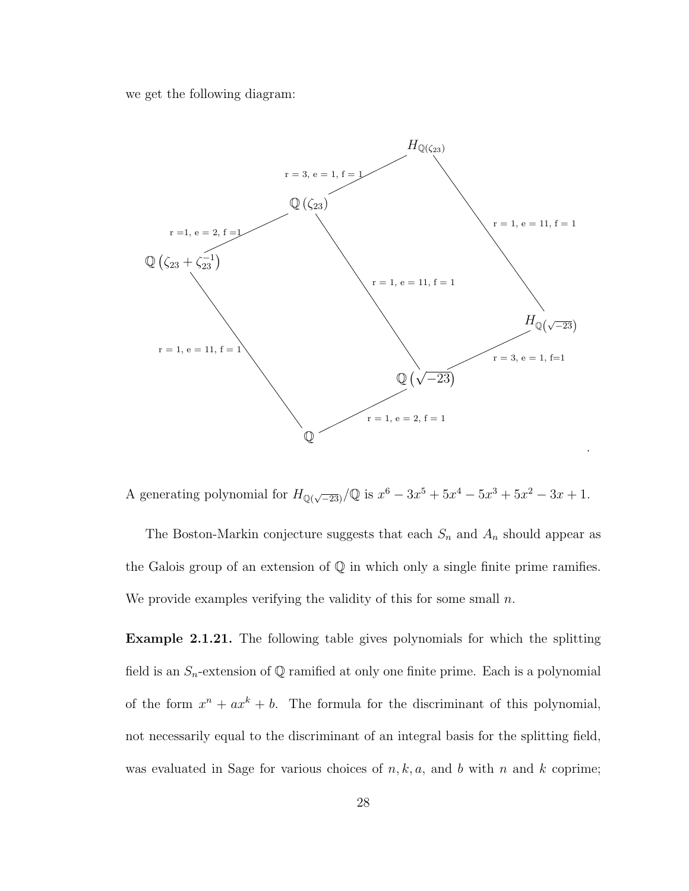we get the following diagram:

$$
\begin{array}{ccccc}
 & & H_{\mathbb{Q}(\zeta_{23})} & & \\
 & \overset{\text{r = 3, e = 1, f = 1}}{\diagup} & & \overset{\text{r = 1, e = 11, f = 1}}{\diagdown} & \\
 \mathbb{Q}(\zeta_{23}) & & & & H_{\mathbb{Q}(\sqrt{-23})} \\
 \overset{\text{r = 1, e = 2, f = 1}}{\diagup} & \overset{\text{r = 1, e = 11, f = 1}}{\diagdown} & & \overset{\text{r = 3, e = 1, f = 1}}{\diagup} & \\
 \mathbb{Q}(\zeta_{23} + \zeta_{23}^{-1}) & & \mathbb{Q}(\sqrt{-23}) & & \\
 \overset{\text{r = 1, e = 11, f = 1}}{\diagdown} & \overset{\text{r = 1, e = 2, f = 1}}{\diagup} & & & \\
 & \mathbb{Q} & & &
\end{array}
$$

A generating polynomial for $H_{\mathbb{Q}(\sqrt{-23})}/\mathbb{Q}$ is $x^6 - 3x^5 + 5x^4 - 5x^3 + 5x^2 - 3x + 1$.

The Boston-Markin conjecture suggests that each $S_n$ and $A_n$ should appear as the Galois group of an extension of $\mathbb{Q}$ in which only a single finite prime ramifies. We provide examples verifying the validity of this for some small $n$.

**Example 2.1.21.** The following table gives polynomials for which the splitting field is an $S_n$-extension of $\mathbb{Q}$ ramified at only one finite prime. Each is a polynomial of the form $x^n + ax^k + b$. The formula for the discriminant of this polynomial, not necessarily equal to the discriminant of an integral basis for the splitting field, was evaluated in Sage for various choices of $n, k, a$, and $b$ with $n$ and $k$ coprime;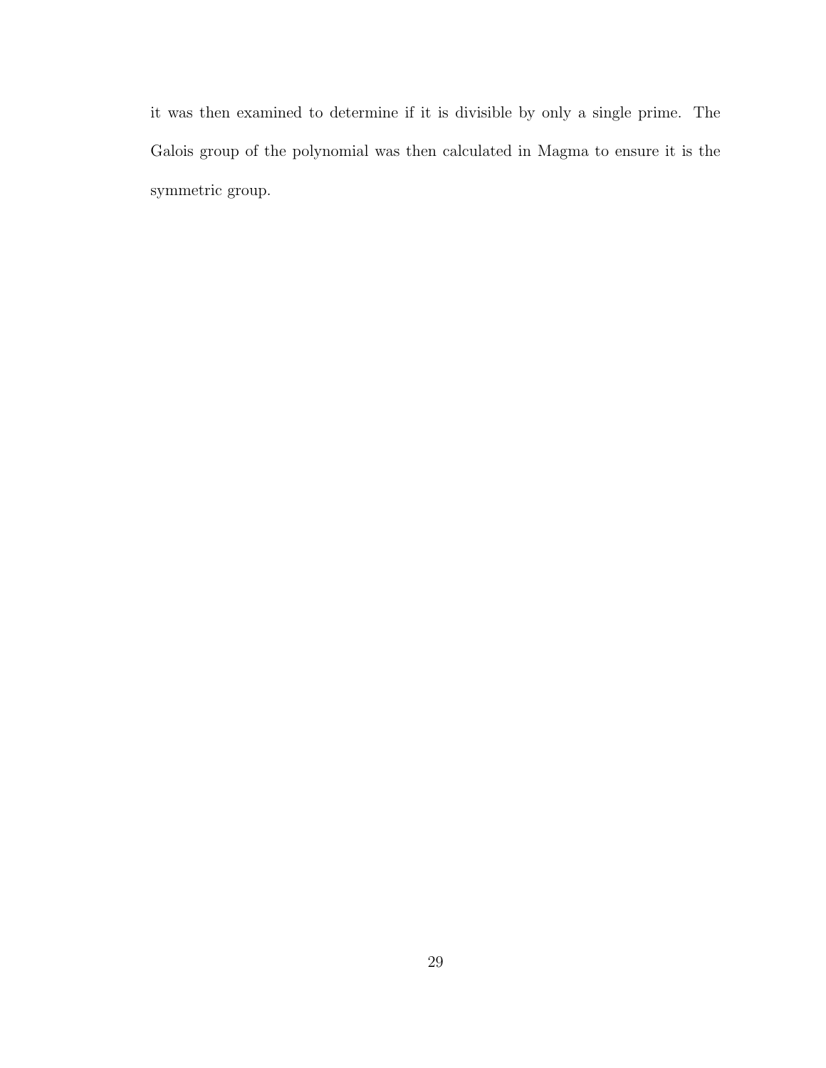it was then examined to determine if it is divisible by only a single prime. The Galois group of the polynomial was then calculated in Magma to ensure it is the symmetric group.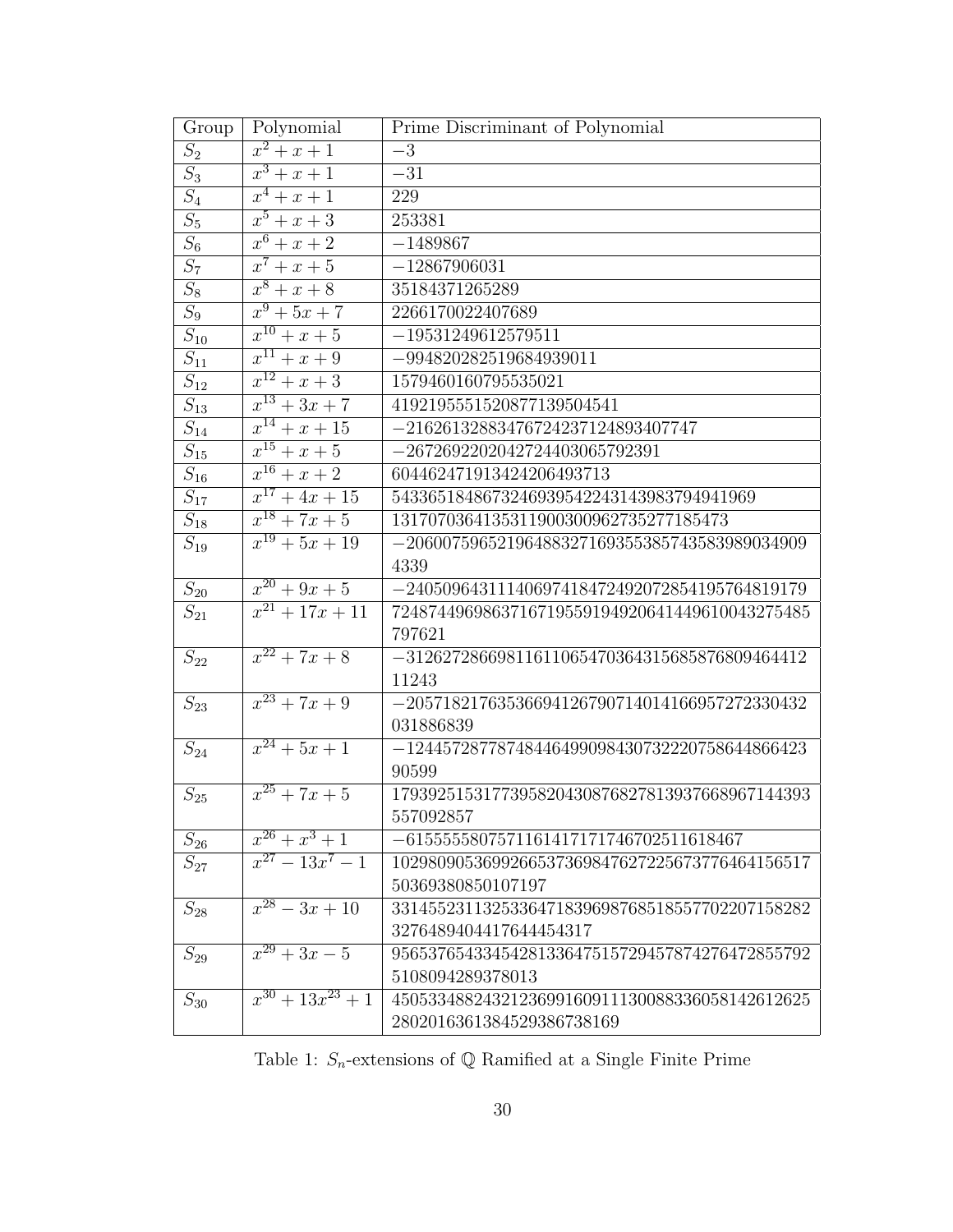| Group | Polynomial | Prime Discriminant of Polynomial |
|---|---|---|
| $S_2$ | $x^2+x+1$ | $-3$ |
| $S_3$ | $x^3+x+1$ | $-31$ |
| $S_4$ | $x^4+x+1$ | 229 |
| $S_5$ | $x^5+x+3$ | 253381 |
| $S_6$ | $x^6+x+2$ | $-1489867$ |
| $S_7$ | $x^7+x+5$ | $-12867906031$ |
| $S_8$ | $x^8+x+8$ | 35184371265289 |
| $S_9$ | $x^9+5x+7$ | 2266170022407689 |
| $S_{10}$ | $x^{10}+x+5$ | $-19531249612579511$ |
| $S_{11}$ | $x^{11}+x+9$ | $-994820282519684939011$ |
| $S_{12}$ | $x^{12}+x+3$ | 1579460160795535021 |
| $S_{13}$ | $x^{13}+3x+7$ | 41921955515208771395045​41 |
| $S_{14}$ | $x^{14}+x+15$ | $-216261328834767242371248934077​47$ |
| $S_{15}$ | $x^{15}+x+5$ | $-26726922020427244030657923​91$ |
| $S_{16}$ | $x^{16}+x+2$ | 60446247191342420649​3713 |
| $S_{17}$ | $x^{17}+4x+15$ | 5433651848673246939542243143983794941969 |
| $S_{18}$ | $x^{18}+7x+5$ | 131707036413531190030096273527718​5473 |
| $S_{19}$ | $x^{19}+5x+19$ | $-2060075965219648832716935538574358398903490​94339$ |
| $S_{20}$ | $x^{20}+9x+5$ | $-2405096431114069741847249207285419576481917​9$ |
| $S_{21}$ | $x^{21}+17x+11$ | 7248744969863716719559194920641449610043275485797621 |
| $S_{22}$ | $x^{22}+7x+8$ | $-3126272866981161106547036431568587680946441211243$ |
| $S_{23}$ | $x^{23}+7x+9$ | $-205718217635366941267907140141669572723304320318868​39$ |
| $S_{24}$ | $x^{24}+5x+1$ | $-124457287787484464990984307322207586448664239​0599$ |
| $S_{25}$ | $x^{25}+7x+5$ | 179392515317739582043087682781393766896714439355709285​7 |
| $S_{26}$ | $x^{26}+x^3+1$ | $-615555580757116141717174670251161846​7$ |
| $S_{27}$ | $x^{27}-13x^7-1$ | 102980905369926653736984762722567377646415651750369380850107197 |
| $S_{28}$ | $x^{28}-3x+10$ | 331455231132533647183969876851855770220715828232764894044176444543​17 |
| $S_{29}$ | $x^{29}+3x-5$ | 956537654334542813364751572945787427647285579251080942893780​13 |
| $S_{30}$ | $x^{30}+13x^{23}+1$ | 4505334882432123699160911130088336058142612625280201636138452938673816​9 |

Table 1: $S_n$-extensions of $\mathbb{Q}$ Ramified at a Single Finite Prime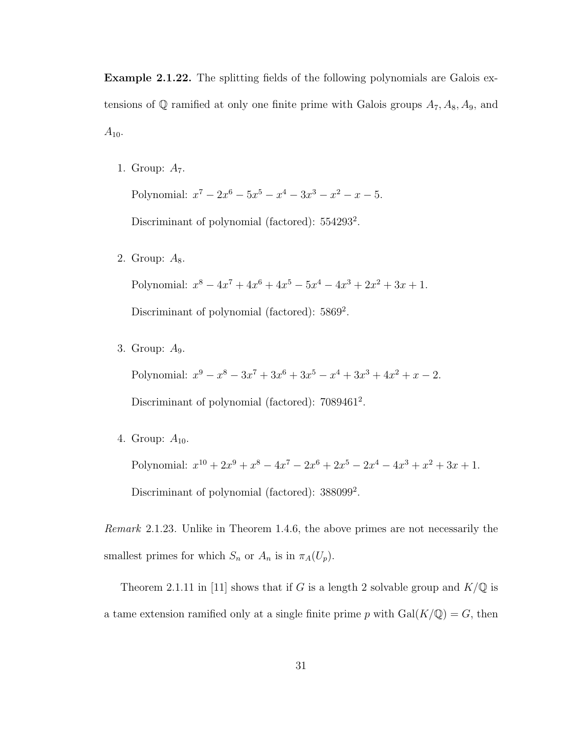**Example 2.1.22.** The splitting fields of the following polynomials are Galois extensions of $\mathbb{Q}$ ramified at only one finite prime with Galois groups $A_7, A_8, A_9$, and $A_{10}$.

1. Group: $A_7$.

   Polynomial: $x^7 - 2x^6 - 5x^5 - x^4 - 3x^3 - x^2 - x - 5$.

   Discriminant of polynomial (factored): $554293^2$.

2. Group: $A_8$.

   Polynomial: $x^8 - 4x^7 + 4x^6 + 4x^5 - 5x^4 - 4x^3 + 2x^2 + 3x + 1$.

   Discriminant of polynomial (factored): $5869^2$.

3. Group: $A_9$.

   Polynomial: $x^9 - x^8 - 3x^7 + 3x^6 + 3x^5 - x^4 + 3x^3 + 4x^2 + x - 2$.

   Discriminant of polynomial (factored): $7089461^2$.

4. Group: $A_{10}$.

   Polynomial: $x^{10} + 2x^9 + x^8 - 4x^7 - 2x^6 + 2x^5 - 2x^4 - 4x^3 + x^2 + 3x + 1$.

   Discriminant of polynomial (factored): $388099^2$.

*Remark* 2.1.23. Unlike in Theorem 1.4.6, the above primes are not necessarily the smallest primes for which $S_n$ or $A_n$ is in $\pi_A(U_p)$.

Theorem 2.1.11 in [11] shows that if $G$ is a length 2 solvable group and $K/\mathbb{Q}$ is a tame extension ramified only at a single finite prime $p$ with $\mathrm{Gal}(K/\mathbb{Q}) = G$, then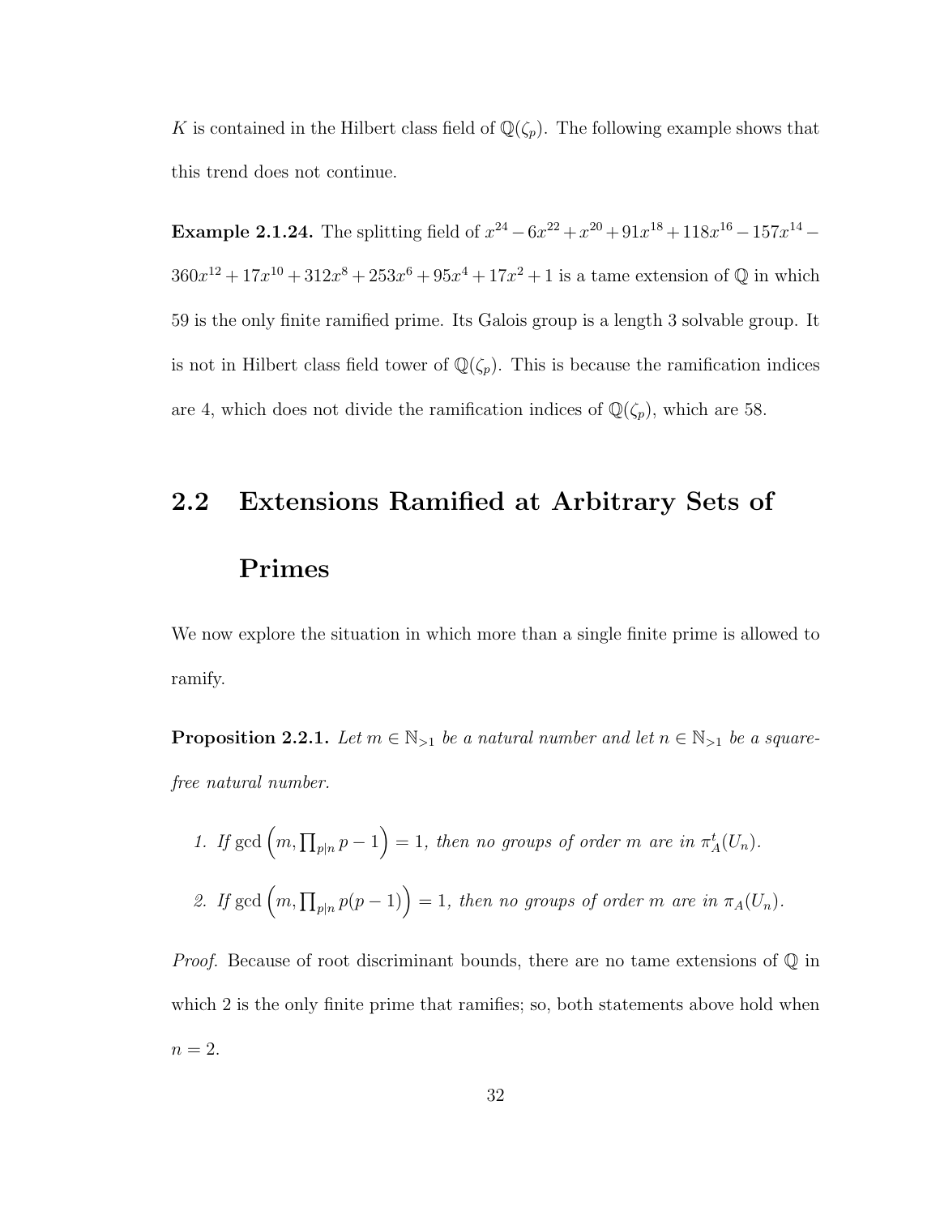$K$ is contained in the Hilbert class field of $\mathbb{Q}(\zeta_p)$. The following example shows that this trend does not continue.

**Example 2.1.24.** The splitting field of $x^{24} - 6x^{22} + x^{20} + 91x^{18} + 118x^{16} - 157x^{14} - 360x^{12} + 17x^{10} + 312x^8 + 253x^6 + 95x^4 + 17x^2 + 1$ is a tame extension of $\mathbb{Q}$ in which 59 is the only finite ramified prime. Its Galois group is a length 3 solvable group. It is not in Hilbert class field tower of $\mathbb{Q}(\zeta_p)$. This is because the ramification indices are 4, which does not divide the ramification indices of $\mathbb{Q}(\zeta_p)$, which are 58.

## 2.2 Extensions Ramified at Arbitrary Sets of Primes

We now explore the situation in which more than a single finite prime is allowed to ramify.

**Proposition 2.2.1.** *Let $m \in \mathbb{N}_{>1}$ be a natural number and let $n \in \mathbb{N}_{>1}$ be a square-free natural number.*

1. *If $\gcd\left(m, \prod_{p|n} p - 1\right) = 1$, then no groups of order $m$ are in $\pi_A^t(U_n)$.*
2. *If $\gcd\left(m, \prod_{p|n} p(p-1)\right) = 1$, then no groups of order $m$ are in $\pi_A(U_n)$.*

*Proof.* Because of root discriminant bounds, there are no tame extensions of $\mathbb{Q}$ in which 2 is the only finite prime that ramifies; so, both statements above hold when $n = 2$.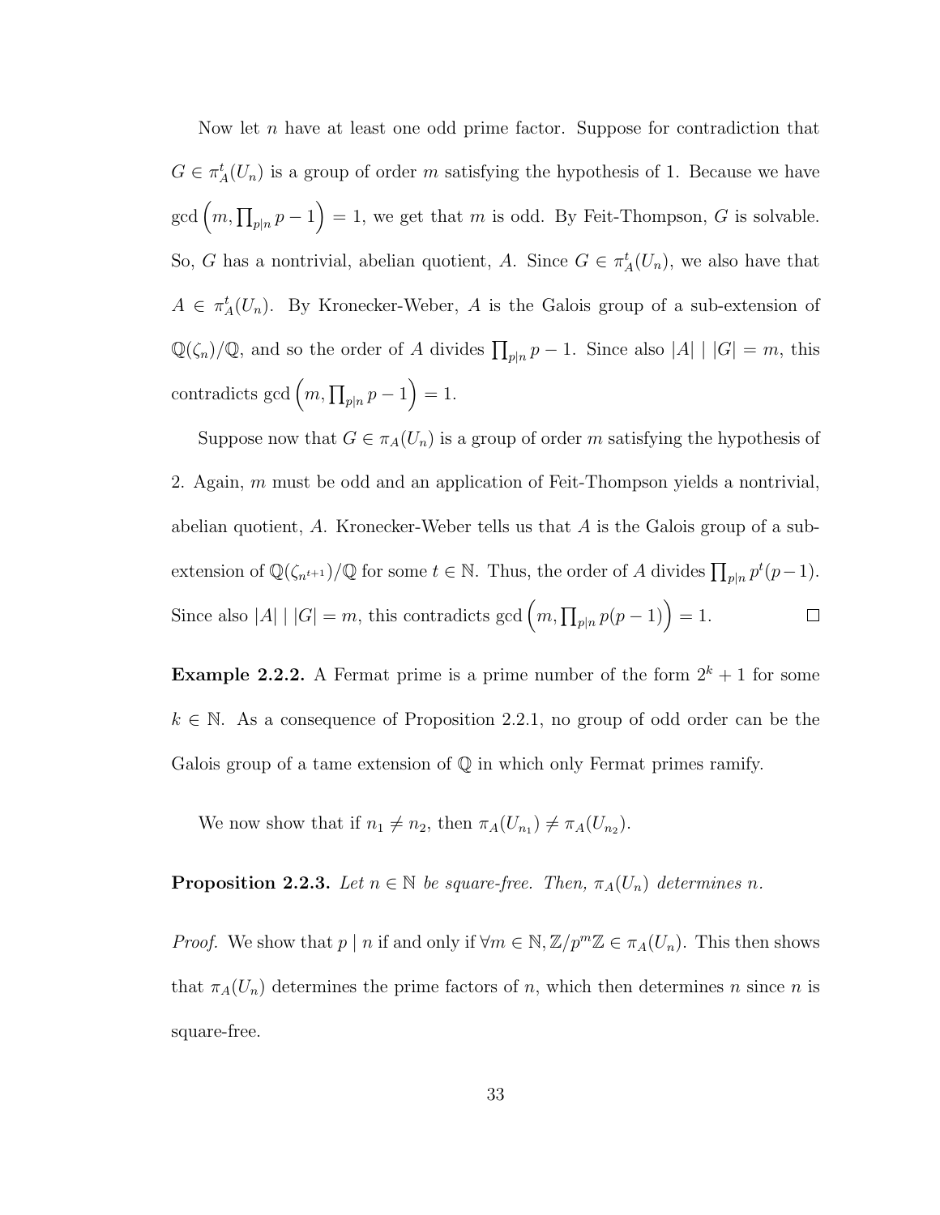Now let $n$ have at least one odd prime factor. Suppose for contradiction that $G \in \pi_A^t(U_n)$ is a group of order $m$ satisfying the hypothesis of 1. Because we have $\gcd\left(m, \prod_{p|n} p-1\right) = 1$, we get that $m$ is odd. By Feit-Thompson, $G$ is solvable. So, $G$ has a nontrivial, abelian quotient, $A$. Since $G \in \pi_A^t(U_n)$, we also have that $A \in \pi_A^t(U_n)$. By Kronecker-Weber, $A$ is the Galois group of a sub-extension of $\mathbb{Q}(\zeta_n)/\mathbb{Q}$, and so the order of $A$ divides $\prod_{p|n} p-1$. Since also $|A| \mid |G| = m$, this contradicts $\gcd\left(m, \prod_{p|n} p-1\right) = 1$.

Suppose now that $G \in \pi_A(U_n)$ is a group of order $m$ satisfying the hypothesis of 2. Again, $m$ must be odd and an application of Feit-Thompson yields a nontrivial, abelian quotient, $A$. Kronecker-Weber tells us that $A$ is the Galois group of a sub-extension of $\mathbb{Q}(\zeta_{n^{t+1}})/\mathbb{Q}$ for some $t \in \mathbb{N}$. Thus, the order of $A$ divides $\prod_{p|n} p^t(p-1)$. Since also $|A| \mid |G| = m$, this contradicts $\gcd\left(m, \prod_{p|n} p(p-1)\right) = 1$. $\square$

**Example 2.2.2.** A Fermat prime is a prime number of the form $2^k + 1$ for some $k \in \mathbb{N}$. As a consequence of Proposition 2.2.1, no group of odd order can be the Galois group of a tame extension of $\mathbb{Q}$ in which only Fermat primes ramify.

We now show that if $n_1 \neq n_2$, then $\pi_A(U_{n_1}) \neq \pi_A(U_{n_2})$.

**Proposition 2.2.3.** *Let $n \in \mathbb{N}$ be square-free. Then, $\pi_A(U_n)$ determines $n$.*

*Proof.* We show that $p \mid n$ if and only if $\forall m \in \mathbb{N}, \mathbb{Z}/p^m\mathbb{Z} \in \pi_A(U_n)$. This then shows that $\pi_A(U_n)$ determines the prime factors of $n$, which then determines $n$ since $n$ is square-free.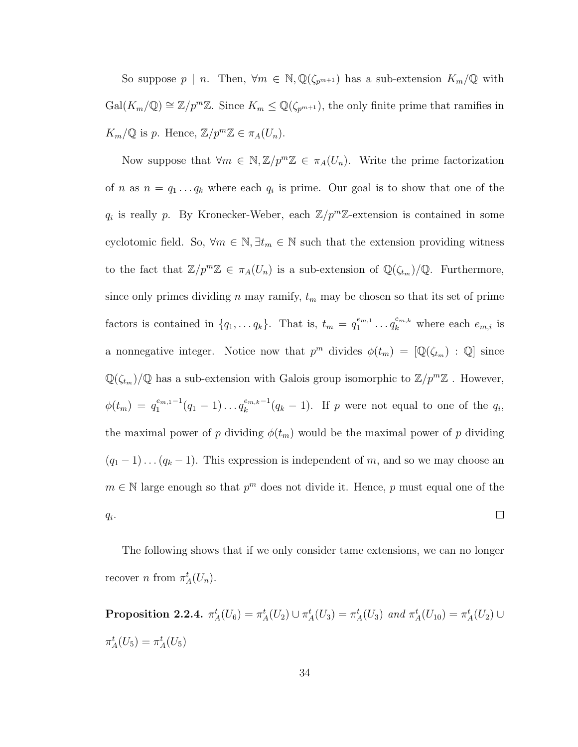So suppose $p \mid n$. Then, $\forall m \in \mathbb{N}, \mathbb{Q}(\zeta_{p^{m+1}})$ has a sub-extension $K_m/\mathbb{Q}$ with $\mathrm{Gal}(K_m/\mathbb{Q}) \cong \mathbb{Z}/p^m\mathbb{Z}$. Since $K_m \leq \mathbb{Q}(\zeta_{p^{m+1}})$, the only finite prime that ramifies in $K_m/\mathbb{Q}$ is $p$. Hence, $\mathbb{Z}/p^m\mathbb{Z} \in \pi_A(U_n)$.

Now suppose that $\forall m \in \mathbb{N}, \mathbb{Z}/p^m\mathbb{Z} \in \pi_A(U_n)$. Write the prime factorization of $n$ as $n = q_1 \ldots q_k$ where each $q_i$ is prime. Our goal is to show that one of the $q_i$ is really $p$. By Kronecker-Weber, each $\mathbb{Z}/p^m\mathbb{Z}$-extension is contained in some cyclotomic field. So, $\forall m \in \mathbb{N}, \exists t_m \in \mathbb{N}$ such that the extension providing witness to the fact that $\mathbb{Z}/p^m\mathbb{Z} \in \pi_A(U_n)$ is a sub-extension of $\mathbb{Q}(\zeta_{t_m})/\mathbb{Q}$. Furthermore, since only primes dividing $n$ may ramify, $t_m$ may be chosen so that its set of prime factors is contained in $\{q_1, \ldots q_k\}$. That is, $t_m = q_1^{e_{m,1}} \ldots q_k^{e_{m,k}}$ where each $e_{m,i}$ is a nonnegative integer. Notice now that $p^m$ divides $\phi(t_m) = [\mathbb{Q}(\zeta_{t_m}) : \mathbb{Q}]$ since $\mathbb{Q}(\zeta_{t_m})/\mathbb{Q}$ has a sub-extension with Galois group isomorphic to $\mathbb{Z}/p^m\mathbb{Z}$ . However, $\phi(t_m) = q_1^{e_{m,1}-1}(q_1 - 1) \ldots q_k^{e_{m,k}-1}(q_k - 1)$. If $p$ were not equal to one of the $q_i$, the maximal power of $p$ dividing $\phi(t_m)$ would be the maximal power of $p$ dividing $(q_1 - 1) \ldots (q_k - 1)$. This expression is independent of $m$, and so we may choose an $m \in \mathbb{N}$ large enough so that $p^m$ does not divide it. Hence, $p$ must equal one of the $q_i$. $\square$

The following shows that if we only consider tame extensions, we can no longer recover $n$ from $\pi_A^t(U_n)$.

**Proposition 2.2.4.** *$\pi_A^t(U_6) = \pi_A^t(U_2) \cup \pi_A^t(U_3) = \pi_A^t(U_3)$ and $\pi_A^t(U_{10}) = \pi_A^t(U_2) \cup \pi_A^t(U_5) = \pi_A^t(U_5)$*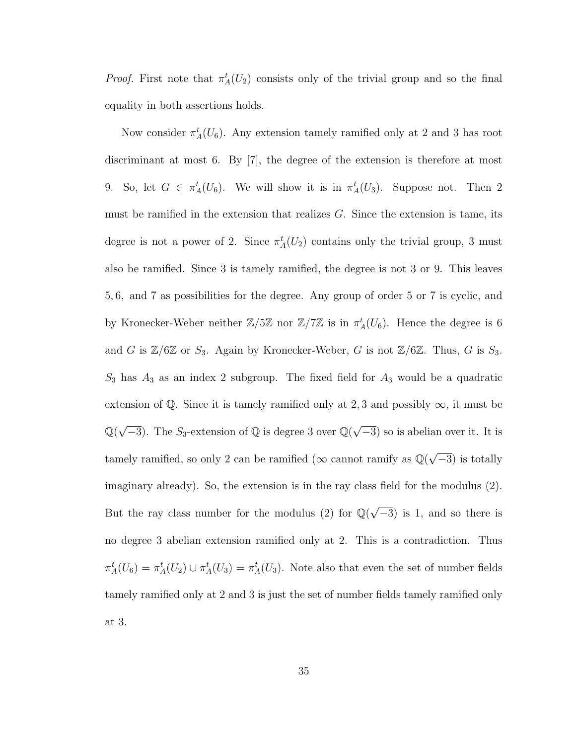*Proof.* First note that $\pi_A^t(U_2)$ consists only of the trivial group and so the final equality in both assertions holds.

Now consider $\pi_A^t(U_6)$. Any extension tamely ramified only at 2 and 3 has root discriminant at most 6. By [7], the degree of the extension is therefore at most 9. So, let $G \in \pi_A^t(U_6)$. We will show it is in $\pi_A^t(U_3)$. Suppose not. Then 2 must be ramified in the extension that realizes $G$. Since the extension is tame, its degree is not a power of 2. Since $\pi_A^t(U_2)$ contains only the trivial group, 3 must also be ramified. Since 3 is tamely ramified, the degree is not 3 or 9. This leaves $5, 6,$ and 7 as possibilities for the degree. Any group of order 5 or 7 is cyclic, and by Kronecker-Weber neither $\mathbb{Z}/5\mathbb{Z}$ nor $\mathbb{Z}/7\mathbb{Z}$ is in $\pi_A^t(U_6)$. Hence the degree is 6 and $G$ is $\mathbb{Z}/6\mathbb{Z}$ or $S_3$. Again by Kronecker-Weber, $G$ is not $\mathbb{Z}/6\mathbb{Z}$. Thus, $G$ is $S_3$. $S_3$ has $A_3$ as an index 2 subgroup. The fixed field for $A_3$ would be a quadratic extension of $\mathbb{Q}$. Since it is tamely ramified only at $2, 3$ and possibly $\infty$, it must be $\mathbb{Q}(\sqrt{-3})$. The $S_3$-extension of $\mathbb{Q}$ is degree 3 over $\mathbb{Q}(\sqrt{-3})$ so is abelian over it. It is tamely ramified, so only 2 can be ramified ($\infty$ cannot ramify as $\mathbb{Q}(\sqrt{-3})$ is totally imaginary already). So, the extension is in the ray class field for the modulus (2). But the ray class number for the modulus (2) for $\mathbb{Q}(\sqrt{-3})$ is 1, and so there is no degree 3 abelian extension ramified only at 2. This is a contradiction. Thus $\pi_A^t(U_6) = \pi_A^t(U_2) \cup \pi_A^t(U_3) = \pi_A^t(U_3)$. Note also that even the set of number fields tamely ramified only at 2 and 3 is just the set of number fields tamely ramified only at 3.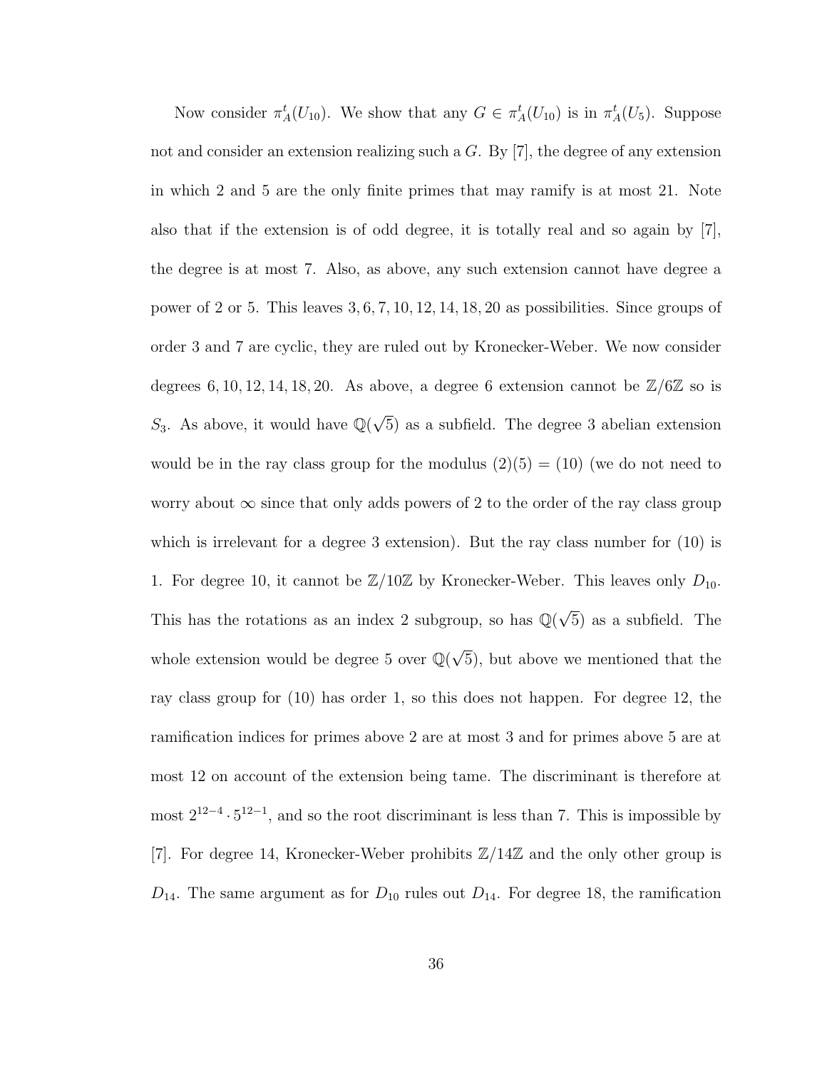Now consider $\pi_A^t(U_{10})$. We show that any $G \in \pi_A^t(U_{10})$ is in $\pi_A^t(U_5)$. Suppose not and consider an extension realizing such a $G$. By [7], the degree of any extension in which 2 and 5 are the only finite primes that may ramify is at most 21. Note also that if the extension is of odd degree, it is totally real and so again by [7], the degree is at most 7. Also, as above, any such extension cannot have degree a power of 2 or 5. This leaves $3, 6, 7, 10, 12, 14, 18, 20$ as possibilities. Since groups of order 3 and 7 are cyclic, they are ruled out by Kronecker-Weber. We now consider degrees $6, 10, 12, 14, 18, 20$. As above, a degree 6 extension cannot be $\mathbb{Z}/6\mathbb{Z}$ so is $S_3$. As above, it would have $\mathbb{Q}(\sqrt{5})$ as a subfield. The degree 3 abelian extension would be in the ray class group for the modulus $(2)(5) = (10)$ (we do not need to worry about $\infty$ since that only adds powers of 2 to the order of the ray class group which is irrelevant for a degree 3 extension). But the ray class number for $(10)$ is 1. For degree 10, it cannot be $\mathbb{Z}/10\mathbb{Z}$ by Kronecker-Weber. This leaves only $D_{10}$. This has the rotations as an index 2 subgroup, so has $\mathbb{Q}(\sqrt{5})$ as a subfield. The whole extension would be degree 5 over $\mathbb{Q}(\sqrt{5})$, but above we mentioned that the ray class group for $(10)$ has order 1, so this does not happen. For degree 12, the ramification indices for primes above 2 are at most 3 and for primes above 5 are at most 12 on account of the extension being tame. The discriminant is therefore at most $2^{12-4} \cdot 5^{12-1}$, and so the root discriminant is less than 7. This is impossible by [7]. For degree 14, Kronecker-Weber prohibits $\mathbb{Z}/14\mathbb{Z}$ and the only other group is $D_{14}$. The same argument as for $D_{10}$ rules out $D_{14}$. For degree 18, the ramification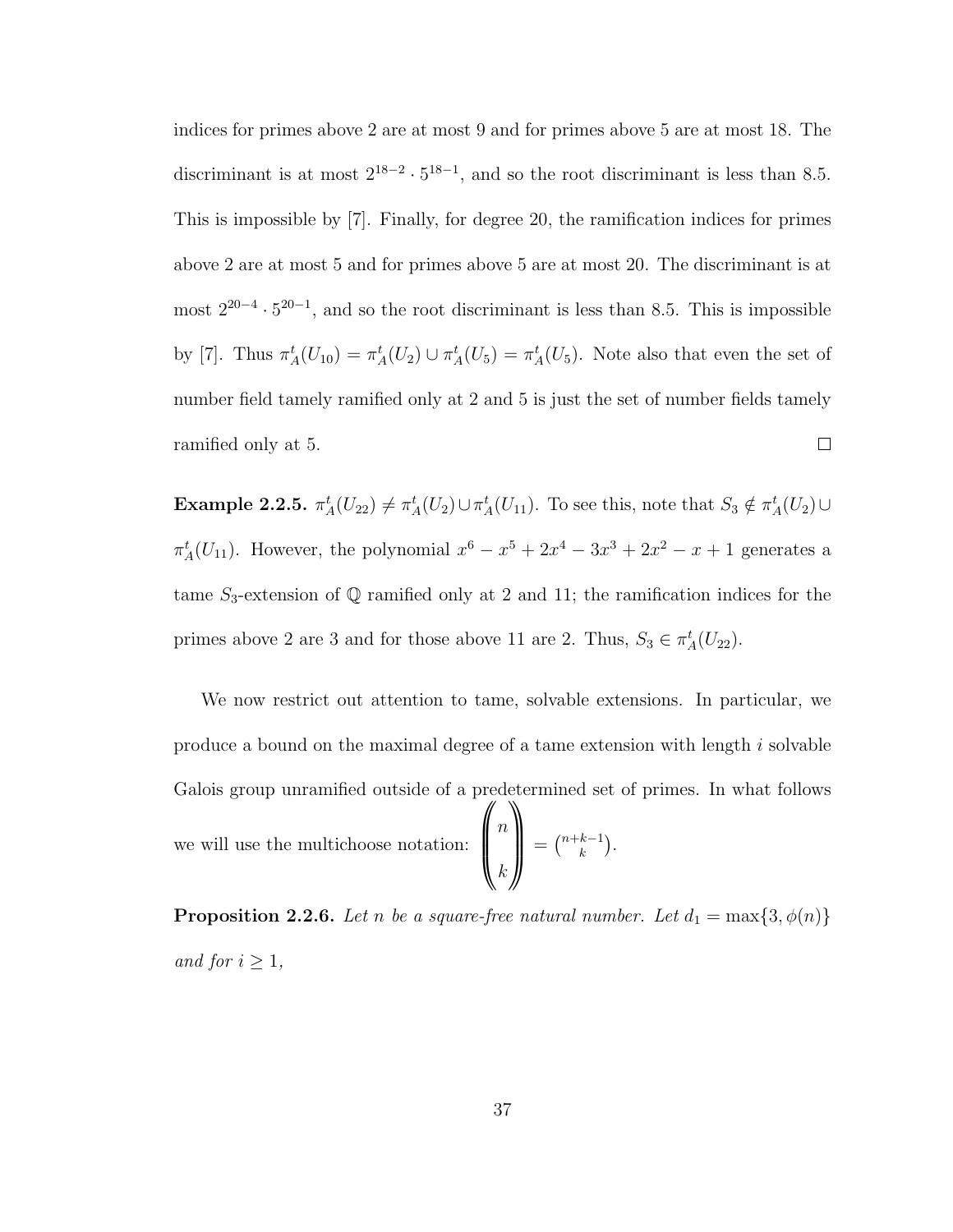indices for primes above 2 are at most 9 and for primes above 5 are at most 18. The discriminant is at most $2^{18-2} \cdot 5^{18-1}$, and so the root discriminant is less than 8.5. This is impossible by [7]. Finally, for degree 20, the ramification indices for primes above 2 are at most 5 and for primes above 5 are at most 20. The discriminant is at most $2^{20-4} \cdot 5^{20-1}$, and so the root discriminant is less than 8.5. This is impossible by [7]. Thus $\pi_A^t(U_{10}) = \pi_A^t(U_2) \cup \pi_A^t(U_5) = \pi_A^t(U_5)$. Note also that even the set of number field tamely ramified only at 2 and 5 is just the set of number fields tamely ramified only at 5. $\square$

**Example 2.2.5.** $\pi_A^t(U_{22}) \neq \pi_A^t(U_2) \cup \pi_A^t(U_{11})$. To see this, note that $S_3 \notin \pi_A^t(U_2) \cup \pi_A^t(U_{11})$. However, the polynomial $x^6 - x^5 + 2x^4 - 3x^3 + 2x^2 - x + 1$ generates a tame $S_3$-extension of $\mathbb{Q}$ ramified only at 2 and 11; the ramification indices for the primes above 2 are 3 and for those above 11 are 2. Thus, $S_3 \in \pi_A^t(U_{22})$.

We now restrict out attention to tame, solvable extensions. In particular, we produce a bound on the maximal degree of a tame extension with length $i$ solvable Galois group unramified outside of a predetermined set of primes. In what follows we will use the multichoose notation: $\left(\!\!\binom{n}{k}\!\!\right) = \binom{n+k-1}{k}$.

**Proposition 2.2.6.** *Let $n$ be a square-free natural number. Let $d_1 = \max\{3, \phi(n)\}$ and for $i \geq 1$,*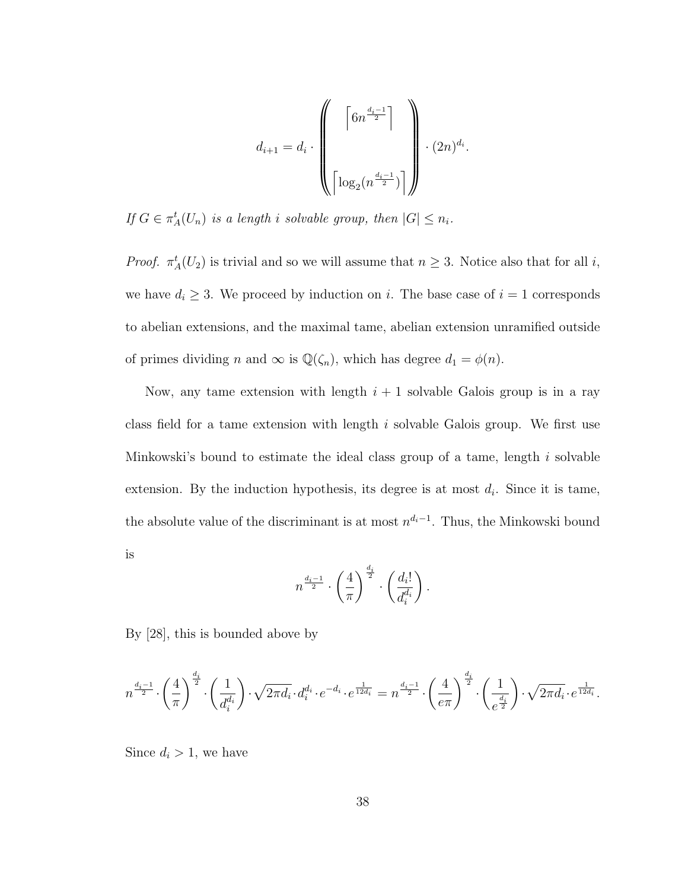$$d_{i+1} = d_i \cdot \left( \!\! \left( \begin{array}{c} \left\lceil 6n^{\frac{d_i - 1}{2}} \right\rceil \\ \\ \left\lceil \log_2 (n^{\frac{d_i-1}{2}}) \right\rceil \end{array} \right) \!\! \right) \cdot (2n)^{d_i}.$$

*If $G \in \pi_A^t(U_n)$ is a length $i$ solvable group, then $|G| \leq n_i$.*

*Proof.* $\pi_A^t(U_2)$ is trivial and so we will assume that $n \geq 3$. Notice also that for all $i$, we have $d_i \geq 3$. We proceed by induction on $i$. The base case of $i = 1$ corresponds to abelian extensions, and the maximal tame, abelian extension unramified outside of primes dividing $n$ and $\infty$ is $\mathbb{Q}(\zeta_n)$, which has degree $d_1 = \phi(n)$.

Now, any tame extension with length $i + 1$ solvable Galois group is in a ray class field for a tame extension with length $i$ solvable Galois group. We first use Minkowski's bound to estimate the ideal class group of a tame, length $i$ solvable extension. By the induction hypothesis, its degree is at most $d_i$. Since it is tame, the absolute value of the discriminant is at most $n^{d_i - 1}$. Thus, the Minkowski bound is

$$n^{\frac{d_i-1}{2}} \cdot \left(\frac{4}{\pi}\right)^{\frac{d_i}{2}} \cdot \left(\frac{d_i!}{d_i^{d_i}}\right).$$

By [28], this is bounded above by

$$n^{\frac{d_i-1}{2}} \cdot \left(\frac{4}{\pi}\right)^{\frac{d_i}{2}} \cdot \left(\frac{1}{d_i^{d_i}}\right) \cdot \sqrt{2\pi d_i} \cdot d_i^{d_i} \cdot e^{-d_i} \cdot e^{\frac{1}{12 d_i}} = n^{\frac{d_i-1}{2}} \cdot \left(\frac{4}{e\pi}\right)^{\frac{d_i}{2}} \cdot \left(\frac{1}{e^{\frac{d_i}{2}}}\right) \cdot \sqrt{2\pi d_i} \cdot e^{\frac{1}{12 d_i}}.$$

Since $d_i > 1$, we have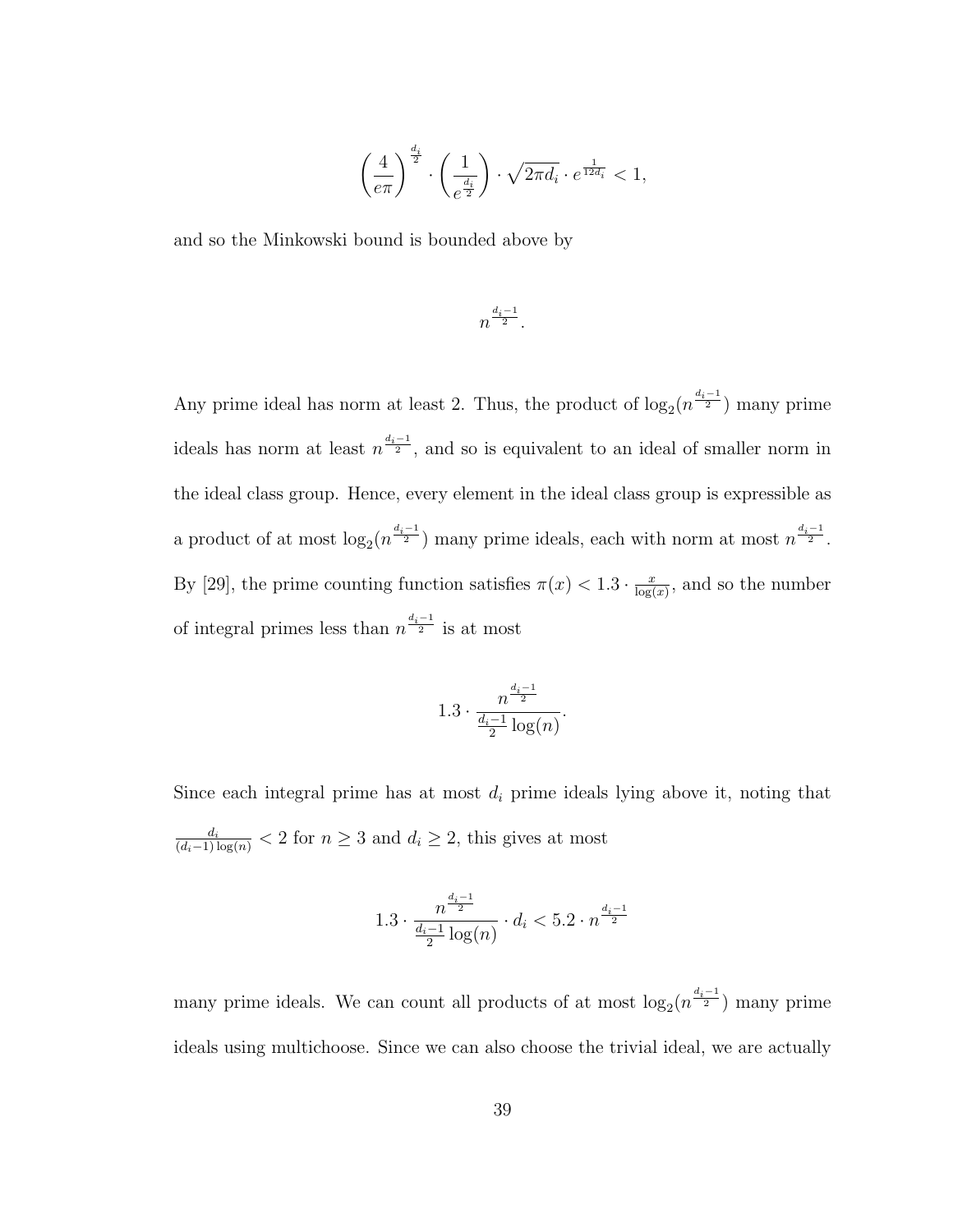$$\left(\frac{4}{e\pi}\right)^{\frac{d_i}{2}} \cdot \left(\frac{1}{e^{\frac{d_i}{2}}}\right) \cdot \sqrt{2\pi d_i} \cdot e^{\frac{1}{12d_i}} < 1,$$

and so the Minkowski bound is bounded above by

$$n^{\frac{d_i-1}{2}}.$$

Any prime ideal has norm at least 2. Thus, the product of $\log_2(n^{\frac{d_i-1}{2}})$ many prime ideals has norm at least $n^{\frac{d_i-1}{2}}$, and so is equivalent to an ideal of smaller norm in the ideal class group. Hence, every element in the ideal class group is expressible as a product of at most $\log_2(n^{\frac{d_i-1}{2}})$ many prime ideals, each with norm at most $n^{\frac{d_i-1}{2}}$. By [29], the prime counting function satisfies $\pi(x) < 1.3 \cdot \frac{x}{\log(x)}$, and so the number of integral primes less than $n^{\frac{d_i-1}{2}}$ is at most

$$1.3 \cdot \frac{n^{\frac{d_i-1}{2}}}{\frac{d_i-1}{2}\log(n)}.$$

Since each integral prime has at most $d_i$ prime ideals lying above it, noting that $\frac{d_i}{(d_i-1)\log(n)} < 2$ for $n \geq 3$ and $d_i \geq 2$, this gives at most

$$1.3 \cdot \frac{n^{\frac{d_i-1}{2}}}{\frac{d_i-1}{2}\log(n)} \cdot d_i < 5.2 \cdot n^{\frac{d_i-1}{2}}$$

many prime ideals. We can count all products of at most $\log_2(n^{\frac{d_i-1}{2}})$ many prime ideals using multichoose. Since we can also choose the trivial ideal, we are actually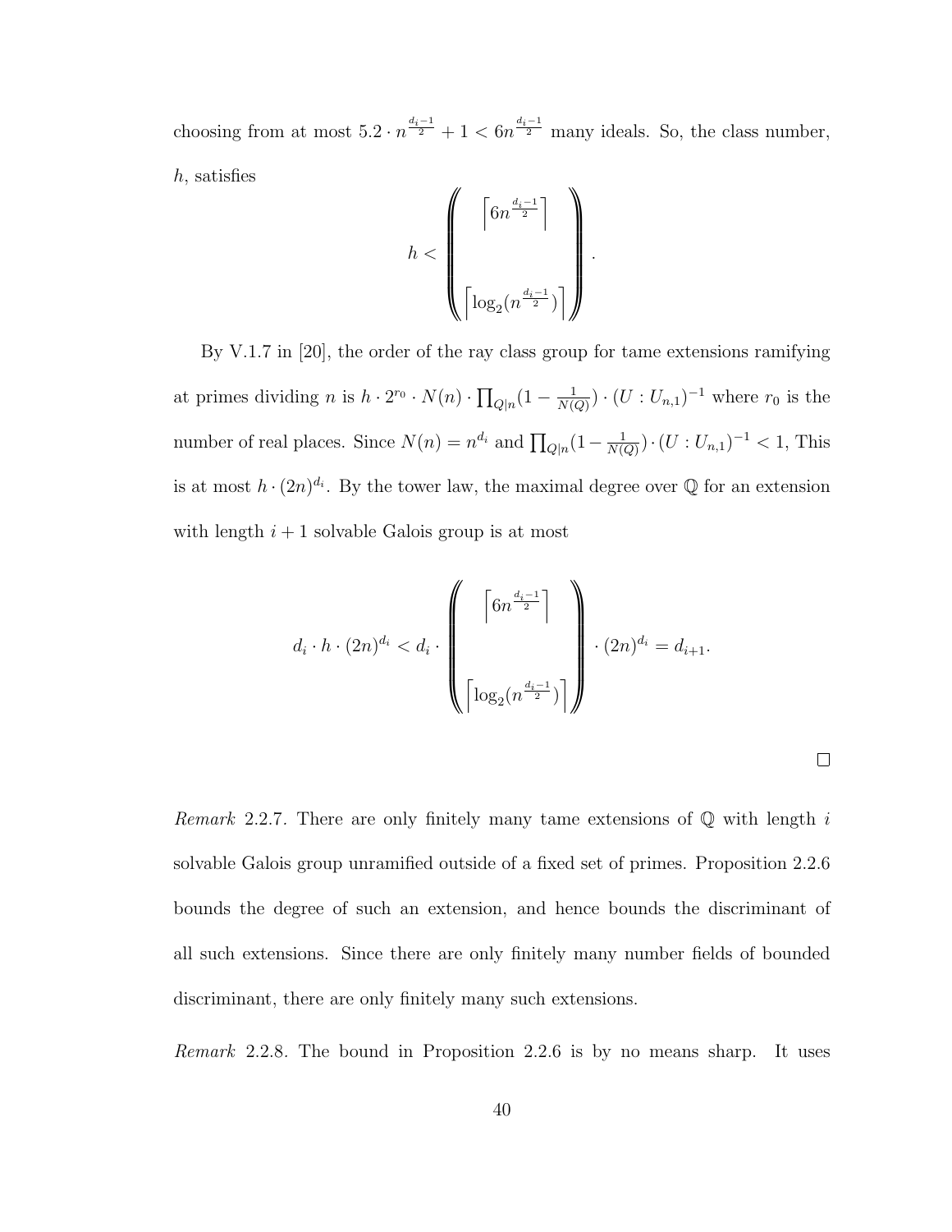choosing from at most $5.2 \cdot n^{\frac{d_i-1}{2}} + 1 < 6n^{\frac{d_i-1}{2}}$ many ideals. So, the class number, $h$, satisfies

$$h < \left(\!\!\left( \begin{array}{c} \left\lceil 6n^{\frac{d_i-1}{2}} \right\rceil \\ \\ \left\lceil \log_2(n^{\frac{d_i-1}{2}}) \right\rceil \end{array} \right)\!\!\right).$$

By V.1.7 in [20], the order of the ray class group for tame extensions ramifying at primes dividing $n$ is $h \cdot 2^{r_0} \cdot N(n) \cdot \prod_{Q|n}(1 - \frac{1}{N(Q)}) \cdot (U : U_{n,1})^{-1}$ where $r_0$ is the number of real places. Since $N(n) = n^{d_i}$ and $\prod_{Q|n}(1 - \frac{1}{N(Q)}) \cdot (U : U_{n,1})^{-1} < 1$, This is at most $h \cdot (2n)^{d_i}$. By the tower law, the maximal degree over $\mathbb{Q}$ for an extension with length $i+1$ solvable Galois group is at most

$$d_i \cdot h \cdot (2n)^{d_i} < d_i \cdot \left(\!\!\left( \begin{array}{c} \left\lceil 6n^{\frac{d_i-1}{2}} \right\rceil \\ \\ \left\lceil \log_2(n^{\frac{d_i-1}{2}}) \right\rceil \end{array} \right)\!\!\right) \cdot (2n)^{d_i} = d_{i+1}.$$

□

*Remark* 2.2.7. There are only finitely many tame extensions of $\mathbb{Q}$ with length $i$ solvable Galois group unramified outside of a fixed set of primes. Proposition 2.2.6 bounds the degree of such an extension, and hence bounds the discriminant of all such extensions. Since there are only finitely many number fields of bounded discriminant, there are only finitely many such extensions.

*Remark* 2.2.8. The bound in Proposition 2.2.6 is by no means sharp. It uses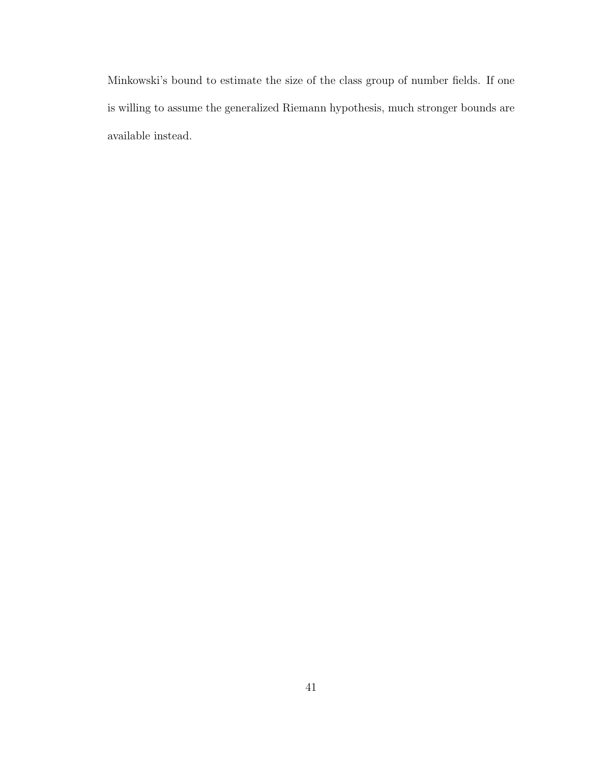Minkowski's bound to estimate the size of the class group of number fields. If one is willing to assume the generalized Riemann hypothesis, much stronger bounds are available instead.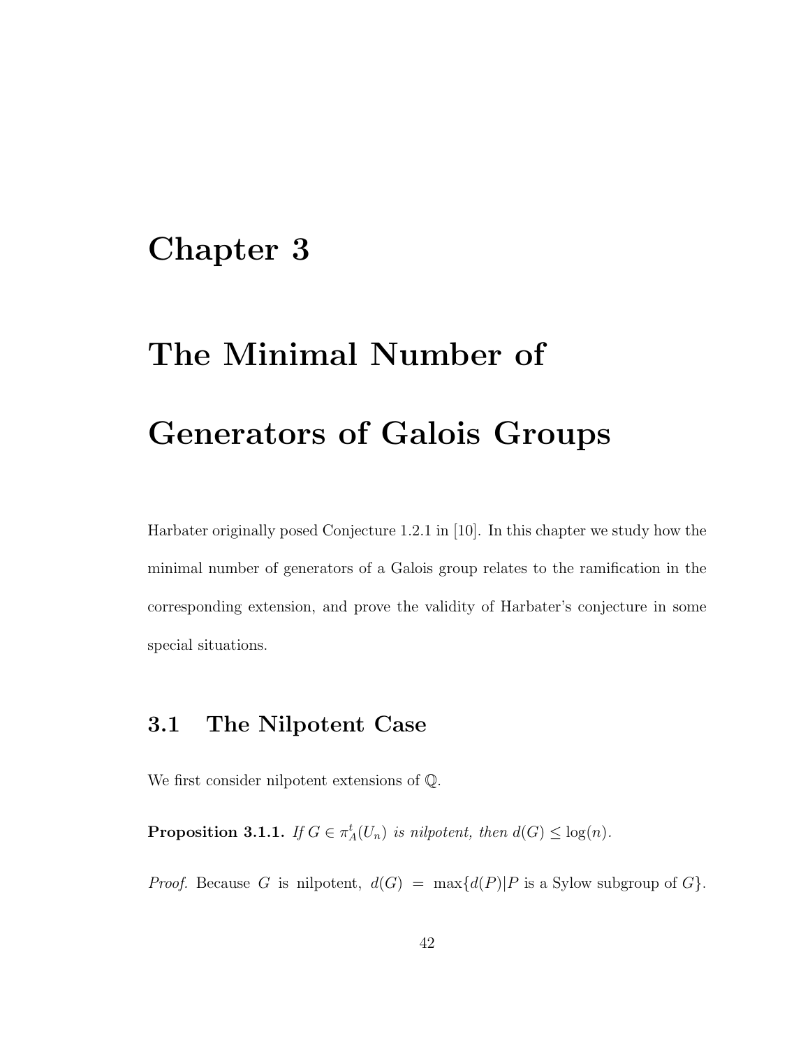# Chapter 3

# The Minimal Number of Generators of Galois Groups

Harbater originally posed Conjecture 1.2.1 in [10]. In this chapter we study how the minimal number of generators of a Galois group relates to the ramification in the corresponding extension, and prove the validity of Harbater's conjecture in some special situations.

## 3.1 The Nilpotent Case

We first consider nilpotent extensions of $\mathbb{Q}$.

**Proposition 3.1.1.** *If $G \in \pi_A^t(U_n)$ is nilpotent, then $d(G) \leq \log(n)$.*

*Proof.* Because $G$ is nilpotent, $d(G) = \max\{d(P) | P \text{ is a Sylow subgroup of } G\}$.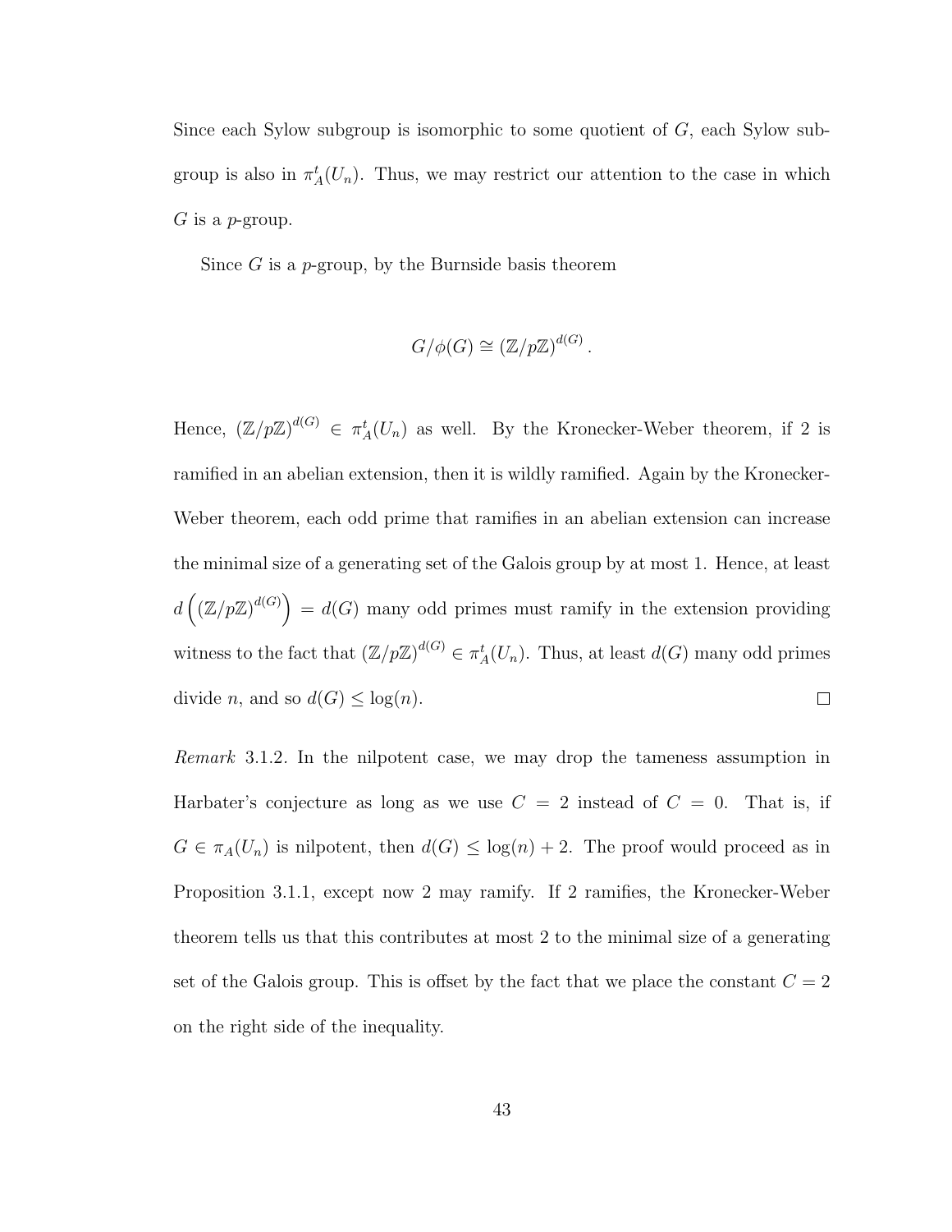Since each Sylow subgroup is isomorphic to some quotient of $G$, each Sylow subgroup is also in $\pi_A^t(U_n)$. Thus, we may restrict our attention to the case in which $G$ is a $p$-group.

Since $G$ is a $p$-group, by the Burnside basis theorem

$$G/\phi(G) \cong (\mathbb{Z}/p\mathbb{Z})^{d(G)}.$$

Hence, $(\mathbb{Z}/p\mathbb{Z})^{d(G)} \in \pi_A^t(U_n)$ as well. By the Kronecker-Weber theorem, if 2 is ramified in an abelian extension, then it is wildly ramified. Again by the Kronecker-Weber theorem, each odd prime that ramifies in an abelian extension can increase the minimal size of a generating set of the Galois group by at most 1. Hence, at least $d\left((\mathbb{Z}/p\mathbb{Z})^{d(G)}\right) = d(G)$ many odd primes must ramify in the extension providing witness to the fact that $(\mathbb{Z}/p\mathbb{Z})^{d(G)} \in \pi_A^t(U_n)$. Thus, at least $d(G)$ many odd primes divide $n$, and so $d(G) \leq \log(n)$. $\square$

*Remark* 3.1.2. In the nilpotent case, we may drop the tameness assumption in Harbater's conjecture as long as we use $C = 2$ instead of $C = 0$. That is, if $G \in \pi_A(U_n)$ is nilpotent, then $d(G) \leq \log(n) + 2$. The proof would proceed as in Proposition 3.1.1, except now 2 may ramify. If 2 ramifies, the Kronecker-Weber theorem tells us that this contributes at most 2 to the minimal size of a generating set of the Galois group. This is offset by the fact that we place the constant $C = 2$ on the right side of the inequality.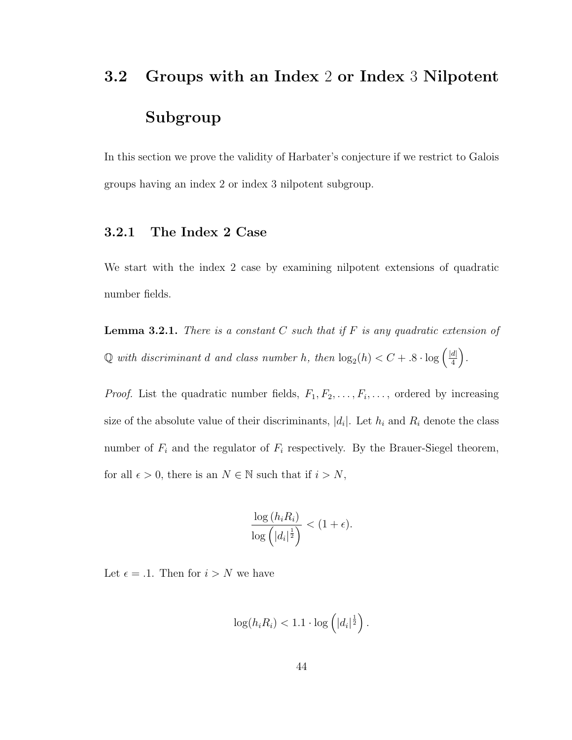## 3.2 Groups with an Index 2 or Index 3 Nilpotent Subgroup

In this section we prove the validity of Harbater's conjecture if we restrict to Galois groups having an index 2 or index 3 nilpotent subgroup.

### 3.2.1 The Index 2 Case

We start with the index 2 case by examining nilpotent extensions of quadratic number fields.

**Lemma 3.2.1.** *There is a constant $C$ such that if $F$ is any quadratic extension of $\mathbb{Q}$ with discriminant $d$ and class number $h$, then $\log_2(h) < C + .8 \cdot \log\left(\frac{|d|}{4}\right)$.*

*Proof.* List the quadratic number fields, $F_1, F_2, \ldots, F_i, \ldots$, ordered by increasing size of the absolute value of their discriminants, $|d_i|$. Let $h_i$ and $R_i$ denote the class number of $F_i$ and the regulator of $F_i$ respectively. By the Brauer-Siegel theorem, for all $\epsilon > 0$, there is an $N \in \mathbb{N}$ such that if $i > N$,

$$\frac{\log(h_i R_i)}{\log\left(|d_i|^{\frac{1}{2}}\right)} < (1 + \epsilon).$$

Let $\epsilon = .1$. Then for $i > N$ we have

$$\log(h_i R_i) < 1.1 \cdot \log\left(|d_i|^{\frac{1}{2}}\right).$$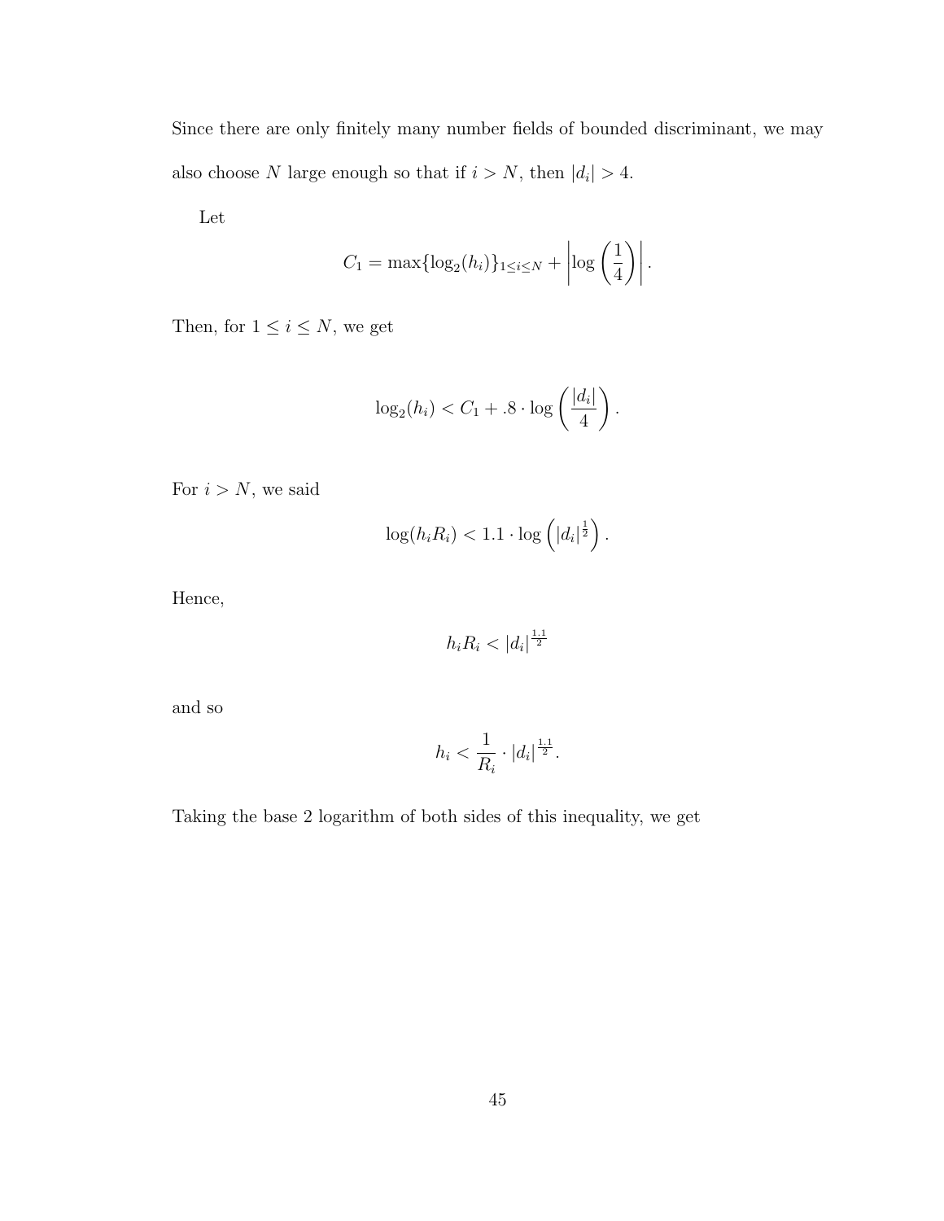Since there are only finitely many number fields of bounded discriminant, we may also choose $N$ large enough so that if $i > N$, then $|d_i| > 4$.

Let

$$C_1 = \max\{\log_2(h_i)\}_{1 \le i \le N} + \left|\log\left(\frac{1}{4}\right)\right|.$$

Then, for $1 \le i \le N$, we get

$$\log_2(h_i) < C_1 + .8 \cdot \log\left(\frac{|d_i|}{4}\right).$$

For $i > N$, we said

$$\log(h_i R_i) < 1.1 \cdot \log\left(|d_i|^{\frac{1}{2}}\right).$$

Hence,

$$h_i R_i < |d_i|^{\frac{1.1}{2}}$$

and so

$$h_i < \frac{1}{R_i} \cdot |d_i|^{\frac{1.1}{2}}.$$

Taking the base 2 logarithm of both sides of this inequality, we get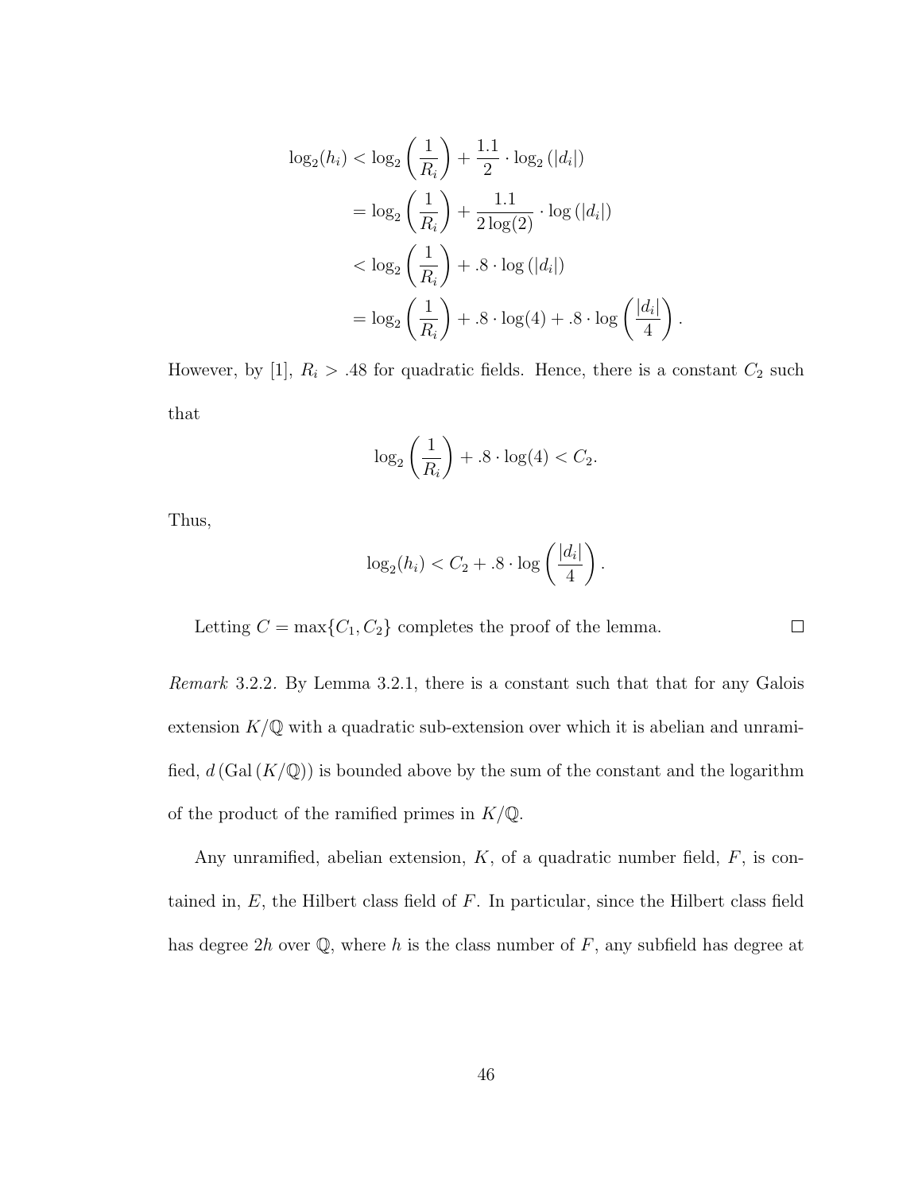$$
\begin{aligned}
\log_2(h_i) &< \log_2\left(\frac{1}{R_i}\right) + \frac{1.1}{2} \cdot \log_2\left(|d_i|\right) \\
&= \log_2\left(\frac{1}{R_i}\right) + \frac{1.1}{2\log(2)} \cdot \log\left(|d_i|\right) \\
&< \log_2\left(\frac{1}{R_i}\right) + .8 \cdot \log\left(|d_i|\right) \\
&= \log_2\left(\frac{1}{R_i}\right) + .8 \cdot \log(4) + .8 \cdot \log\left(\frac{|d_i|}{4}\right).
\end{aligned}
$$

However, by [1], $R_i > .48$ for quadratic fields. Hence, there is a constant $C_2$ such that

$$
\log_2\left(\frac{1}{R_i}\right) + .8 \cdot \log(4) < C_2.
$$

Thus,

$$
\log_2(h_i) < C_2 + .8 \cdot \log\left(\frac{|d_i|}{4}\right).
$$

Letting $C = \max\{C_1, C_2\}$ completes the proof of the lemma. $\square$

*Remark* 3.2.2. By Lemma 3.2.1, there is a constant such that that for any Galois extension $K/\mathbb{Q}$ with a quadratic sub-extension over which it is abelian and unramified, $d\left(\mathrm{Gal}\left(K/\mathbb{Q}\right)\right)$ is bounded above by the sum of the constant and the logarithm of the product of the ramified primes in $K/\mathbb{Q}$.

Any unramified, abelian extension, $K$, of a quadratic number field, $F$, is contained in, $E$, the Hilbert class field of $F$. In particular, since the Hilbert class field has degree $2h$ over $\mathbb{Q}$, where $h$ is the class number of $F$, any subfield has degree at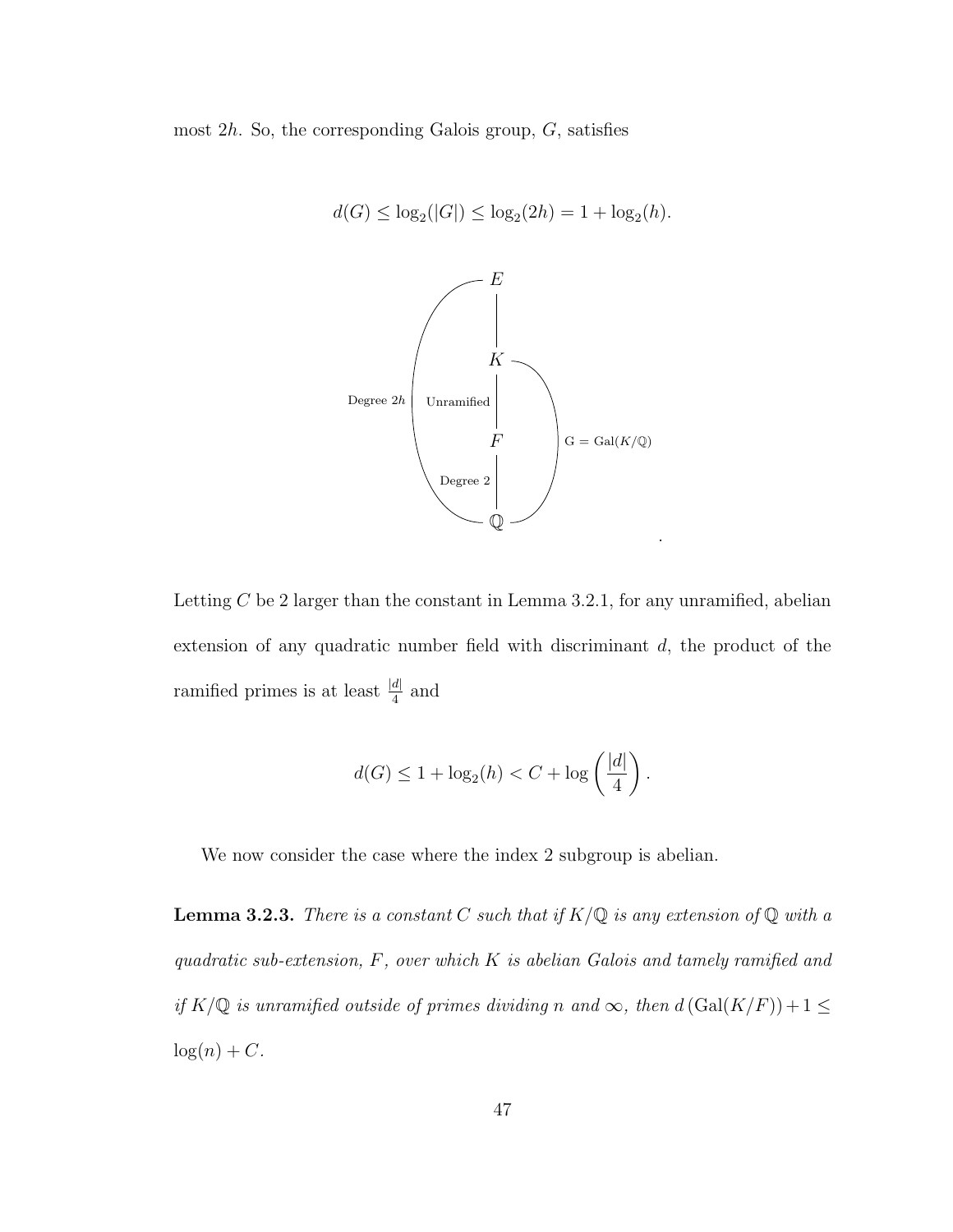most $2h$. So, the corresponding Galois group, $G$, satisfies

$$d(G) \leq \log_2(|G|) \leq \log_2(2h) = 1 + \log_2(h).$$

$$\begin{array}{c} E \\ | \\ K \\ | \text{ Unramified} \\ F \\ | \text{ Degree } 2 \\ \mathbb{Q} \end{array} \qquad E/\mathbb{Q}: \text{Degree } 2h, \quad \mathrm{G} = \mathrm{Gal}(K/\mathbb{Q}).$$

Letting $C$ be 2 larger than the constant in Lemma 3.2.1, for any unramified, abelian extension of any quadratic number field with discriminant $d$, the product of the ramified primes is at least $\frac{|d|}{4}$ and

$$d(G) \leq 1 + \log_2(h) < C + \log\left(\frac{|d|}{4}\right).$$

We now consider the case where the index 2 subgroup is abelian.

**Lemma 3.2.3.** *There is a constant $C$ such that if $K/\mathbb{Q}$ is any extension of $\mathbb{Q}$ with a quadratic sub-extension, $F$, over which $K$ is abelian Galois and tamely ramified and if $K/\mathbb{Q}$ is unramified outside of primes dividing $n$ and $\infty$, then $d\left(\mathrm{Gal}(K/F)\right) + 1 \leq \log(n) + C$.*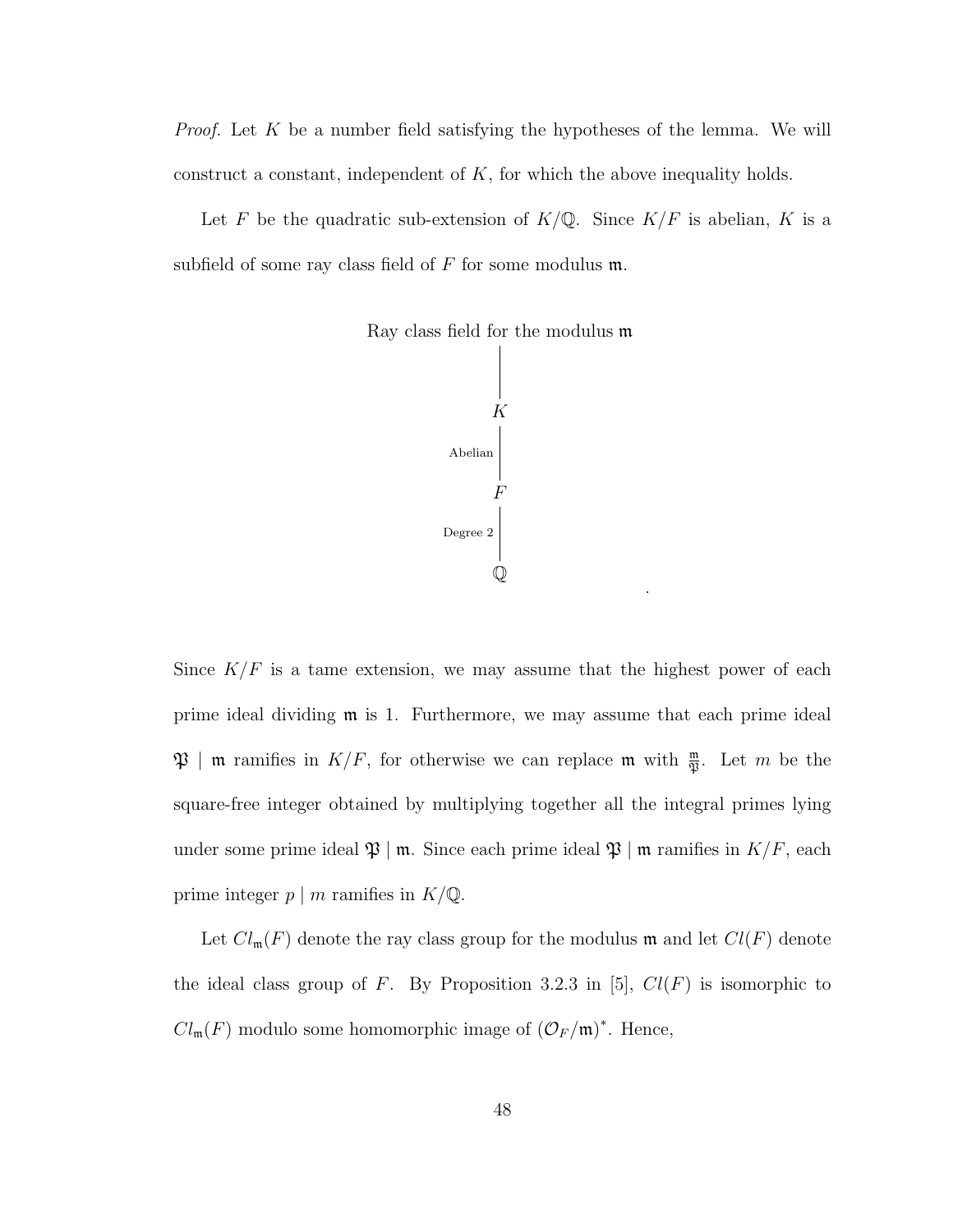*Proof.* Let $K$ be a number field satisfying the hypotheses of the lemma. We will construct a constant, independent of $K$, for which the above inequality holds.

Let $F$ be the quadratic sub-extension of $K/\mathbb{Q}$. Since $K/F$ is abelian, $K$ is a subfield of some ray class field of $F$ for some modulus $\mathfrak{m}$.

$$
\begin{array}{c}
\text{Ray class field for the modulus } \mathfrak{m} \\
| \\
K \\
\text{Abelian} \; | \\
F \\
\text{Degree 2} \; | \\
\mathbb{Q}
\end{array}
.
$$

Since $K/F$ is a tame extension, we may assume that the highest power of each prime ideal dividing $\mathfrak{m}$ is 1. Furthermore, we may assume that each prime ideal $\mathfrak{P} \mid \mathfrak{m}$ ramifies in $K/F$, for otherwise we can replace $\mathfrak{m}$ with $\frac{\mathfrak{m}}{\mathfrak{P}}$. Let $m$ be the square-free integer obtained by multiplying together all the integral primes lying under some prime ideal $\mathfrak{P} \mid \mathfrak{m}$. Since each prime ideal $\mathfrak{P} \mid \mathfrak{m}$ ramifies in $K/F$, each prime integer $p \mid m$ ramifies in $K/\mathbb{Q}$.

Let $Cl_{\mathfrak{m}}(F)$ denote the ray class group for the modulus $\mathfrak{m}$ and let $Cl(F)$ denote the ideal class group of $F$. By Proposition 3.2.3 in [5], $Cl(F)$ is isomorphic to $Cl_{\mathfrak{m}}(F)$ modulo some homomorphic image of $(\mathcal{O}_F/\mathfrak{m})^*$. Hence,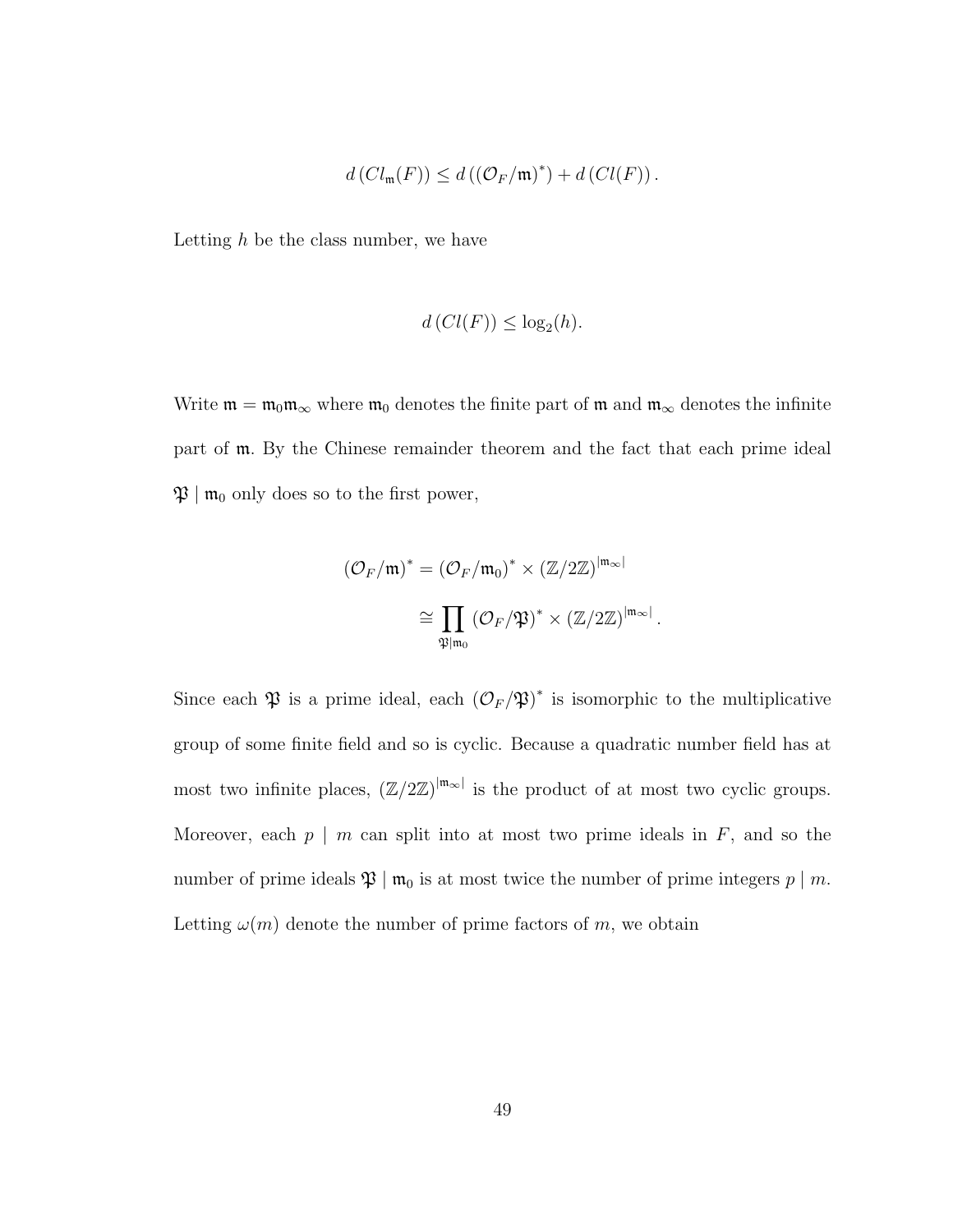$$d\left(Cl_{\mathfrak{m}}(F)\right) \leq d\left((\mathcal{O}_F/\mathfrak{m})^*\right) + d\left(Cl(F)\right).$$

Letting $h$ be the class number, we have

$$d\left(Cl(F)\right) \leq \log_2(h).$$

Write $\mathfrak{m} = \mathfrak{m}_0\mathfrak{m}_\infty$ where $\mathfrak{m}_0$ denotes the finite part of $\mathfrak{m}$ and $\mathfrak{m}_\infty$ denotes the infinite part of $\mathfrak{m}$. By the Chinese remainder theorem and the fact that each prime ideal $\mathfrak{P} \mid \mathfrak{m}_0$ only does so to the first power,

$$\begin{aligned}
(\mathcal{O}_F/\mathfrak{m})^* &= (\mathcal{O}_F/\mathfrak{m}_0)^* \times (\mathbb{Z}/2\mathbb{Z})^{|\mathfrak{m}_\infty|} \\
&\cong \prod_{\mathfrak{P} \mid \mathfrak{m}_0} (\mathcal{O}_F/\mathfrak{P})^* \times (\mathbb{Z}/2\mathbb{Z})^{|\mathfrak{m}_\infty|}.
\end{aligned}$$

Since each $\mathfrak{P}$ is a prime ideal, each $(\mathcal{O}_F/\mathfrak{P})^*$ is isomorphic to the multiplicative group of some finite field and so is cyclic. Because a quadratic number field has at most two infinite places, $(\mathbb{Z}/2\mathbb{Z})^{|\mathfrak{m}_\infty|}$ is the product of at most two cyclic groups. Moreover, each $p \mid m$ can split into at most two prime ideals in $F$, and so the number of prime ideals $\mathfrak{P} \mid \mathfrak{m}_0$ is at most twice the number of prime integers $p \mid m$. Letting $\omega(m)$ denote the number of prime factors of $m$, we obtain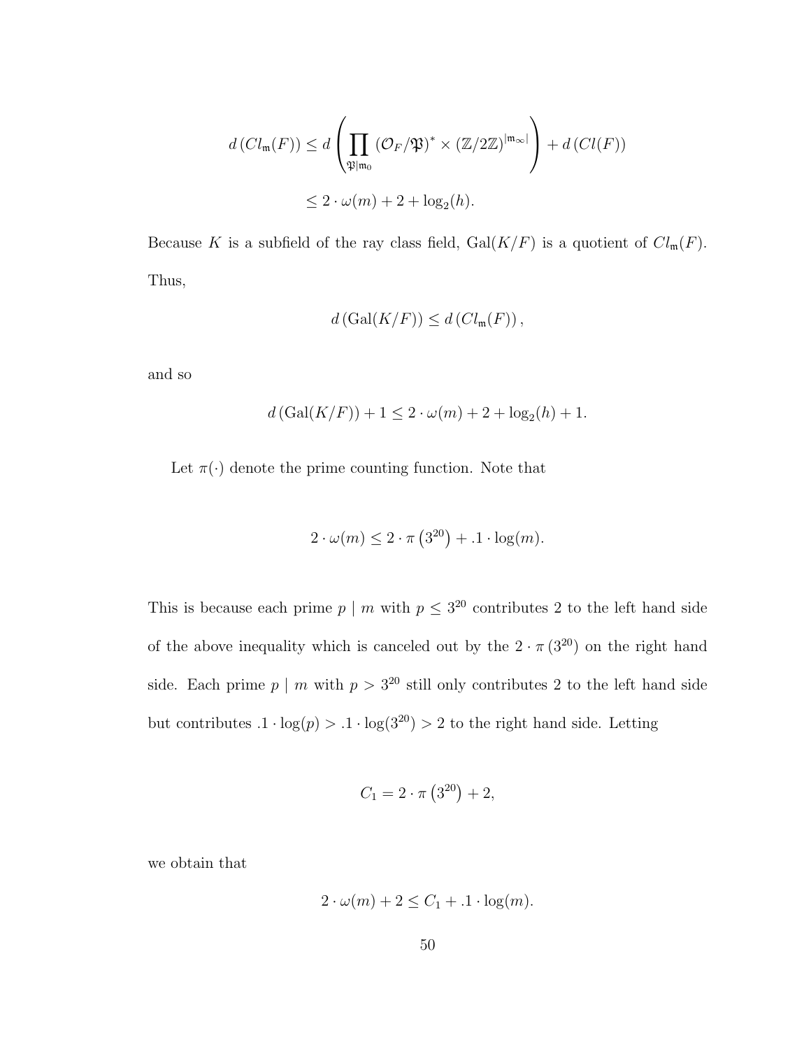$$
\begin{aligned}
d\left(Cl_{\mathfrak{m}}(F)\right) &\leq d\left(\prod_{\mathfrak{P}|\mathfrak{m}_0} \left(\mathcal{O}_F/\mathfrak{P}\right)^* \times \left(\mathbb{Z}/2\mathbb{Z}\right)^{|\mathfrak{m}_\infty|}\right) + d\left(Cl(F)\right) \\
&\leq 2 \cdot \omega(m) + 2 + \log_2(h).
\end{aligned}
$$

Because $K$ is a subfield of the ray class field, $\mathrm{Gal}(K/F)$ is a quotient of $Cl_{\mathfrak{m}}(F)$. Thus,

$$
d\left(\mathrm{Gal}(K/F)\right) \leq d\left(Cl_{\mathfrak{m}}(F)\right),
$$

and so

$$
d\left(\mathrm{Gal}(K/F)\right) + 1 \leq 2 \cdot \omega(m) + 2 + \log_2(h) + 1.
$$

Let $\pi(\cdot)$ denote the prime counting function. Note that

$$
2 \cdot \omega(m) \leq 2 \cdot \pi\left(3^{20}\right) + .1 \cdot \log(m).
$$

This is because each prime $p \mid m$ with $p \leq 3^{20}$ contributes 2 to the left hand side of the above inequality which is canceled out by the $2 \cdot \pi\left(3^{20}\right)$ on the right hand side. Each prime $p \mid m$ with $p > 3^{20}$ still only contributes 2 to the left hand side but contributes $.1 \cdot \log(p) > .1 \cdot \log(3^{20}) > 2$ to the right hand side. Letting

$$
C_1 = 2 \cdot \pi\left(3^{20}\right) + 2,
$$

we obtain that

$$
2 \cdot \omega(m) + 2 \leq C_1 + .1 \cdot \log(m).
$$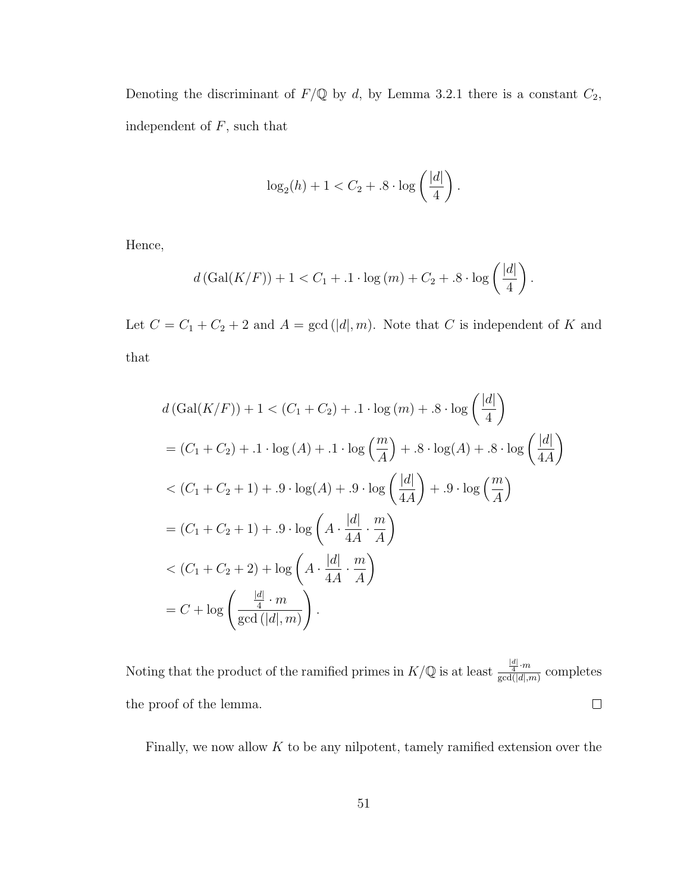Denoting the discriminant of $F/\mathbb{Q}$ by $d$, by Lemma 3.2.1 there is a constant $C_2$, independent of $F$, such that

$$\log_2(h) + 1 < C_2 + .8 \cdot \log\left(\frac{|d|}{4}\right).$$

Hence,

$$d\left(\mathrm{Gal}(K/F)\right) + 1 < C_1 + .1 \cdot \log\left(m\right) + C_2 + .8 \cdot \log\left(\frac{|d|}{4}\right).$$

Let $C = C_1 + C_2 + 2$ and $A = \gcd\left(|d|, m\right)$. Note that $C$ is independent of $K$ and that

$$\begin{aligned}
d\left(\mathrm{Gal}(K/F)\right) + 1 &< (C_1 + C_2) + .1 \cdot \log\left(m\right) + .8 \cdot \log\left(\frac{|d|}{4}\right) \\
&= (C_1 + C_2) + .1 \cdot \log\left(A\right) + .1 \cdot \log\left(\frac{m}{A}\right) + .8 \cdot \log(A) + .8 \cdot \log\left(\frac{|d|}{4A}\right) \\
&< (C_1 + C_2 + 1) + .9 \cdot \log(A) + .9 \cdot \log\left(\frac{|d|}{4A}\right) + .9 \cdot \log\left(\frac{m}{A}\right) \\
&= (C_1 + C_2 + 1) + .9 \cdot \log\left(A \cdot \frac{|d|}{4A} \cdot \frac{m}{A}\right) \\
&< (C_1 + C_2 + 2) + \log\left(A \cdot \frac{|d|}{4A} \cdot \frac{m}{A}\right) \\
&= C + \log\left(\frac{\frac{|d|}{4} \cdot m}{\gcd\left(|d|, m\right)}\right).
\end{aligned}$$

Noting that the product of the ramified primes in $K/\mathbb{Q}$ is at least $\frac{\frac{|d|}{4} \cdot m}{\gcd(|d|,m)}$ completes the proof of the lemma. $\square$

Finally, we now allow $K$ to be any nilpotent, tamely ramified extension over the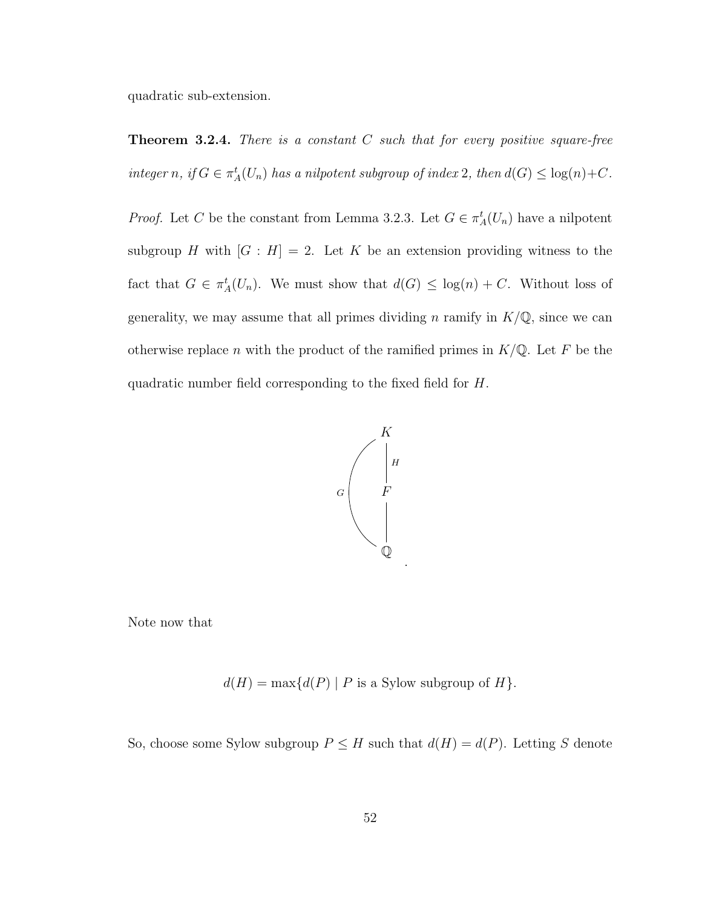quadratic sub-extension.

**Theorem 3.2.4.** *There is a constant $C$ such that for every positive square-free integer $n$, if $G \in \pi_A^t(U_n)$ has a nilpotent subgroup of index 2, then $d(G) \leq \log(n)+C$.*

*Proof.* Let $C$ be the constant from Lemma 3.2.3. Let $G \in \pi_A^t(U_n)$ have a nilpotent subgroup $H$ with $[G : H] = 2$. Let $K$ be an extension providing witness to the fact that $G \in \pi_A^t(U_n)$. We must show that $d(G) \leq \log(n) + C$. Without loss of generality, we may assume that all primes dividing $n$ ramify in $K/\mathbb{Q}$, since we can otherwise replace $n$ with the product of the ramified primes in $K/\mathbb{Q}$. Let $F$ be the quadratic number field corresponding to the fixed field for $H$.

$$\begin{array}{c} K \\ \Big| {\scriptstyle H} \\ F \\ \Big| \\ \mathbb{Q} \end{array} \qquad (G = \mathrm{Gal}(K/\mathbb{Q}))$$

Note now that

$$d(H) = \max\{d(P) \mid P \text{ is a Sylow subgroup of } H\}.$$

So, choose some Sylow subgroup $P \leq H$ such that $d(H) = d(P)$. Letting $S$ denote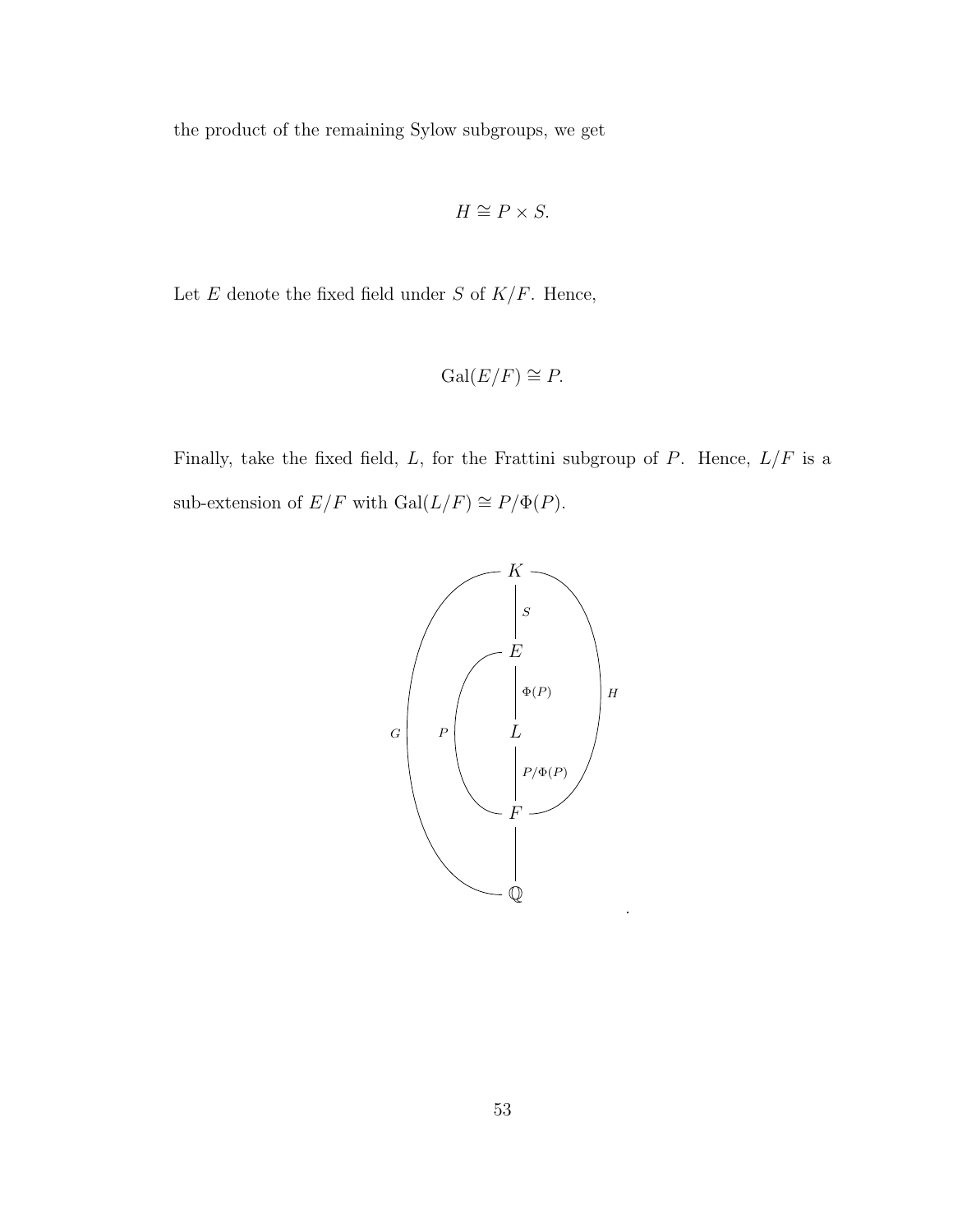the product of the remaining Sylow subgroups, we get

$$H \cong P \times S.$$

Let $E$ denote the fixed field under $S$ of $K/F$. Hence,

$$\mathrm{Gal}(E/F) \cong P.$$

Finally, take the fixed field, $L$, for the Frattini subgroup of $P$. Hence, $L/F$ is a sub-extension of $E/F$ with $\mathrm{Gal}(L/F) \cong P/\Phi(P)$.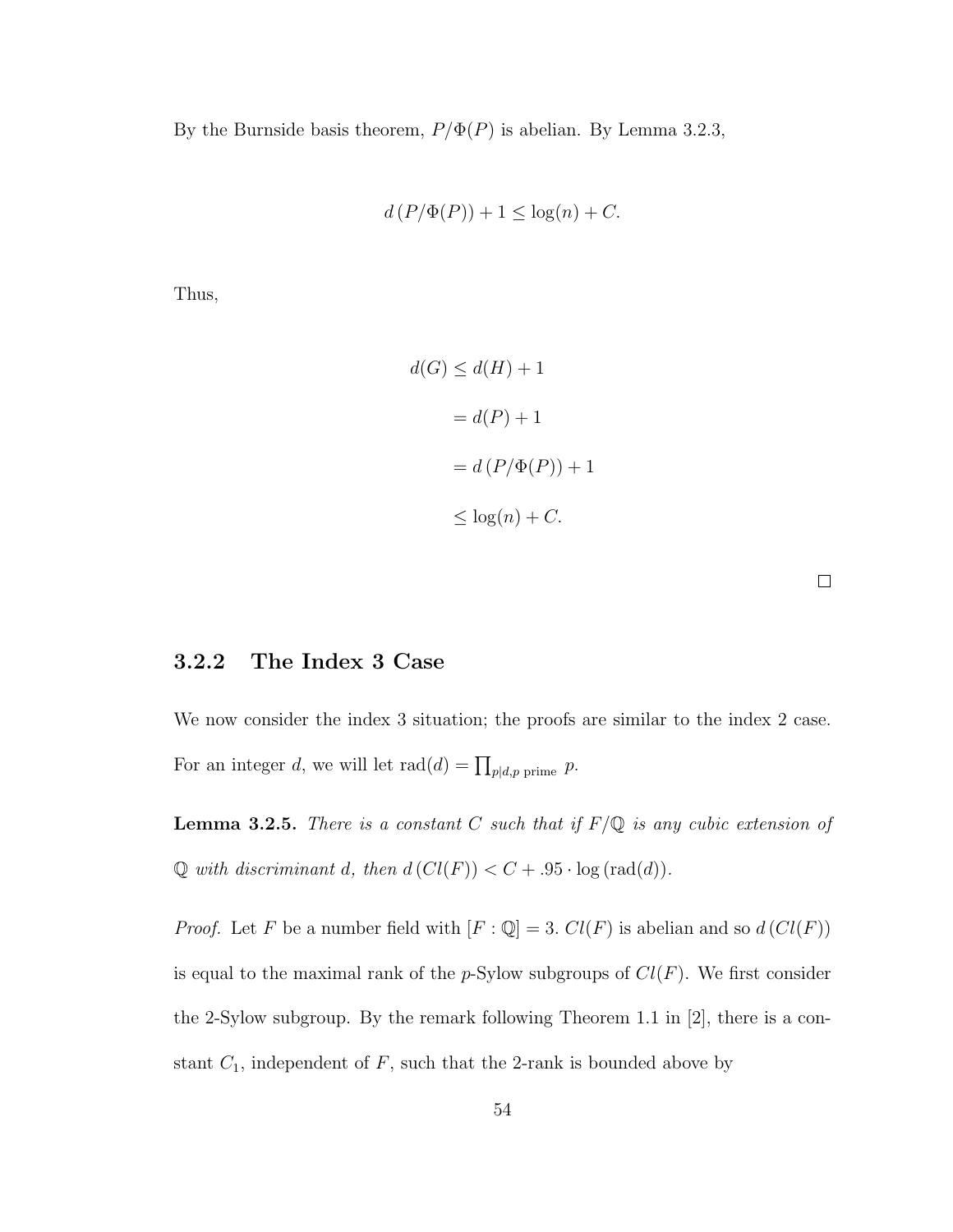By the Burnside basis theorem, $P/\Phi(P)$ is abelian. By Lemma 3.2.3,

$$d\left(P/\Phi(P)\right) + 1 \leq \log(n) + C.$$

Thus,

$$\begin{aligned}
d(G) &\leq d(H) + 1 \\
&= d(P) + 1 \\
&= d\left(P/\Phi(P)\right) + 1 \\
&\leq \log(n) + C.
\end{aligned}$$

□

### 3.2.2 The Index 3 Case

We now consider the index 3 situation; the proofs are similar to the index 2 case. For an integer $d$, we will let $\text{rad}(d) = \prod_{p|d, p \text{ prime}} p$.

**Lemma 3.2.5.** *There is a constant $C$ such that if $F/\mathbb{Q}$ is any cubic extension of $\mathbb{Q}$ with discriminant $d$, then $d\left(Cl(F)\right) < C + .95 \cdot \log\left(\text{rad}(d)\right)$.*

*Proof.* Let $F$ be a number field with $[F : \mathbb{Q}] = 3$. $Cl(F)$ is abelian and so $d\left(Cl(F)\right)$ is equal to the maximal rank of the $p$-Sylow subgroups of $Cl(F)$. We first consider the 2-Sylow subgroup. By the remark following Theorem 1.1 in [2], there is a constant $C_1$, independent of $F$, such that the 2-rank is bounded above by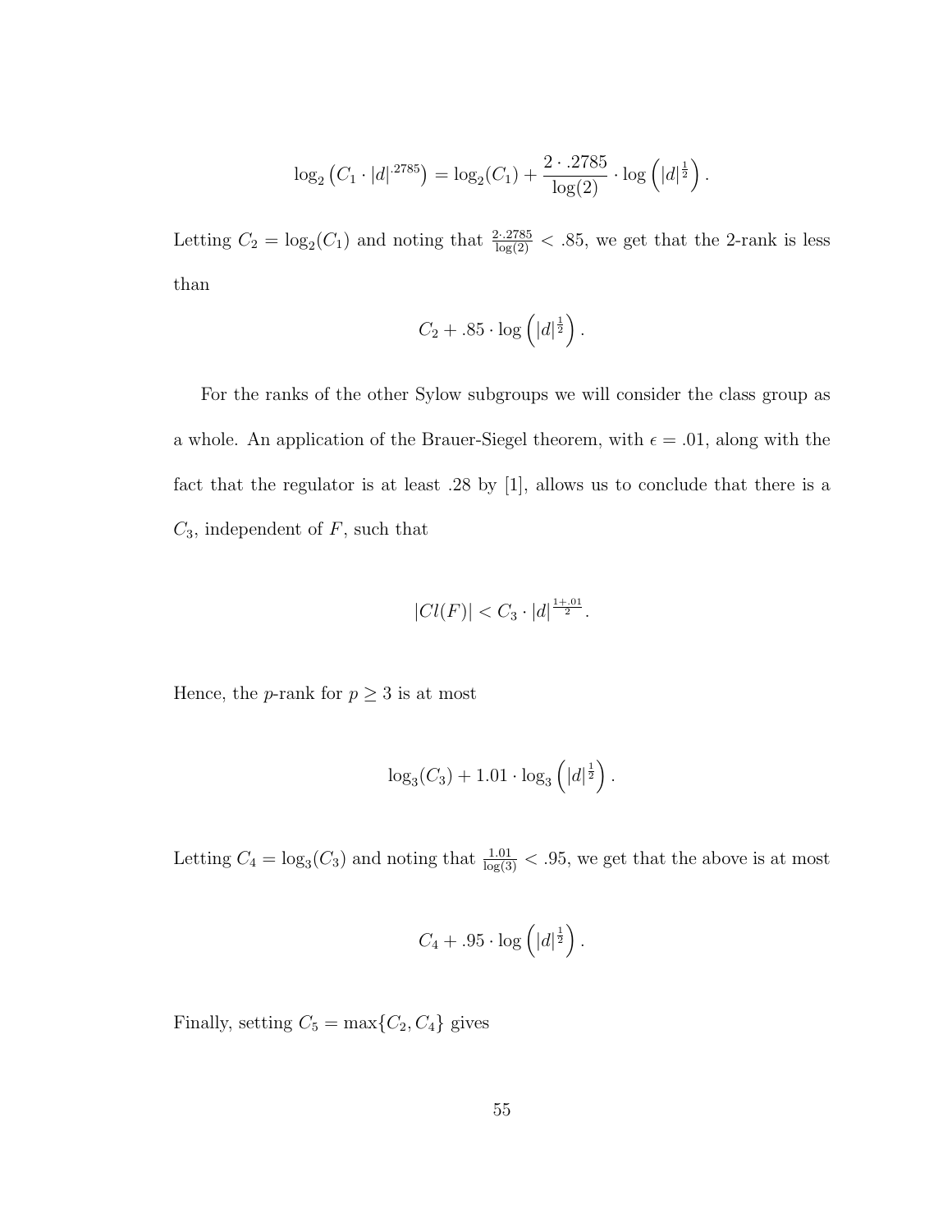$$\log_2\left(C_1 \cdot |d|^{.2785}\right) = \log_2(C_1) + \frac{2 \cdot .2785}{\log(2)} \cdot \log\left(|d|^{\frac{1}{2}}\right).$$

Letting $C_2 = \log_2(C_1)$ and noting that $\frac{2 \cdot .2785}{\log(2)} < .85$, we get that the 2-rank is less than

$$C_2 + .85 \cdot \log\left(|d|^{\frac{1}{2}}\right).$$

For the ranks of the other Sylow subgroups we will consider the class group as a whole. An application of the Brauer-Siegel theorem, with $\epsilon = .01$, along with the fact that the regulator is at least .28 by [1], allows us to conclude that there is a $C_3$, independent of $F$, such that

$$|Cl(F)| < C_3 \cdot |d|^{\frac{1+.01}{2}}.$$

Hence, the $p$-rank for $p \geq 3$ is at most

$$\log_3(C_3) + 1.01 \cdot \log_3\left(|d|^{\frac{1}{2}}\right).$$

Letting $C_4 = \log_3(C_3)$ and noting that $\frac{1.01}{\log(3)} < .95$, we get that the above is at most

$$C_4 + .95 \cdot \log\left(|d|^{\frac{1}{2}}\right).$$

Finally, setting $C_5 = \max\{C_2, C_4\}$ gives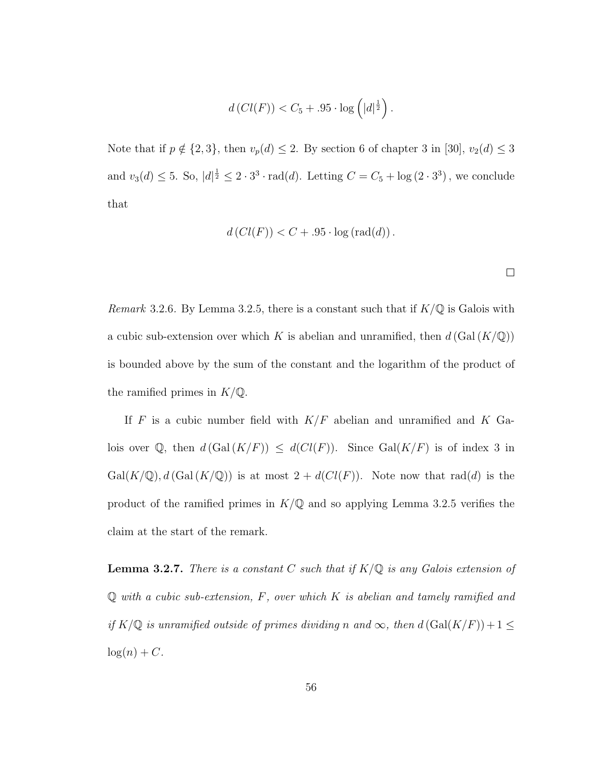$$d\left(Cl(F)\right) < C_5 + .95 \cdot \log\left(|d|^{\frac{1}{2}}\right).$$

Note that if $p \notin \{2,3\}$, then $v_p(d) \leq 2$. By section 6 of chapter 3 in [30], $v_2(d) \leq 3$ and $v_3(d) \leq 5$. So, $|d|^{\frac{1}{2}} \leq 2 \cdot 3^3 \cdot \mathrm{rad}(d)$. Letting $C = C_5 + \log\left(2 \cdot 3^3\right)$, we conclude that

$$d\left(Cl(F)\right) < C + .95 \cdot \log\left(\mathrm{rad}(d)\right).$$

□

*Remark* 3.2.6. By Lemma 3.2.5, there is a constant such that if $K/\mathbb{Q}$ is Galois with a cubic sub-extension over which $K$ is abelian and unramified, then $d\left(\mathrm{Gal}\left(K/\mathbb{Q}\right)\right)$ is bounded above by the sum of the constant and the logarithm of the product of the ramified primes in $K/\mathbb{Q}$.

If $F$ is a cubic number field with $K/F$ abelian and unramified and $K$ Galois over $\mathbb{Q}$, then $d\left(\mathrm{Gal}\left(K/F\right)\right) \leq d(Cl(F))$. Since $\mathrm{Gal}(K/F)$ is of index 3 in $\mathrm{Gal}(K/\mathbb{Q}), d\left(\mathrm{Gal}\left(K/\mathbb{Q}\right)\right)$ is at most $2 + d(Cl(F))$. Note now that $\mathrm{rad}(d)$ is the product of the ramified primes in $K/\mathbb{Q}$ and so applying Lemma 3.2.5 verifies the claim at the start of the remark.

**Lemma 3.2.7.** *There is a constant $C$ such that if $K/\mathbb{Q}$ is any Galois extension of $\mathbb{Q}$ with a cubic sub-extension, $F$, over which $K$ is abelian and tamely ramified and if $K/\mathbb{Q}$ is unramified outside of primes dividing $n$ and $\infty$, then $d\left(\mathrm{Gal}(K/F)\right) + 1 \leq \log(n) + C$.*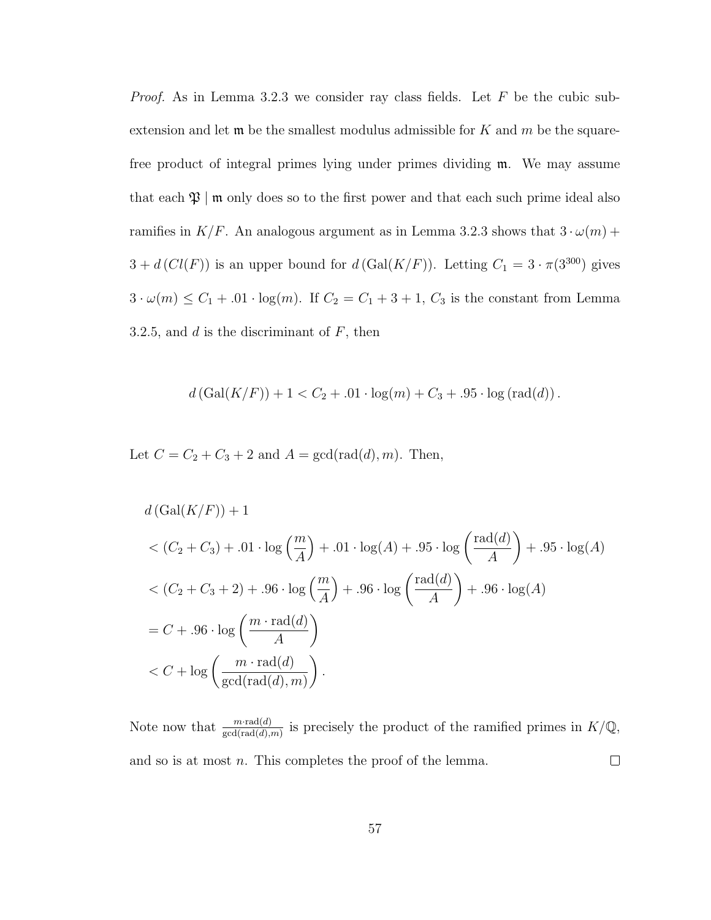*Proof.* As in Lemma 3.2.3 we consider ray class fields. Let $F$ be the cubic subextension and let $\mathfrak{m}$ be the smallest modulus admissible for $K$ and $m$ be the square-free product of integral primes lying under primes dividing $\mathfrak{m}$. We may assume that each $\mathfrak{P} \mid \mathfrak{m}$ only does so to the first power and that each such prime ideal also ramifies in $K/F$. An analogous argument as in Lemma 3.2.3 shows that $3 \cdot \omega(m) + 3 + d\left(Cl(F)\right)$ is an upper bound for $d\left(\mathrm{Gal}(K/F)\right)$. Letting $C_1 = 3 \cdot \pi(3^{300})$ gives $3 \cdot \omega(m) \leq C_1 + .01 \cdot \log(m)$. If $C_2 = C_1 + 3 + 1$, $C_3$ is the constant from Lemma 3.2.5, and $d$ is the discriminant of $F$, then

$$d\left(\mathrm{Gal}(K/F)\right) + 1 < C_2 + .01 \cdot \log(m) + C_3 + .95 \cdot \log\left(\mathrm{rad}(d)\right).$$

Let $C = C_2 + C_3 + 2$ and $A = \gcd(\mathrm{rad}(d), m)$. Then,

$$\begin{aligned}
&d\left(\mathrm{Gal}(K/F)\right) + 1 \\
&< (C_2 + C_3) + .01 \cdot \log\left(\frac{m}{A}\right) + .01 \cdot \log(A) + .95 \cdot \log\left(\frac{\mathrm{rad}(d)}{A}\right) + .95 \cdot \log(A) \\
&< (C_2 + C_3 + 2) + .96 \cdot \log\left(\frac{m}{A}\right) + .96 \cdot \log\left(\frac{\mathrm{rad}(d)}{A}\right) + .96 \cdot \log(A) \\
&= C + .96 \cdot \log\left(\frac{m \cdot \mathrm{rad}(d)}{A}\right) \\
&< C + \log\left(\frac{m \cdot \mathrm{rad}(d)}{\gcd(\mathrm{rad}(d), m)}\right).
\end{aligned}$$

Note now that $\frac{m \cdot \mathrm{rad}(d)}{\gcd(\mathrm{rad}(d),m)}$ is precisely the product of the ramified primes in $K/\mathbb{Q}$, and so is at most $n$. This completes the proof of the lemma. □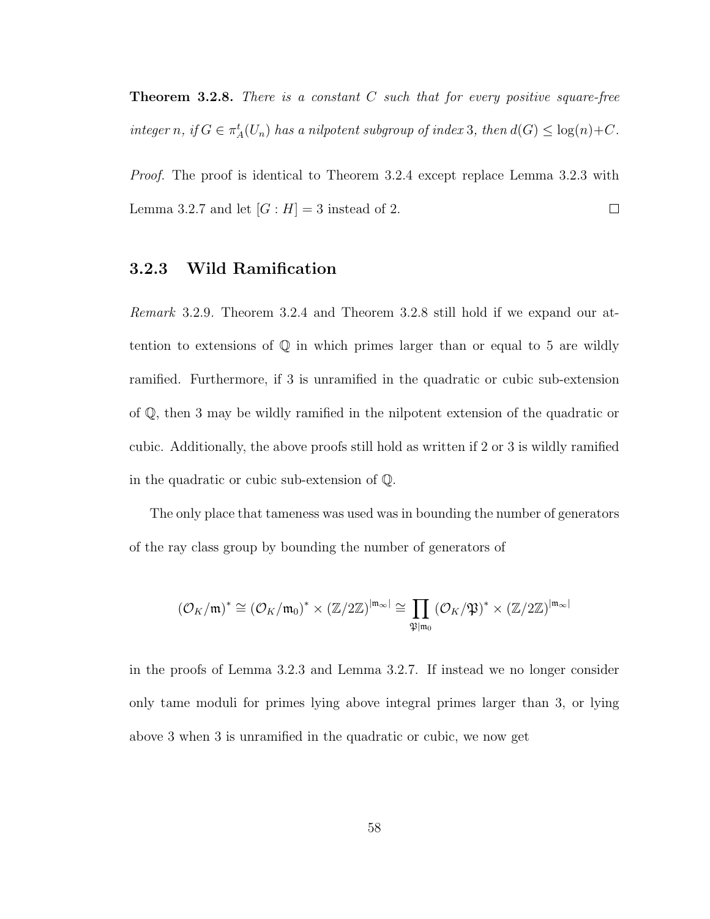**Theorem 3.2.8.** *There is a constant $C$ such that for every positive square-free integer $n$, if $G \in \pi_A^t(U_n)$ has a nilpotent subgroup of index 3, then $d(G) \leq \log(n) + C$.*

*Proof.* The proof is identical to Theorem 3.2.4 except replace Lemma 3.2.3 with Lemma 3.2.7 and let $[G : H] = 3$ instead of 2. $\square$

### 3.2.3 Wild Ramification

*Remark* 3.2.9. Theorem 3.2.4 and Theorem 3.2.8 still hold if we expand our attention to extensions of $\mathbb{Q}$ in which primes larger than or equal to 5 are wildly ramified. Furthermore, if 3 is unramified in the quadratic or cubic sub-extension of $\mathbb{Q}$, then 3 may be wildly ramified in the nilpotent extension of the quadratic or cubic. Additionally, the above proofs still hold as written if 2 or 3 is wildly ramified in the quadratic or cubic sub-extension of $\mathbb{Q}$.

The only place that tameness was used was in bounding the number of generators of the ray class group by bounding the number of generators of

$$(\mathcal{O}_K/\mathfrak{m})^* \cong (\mathcal{O}_K/\mathfrak{m}_0)^* \times (\mathbb{Z}/2\mathbb{Z})^{|\mathfrak{m}_\infty|} \cong \prod_{\mathfrak{P}|\mathfrak{m}_0} (\mathcal{O}_K/\mathfrak{P})^* \times (\mathbb{Z}/2\mathbb{Z})^{|\mathfrak{m}_\infty|}$$

in the proofs of Lemma 3.2.3 and Lemma 3.2.7. If instead we no longer consider only tame moduli for primes lying above integral primes larger than 3, or lying above 3 when 3 is unramified in the quadratic or cubic, we now get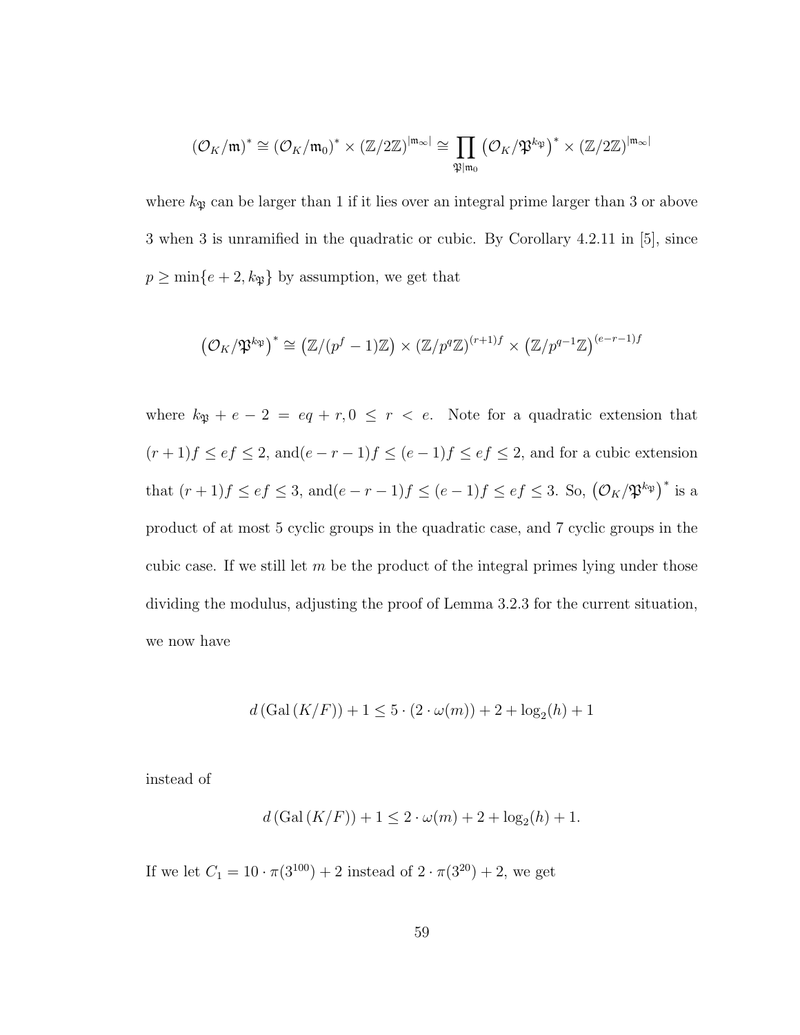$$\left(\mathcal{O}_K/\mathfrak{m}\right)^* \cong \left(\mathcal{O}_K/\mathfrak{m}_0\right)^* \times \left(\mathbb{Z}/2\mathbb{Z}\right)^{|\mathfrak{m}_\infty|} \cong \prod_{\mathfrak{P}|\mathfrak{m}_0} \left(\mathcal{O}_K/\mathfrak{P}^{k_\mathfrak{P}}\right)^* \times \left(\mathbb{Z}/2\mathbb{Z}\right)^{|\mathfrak{m}_\infty|}$$

where $k_\mathfrak{P}$ can be larger than 1 if it lies over an integral prime larger than 3 or above 3 when 3 is unramified in the quadratic or cubic. By Corollary 4.2.11 in [5], since $p \geq \min\{e+2, k_\mathfrak{P}\}$ by assumption, we get that

$$\left(\mathcal{O}_K/\mathfrak{P}^{k_\mathfrak{P}}\right)^* \cong \left(\mathbb{Z}/(p^f-1)\mathbb{Z}\right) \times \left(\mathbb{Z}/p^q\mathbb{Z}\right)^{(r+1)f} \times \left(\mathbb{Z}/p^{q-1}\mathbb{Z}\right)^{(e-r-1)f}$$

where $k_\mathfrak{P} + e - 2 = eq + r, 0 \leq r < e$. Note for a quadratic extension that $(r+1)f \leq ef \leq 2$, and$(e-r-1)f \leq (e-1)f \leq ef \leq 2$, and for a cubic extension that $(r+1)f \leq ef \leq 3$, and$(e-r-1)f \leq (e-1)f \leq ef \leq 3$. So, $\left(\mathcal{O}_K/\mathfrak{P}^{k_\mathfrak{P}}\right)^*$ is a product of at most 5 cyclic groups in the quadratic case, and 7 cyclic groups in the cubic case. If we still let $m$ be the product of the integral primes lying under those dividing the modulus, adjusting the proof of Lemma 3.2.3 for the current situation, we now have

$$d\left(\mathrm{Gal}\left(K/F\right)\right) + 1 \leq 5 \cdot \left(2 \cdot \omega(m)\right) + 2 + \log_2(h) + 1$$

instead of

$$d\left(\mathrm{Gal}\left(K/F\right)\right) + 1 \leq 2 \cdot \omega(m) + 2 + \log_2(h) + 1.$$

If we let $C_1 = 10 \cdot \pi(3^{100}) + 2$ instead of $2 \cdot \pi(3^{20}) + 2$, we get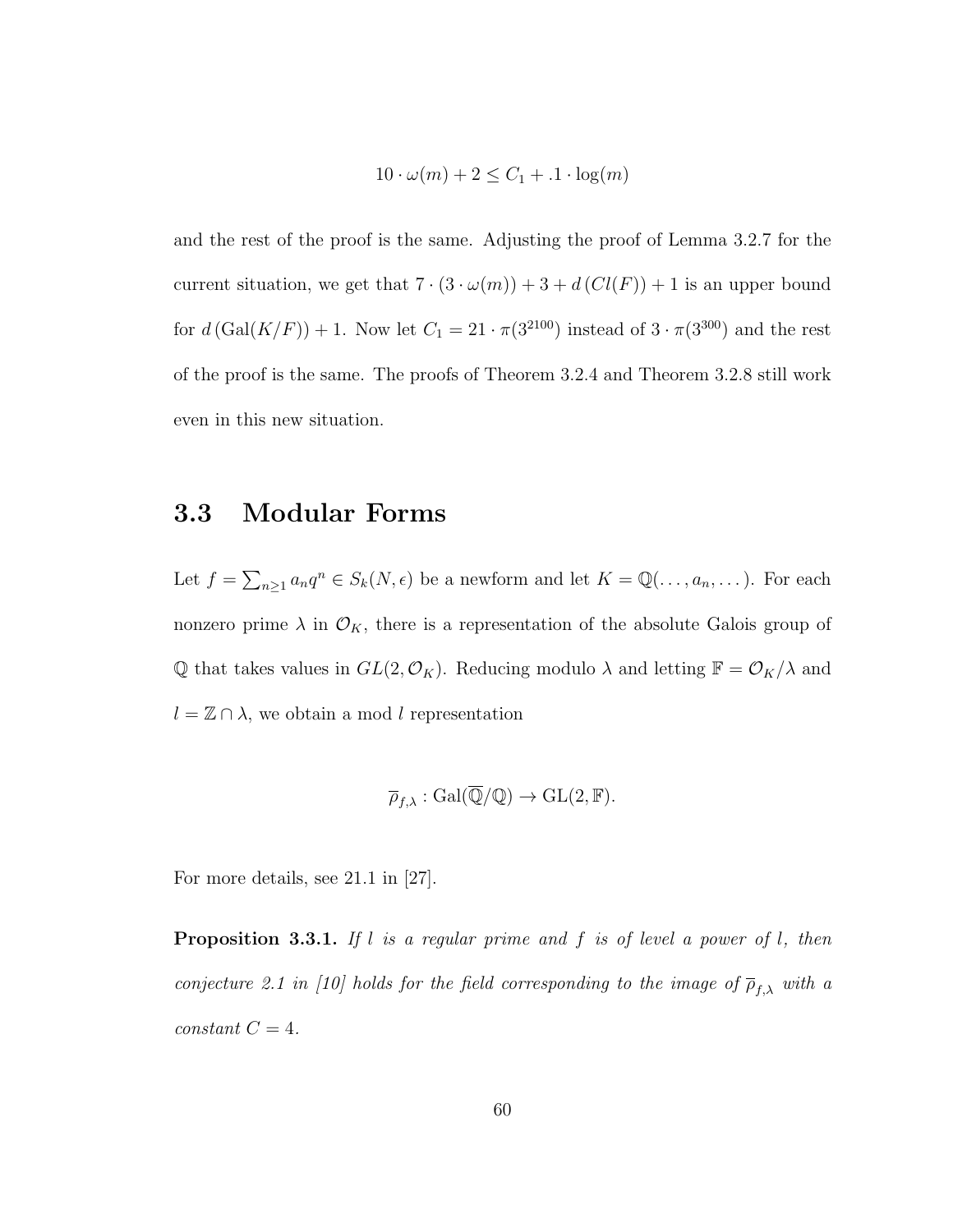$$10 \cdot \omega(m) + 2 \leq C_1 + .1 \cdot \log(m)$$

and the rest of the proof is the same. Adjusting the proof of Lemma 3.2.7 for the current situation, we get that $7 \cdot (3 \cdot \omega(m)) + 3 + d\,(Cl(F)) + 1$ is an upper bound for $d\,(\mathrm{Gal}(K/F)) + 1$. Now let $C_1 = 21 \cdot \pi(3^{2100})$ instead of $3 \cdot \pi(3^{300})$ and the rest of the proof is the same. The proofs of Theorem 3.2.4 and Theorem 3.2.8 still work even in this new situation.

## 3.3 Modular Forms

Let $f = \sum_{n \geq 1} a_n q^n \in S_k(N, \epsilon)$ be a newform and let $K = \mathbb{Q}(\ldots, a_n, \ldots)$. For each nonzero prime $\lambda$ in $\mathcal{O}_K$, there is a representation of the absolute Galois group of $\mathbb{Q}$ that takes values in $GL(2, \mathcal{O}_K)$. Reducing modulo $\lambda$ and letting $\mathbb{F} = \mathcal{O}_K/\lambda$ and $l = \mathbb{Z} \cap \lambda$, we obtain a mod $l$ representation

$$\overline{\rho}_{f,\lambda} : \mathrm{Gal}(\overline{\mathbb{Q}}/\mathbb{Q}) \to \mathrm{GL}(2, \mathbb{F}).$$

For more details, see 21.1 in [27].

**Proposition 3.3.1.** *If $l$ is a regular prime and $f$ is of level a power of $l$, then conjecture 2.1 in [10] holds for the field corresponding to the image of $\overline{\rho}_{f,\lambda}$ with a constant $C = 4$.*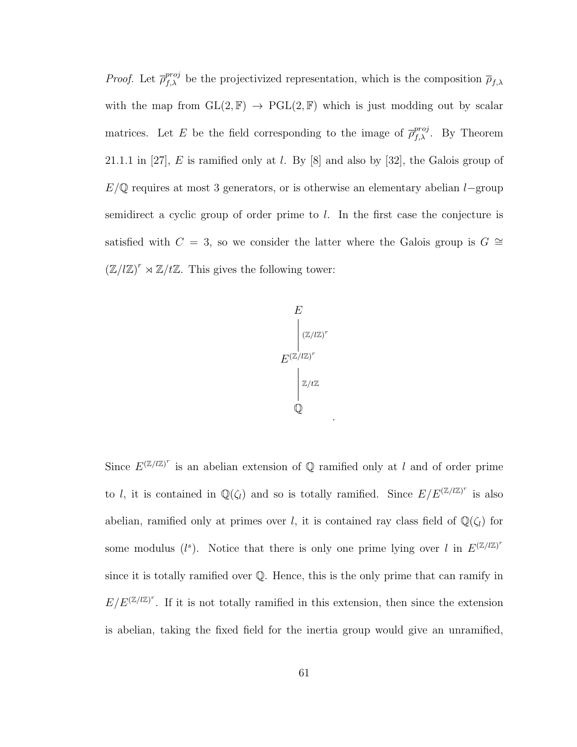*Proof.* Let $\overline{\rho}_{f,\lambda}^{proj}$ be the projectivized representation, which is the composition $\overline{\rho}_{f,\lambda}$ with the map from $\mathrm{GL}(2,\mathbb{F}) \to \mathrm{PGL}(2,\mathbb{F})$ which is just modding out by scalar matrices. Let $E$ be the field corresponding to the image of $\overline{\rho}_{f,\lambda}^{proj}$. By Theorem 21.1.1 in [27], $E$ is ramified only at $l$. By [8] and also by [32], the Galois group of $E/\mathbb{Q}$ requires at most 3 generators, or is otherwise an elementary abelian $l-$group semidirect a cyclic group of order prime to $l$. In the first case the conjecture is satisfied with $C = 3$, so we consider the latter where the Galois group is $G \cong (\mathbb{Z}/l\mathbb{Z})^r \rtimes \mathbb{Z}/t\mathbb{Z}$. This gives the following tower:

$$
\begin{array}{c}
E \\
\Big| \scriptstyle (\mathbb{Z}/l\mathbb{Z})^r \\
E^{(\mathbb{Z}/l\mathbb{Z})^r} \\
\Big| \scriptstyle \mathbb{Z}/t\mathbb{Z} \\
\mathbb{Q}
\end{array}
.
$$

Since $E^{(\mathbb{Z}/l\mathbb{Z})^r}$ is an abelian extension of $\mathbb{Q}$ ramified only at $l$ and of order prime to $l$, it is contained in $\mathbb{Q}(\zeta_l)$ and so is totally ramified. Since $E/E^{(\mathbb{Z}/l\mathbb{Z})^r}$ is also abelian, ramified only at primes over $l$, it is contained ray class field of $\mathbb{Q}(\zeta_l)$ for some modulus $(l^s)$. Notice that there is only one prime lying over $l$ in $E^{(\mathbb{Z}/l\mathbb{Z})^r}$ since it is totally ramified over $\mathbb{Q}$. Hence, this is the only prime that can ramify in $E/E^{(\mathbb{Z}/l\mathbb{Z})^r}$. If it is not totally ramified in this extension, then since the extension is abelian, taking the fixed field for the inertia group would give an unramified,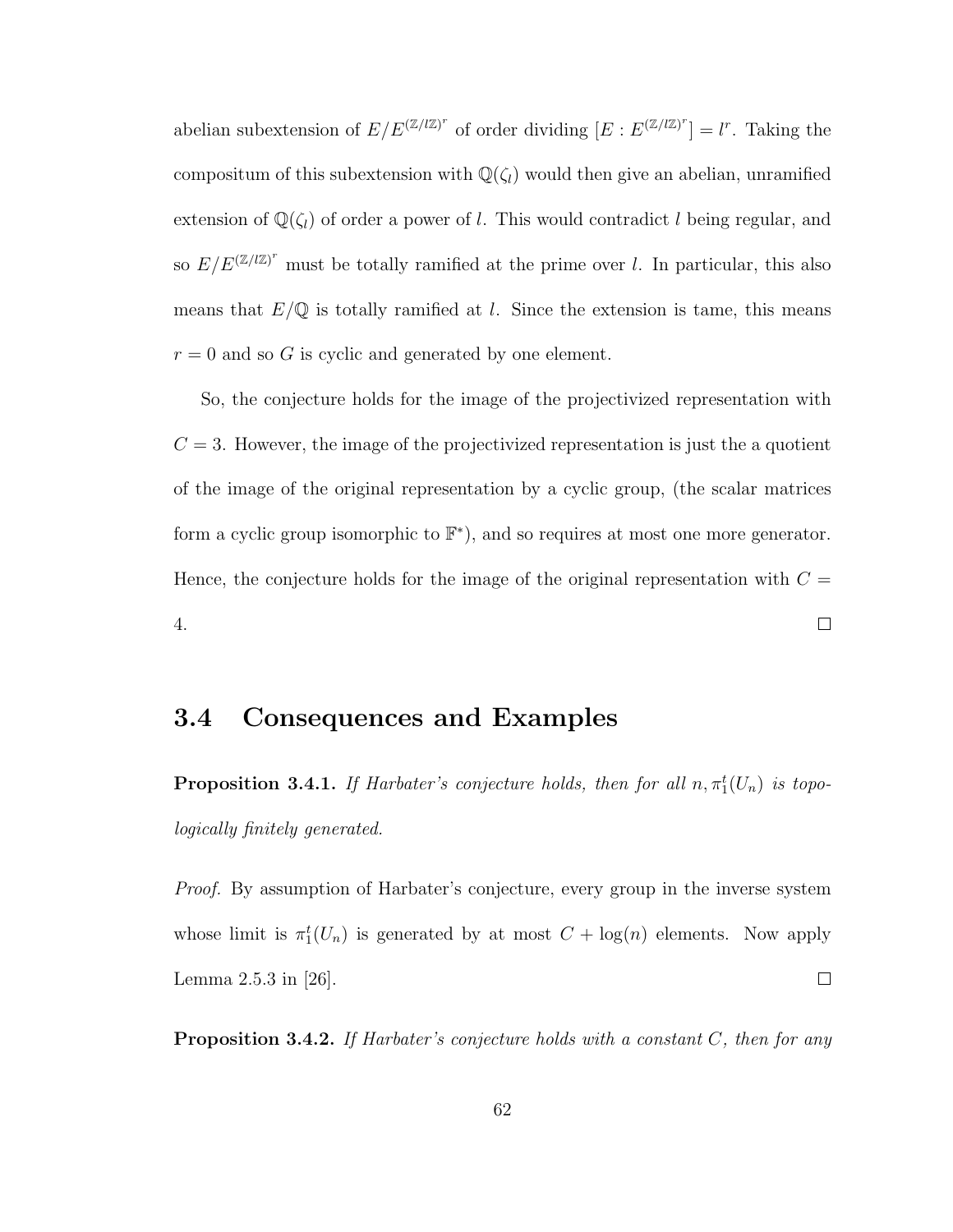abelian subextension of $E/E^{(\mathbb{Z}/l\mathbb{Z})^r}$ of order dividing $[E : E^{(\mathbb{Z}/l\mathbb{Z})^r}] = l^r$. Taking the compositum of this subextension with $\mathbb{Q}(\zeta_l)$ would then give an abelian, unramified extension of $\mathbb{Q}(\zeta_l)$ of order a power of $l$. This would contradict $l$ being regular, and so $E/E^{(\mathbb{Z}/l\mathbb{Z})^r}$ must be totally ramified at the prime over $l$. In particular, this also means that $E/\mathbb{Q}$ is totally ramified at $l$. Since the extension is tame, this means $r = 0$ and so $G$ is cyclic and generated by one element.

So, the conjecture holds for the image of the projectivized representation with $C = 3$. However, the image of the projectivized representation is just the a quotient of the image of the original representation by a cyclic group, (the scalar matrices form a cyclic group isomorphic to $\mathbb{F}^*$), and so requires at most one more generator. Hence, the conjecture holds for the image of the original representation with $C = 4$. □

## 3.4 Consequences and Examples

**Proposition 3.4.1.** *If Harbater's conjecture holds, then for all $n, \pi_1^t(U_n)$ is topologically finitely generated.*

*Proof.* By assumption of Harbater's conjecture, every group in the inverse system whose limit is $\pi_1^t(U_n)$ is generated by at most $C + \log(n)$ elements. Now apply Lemma 2.5.3 in [26]. □

**Proposition 3.4.2.** *If Harbater's conjecture holds with a constant $C$, then for any*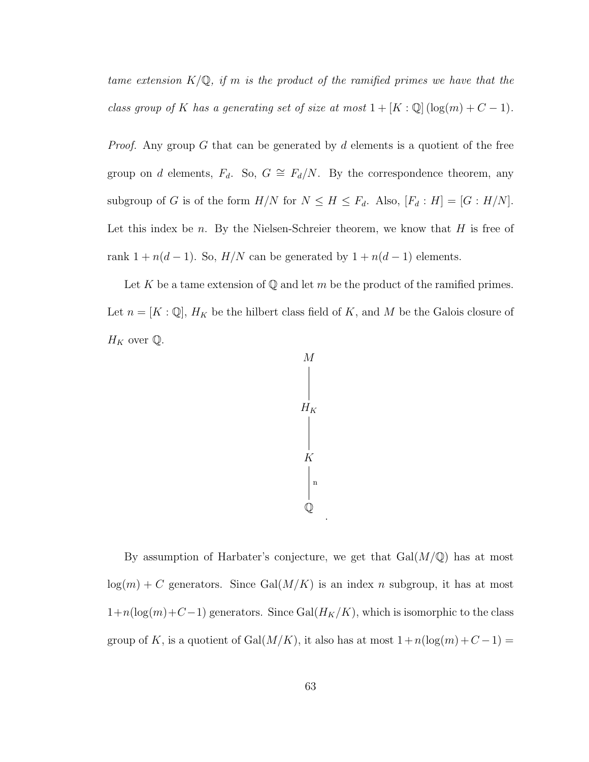*tame extension $K/\mathbb{Q}$, if $m$ is the product of the ramified primes we have that the class group of $K$ has a generating set of size at most $1 + [K : \mathbb{Q}]\,(\log(m) + C - 1)$.*

*Proof.* Any group $G$ that can be generated by $d$ elements is a quotient of the free group on $d$ elements, $F_d$. So, $G \cong F_d/N$. By the correspondence theorem, any subgroup of $G$ is of the form $H/N$ for $N \leq H \leq F_d$. Also, $[F_d : H] = [G : H/N]$. Let this index be $n$. By the Nielsen-Schreier theorem, we know that $H$ is free of rank $1 + n(d-1)$. So, $H/N$ can be generated by $1 + n(d-1)$ elements.

Let $K$ be a tame extension of $\mathbb{Q}$ and let $m$ be the product of the ramified primes. Let $n = [K : \mathbb{Q}]$, $H_K$ be the hilbert class field of $K$, and $M$ be the Galois closure of $H_K$ over $\mathbb{Q}$.

$$
\begin{array}{c}
M \\
| \\
H_K \\
| \\
K \\
|\;\scriptstyle{n} \\
\mathbb{Q}
\end{array}
.
$$

By assumption of Harbater's conjecture, we get that $\mathrm{Gal}(M/\mathbb{Q})$ has at most $\log(m) + C$ generators. Since $\mathrm{Gal}(M/K)$ is an index $n$ subgroup, it has at most $1 + n(\log(m) + C - 1)$ generators. Since $\mathrm{Gal}(H_K/K)$, which is isomorphic to the class group of $K$, is a quotient of $\mathrm{Gal}(M/K)$, it also has at most $1 + n(\log(m) + C - 1) =$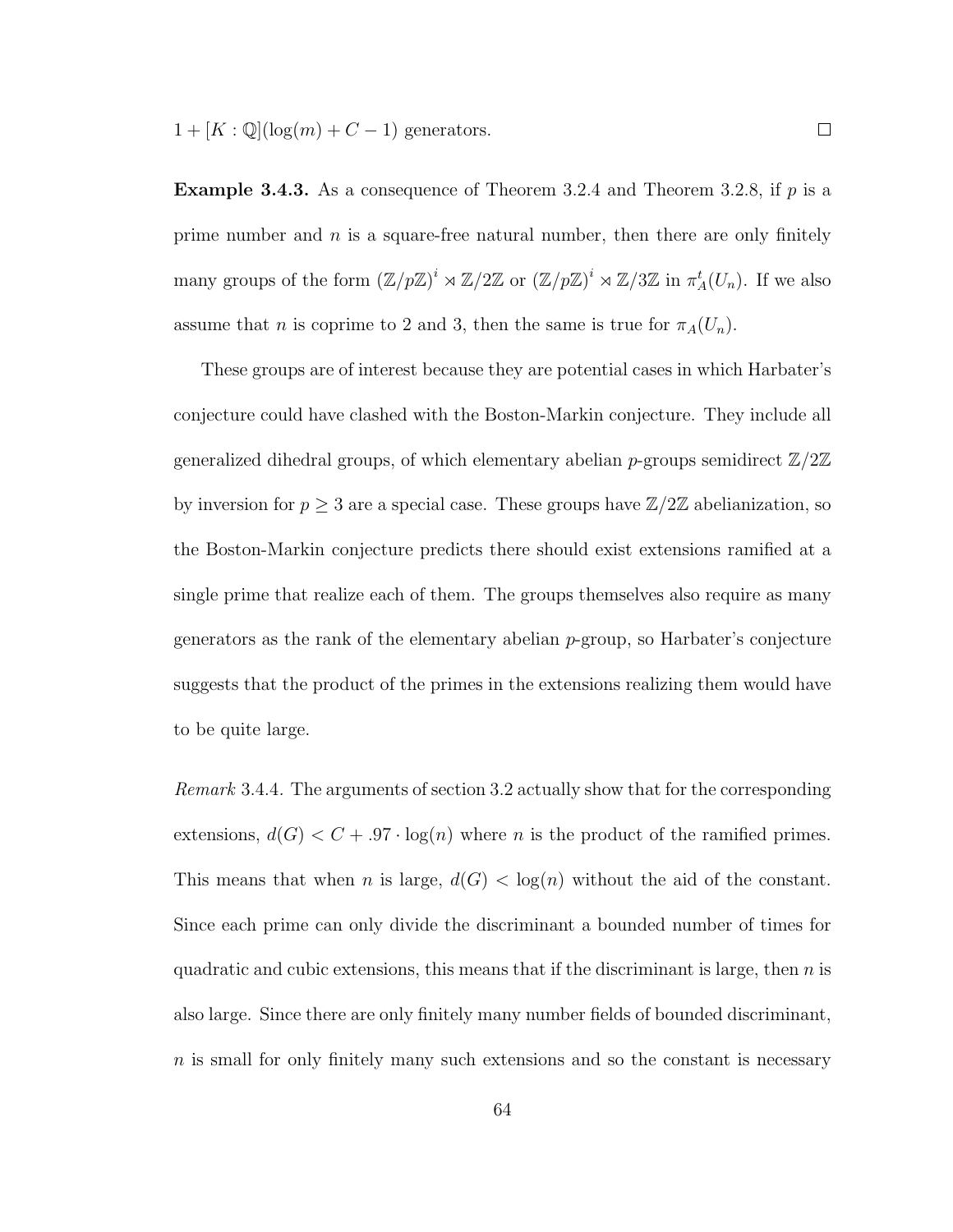$1 + [K : \mathbb{Q}](\log(m) + C - 1)$ generators. $\square$

**Example 3.4.3.** As a consequence of Theorem 3.2.4 and Theorem 3.2.8, if $p$ is a prime number and $n$ is a square-free natural number, then there are only finitely many groups of the form $(\mathbb{Z}/p\mathbb{Z})^i \rtimes \mathbb{Z}/2\mathbb{Z}$ or $(\mathbb{Z}/p\mathbb{Z})^i \rtimes \mathbb{Z}/3\mathbb{Z}$ in $\pi_A^t(U_n)$. If we also assume that $n$ is coprime to 2 and 3, then the same is true for $\pi_A(U_n)$.

These groups are of interest because they are potential cases in which Harbater's conjecture could have clashed with the Boston-Markin conjecture. They include all generalized dihedral groups, of which elementary abelian $p$-groups semidirect $\mathbb{Z}/2\mathbb{Z}$ by inversion for $p \geq 3$ are a special case. These groups have $\mathbb{Z}/2\mathbb{Z}$ abelianization, so the Boston-Markin conjecture predicts there should exist extensions ramified at a single prime that realize each of them. The groups themselves also require as many generators as the rank of the elementary abelian $p$-group, so Harbater's conjecture suggests that the product of the primes in the extensions realizing them would have to be quite large.

*Remark* 3.4.4. The arguments of section 3.2 actually show that for the corresponding extensions, $d(G) < C + .97 \cdot \log(n)$ where $n$ is the product of the ramified primes. This means that when $n$ is large, $d(G) < \log(n)$ without the aid of the constant. Since each prime can only divide the discriminant a bounded number of times for quadratic and cubic extensions, this means that if the discriminant is large, then $n$ is also large. Since there are only finitely many number fields of bounded discriminant, $n$ is small for only finitely many such extensions and so the constant is necessary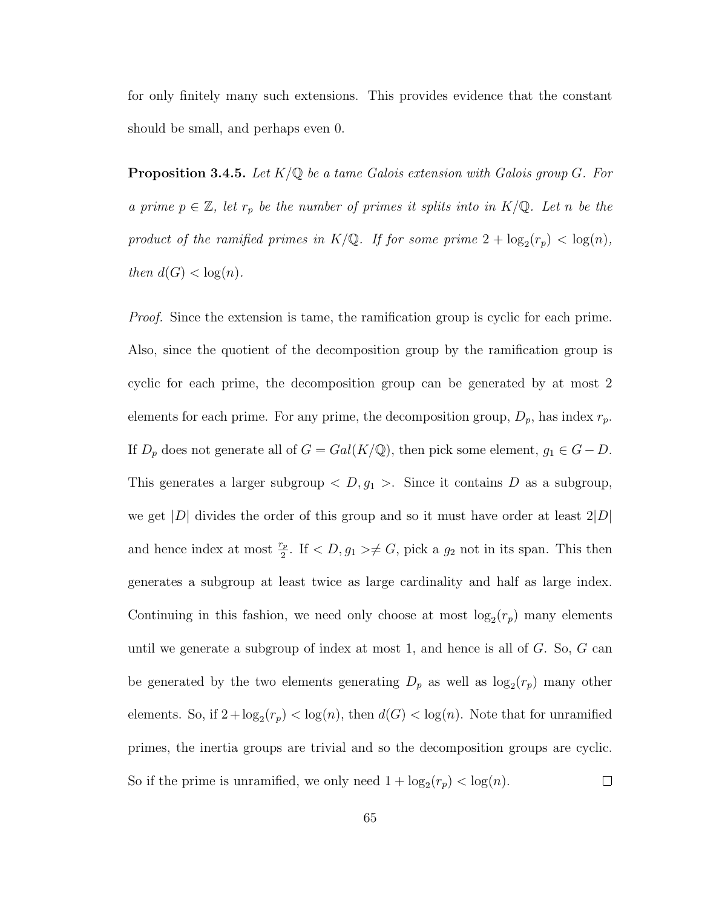for only finitely many such extensions. This provides evidence that the constant should be small, and perhaps even 0.

**Proposition 3.4.5.** *Let $K/\mathbb{Q}$ be a tame Galois extension with Galois group $G$. For a prime $p \in \mathbb{Z}$, let $r_p$ be the number of primes it splits into in $K/\mathbb{Q}$. Let $n$ be the product of the ramified primes in $K/\mathbb{Q}$. If for some prime $2 + \log_2(r_p) < \log(n)$, then $d(G) < \log(n)$.*

*Proof.* Since the extension is tame, the ramification group is cyclic for each prime. Also, since the quotient of the decomposition group by the ramification group is cyclic for each prime, the decomposition group can be generated by at most 2 elements for each prime. For any prime, the decomposition group, $D_p$, has index $r_p$. If $D_p$ does not generate all of $G = Gal(K/\mathbb{Q})$, then pick some element, $g_1 \in G - D$. This generates a larger subgroup $< D, g_1 >$. Since it contains $D$ as a subgroup, we get $|D|$ divides the order of this group and so it must have order at least $2|D|$ and hence index at most $\frac{r_p}{2}$. If $< D, g_1 > \neq G$, pick a $g_2$ not in its span. This then generates a subgroup at least twice as large cardinality and half as large index. Continuing in this fashion, we need only choose at most $\log_2(r_p)$ many elements until we generate a subgroup of index at most 1, and hence is all of $G$. So, $G$ can be generated by the two elements generating $D_p$ as well as $\log_2(r_p)$ many other elements. So, if $2 + \log_2(r_p) < \log(n)$, then $d(G) < \log(n)$. Note that for unramified primes, the inertia groups are trivial and so the decomposition groups are cyclic. So if the prime is unramified, we only need $1 + \log_2(r_p) < \log(n)$. ∎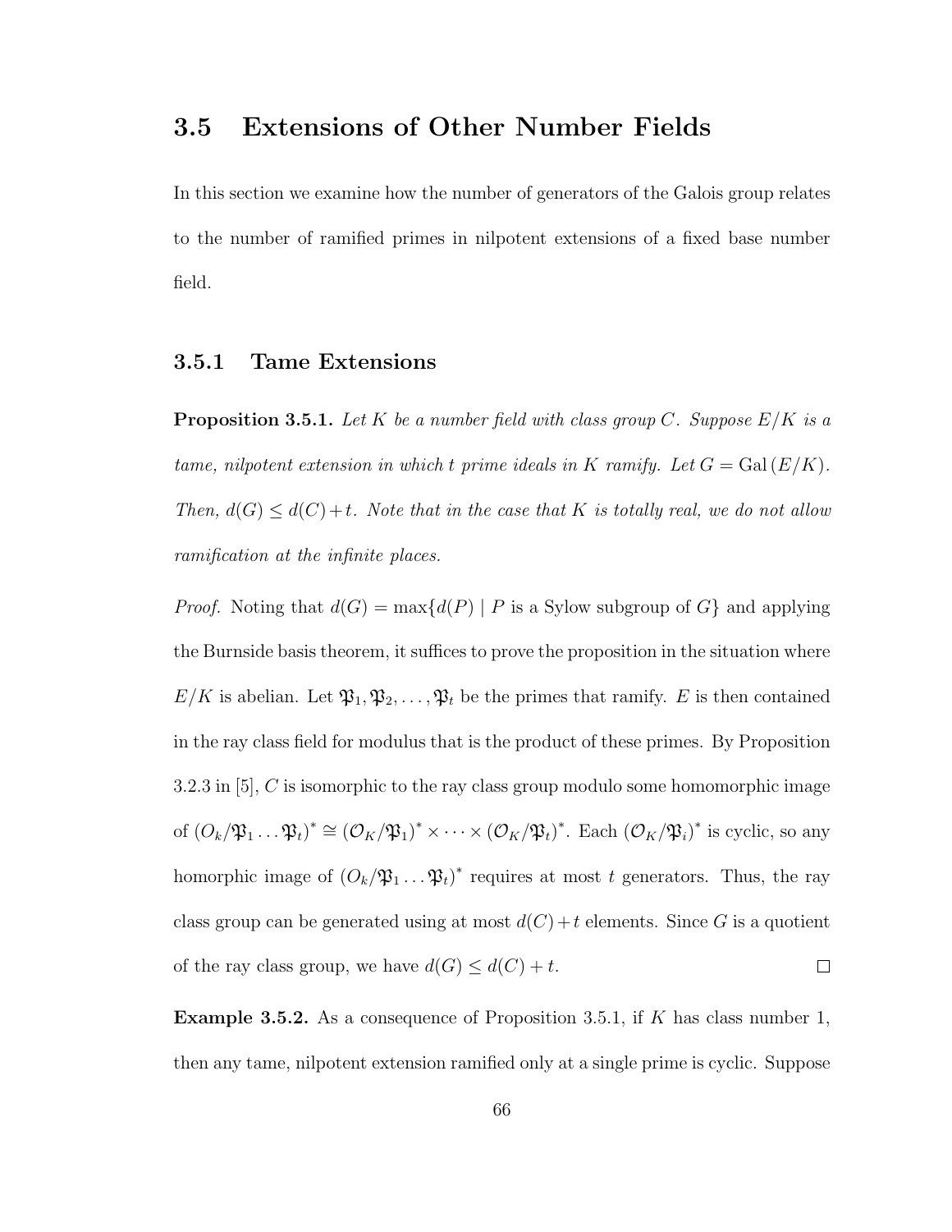## 3.5 Extensions of Other Number Fields

In this section we examine how the number of generators of the Galois group relates to the number of ramified primes in nilpotent extensions of a fixed base number field.

### 3.5.1 Tame Extensions

**Proposition 3.5.1.** *Let $K$ be a number field with class group $C$. Suppose $E/K$ is a tame, nilpotent extension in which $t$ prime ideals in $K$ ramify. Let $G = \mathrm{Gal}\,(E/K)$. Then, $d(G) \leq d(C) + t$. Note that in the case that $K$ is totally real, we do not allow ramification at the infinite places.*

*Proof.* Noting that $d(G) = \max\{d(P) \mid P \text{ is a Sylow subgroup of } G\}$ and applying the Burnside basis theorem, it suffices to prove the proposition in the situation where $E/K$ is abelian. Let $\mathfrak{P}_1, \mathfrak{P}_2, \ldots, \mathfrak{P}_t$ be the primes that ramify. $E$ is then contained in the ray class field for modulus that is the product of these primes. By Proposition 3.2.3 in [5], $C$ is isomorphic to the ray class group modulo some homomorphic image of $(O_k/\mathfrak{P}_1 \ldots \mathfrak{P}_t)^* \cong (\mathcal{O}_K/\mathfrak{P}_1)^* \times \cdots \times (\mathcal{O}_K/\mathfrak{P}_t)^*$. Each $(\mathcal{O}_K/\mathfrak{P}_i)^*$ is cyclic, so any homorphic image of $(O_k/\mathfrak{P}_1 \ldots \mathfrak{P}_t)^*$ requires at most $t$ generators. Thus, the ray class group can be generated using at most $d(C) + t$ elements. Since $G$ is a quotient of the ray class group, we have $d(G) \leq d(C) + t$. □

**Example 3.5.2.** As a consequence of Proposition 3.5.1, if $K$ has class number 1, then any tame, nilpotent extension ramified only at a single prime is cyclic. Suppose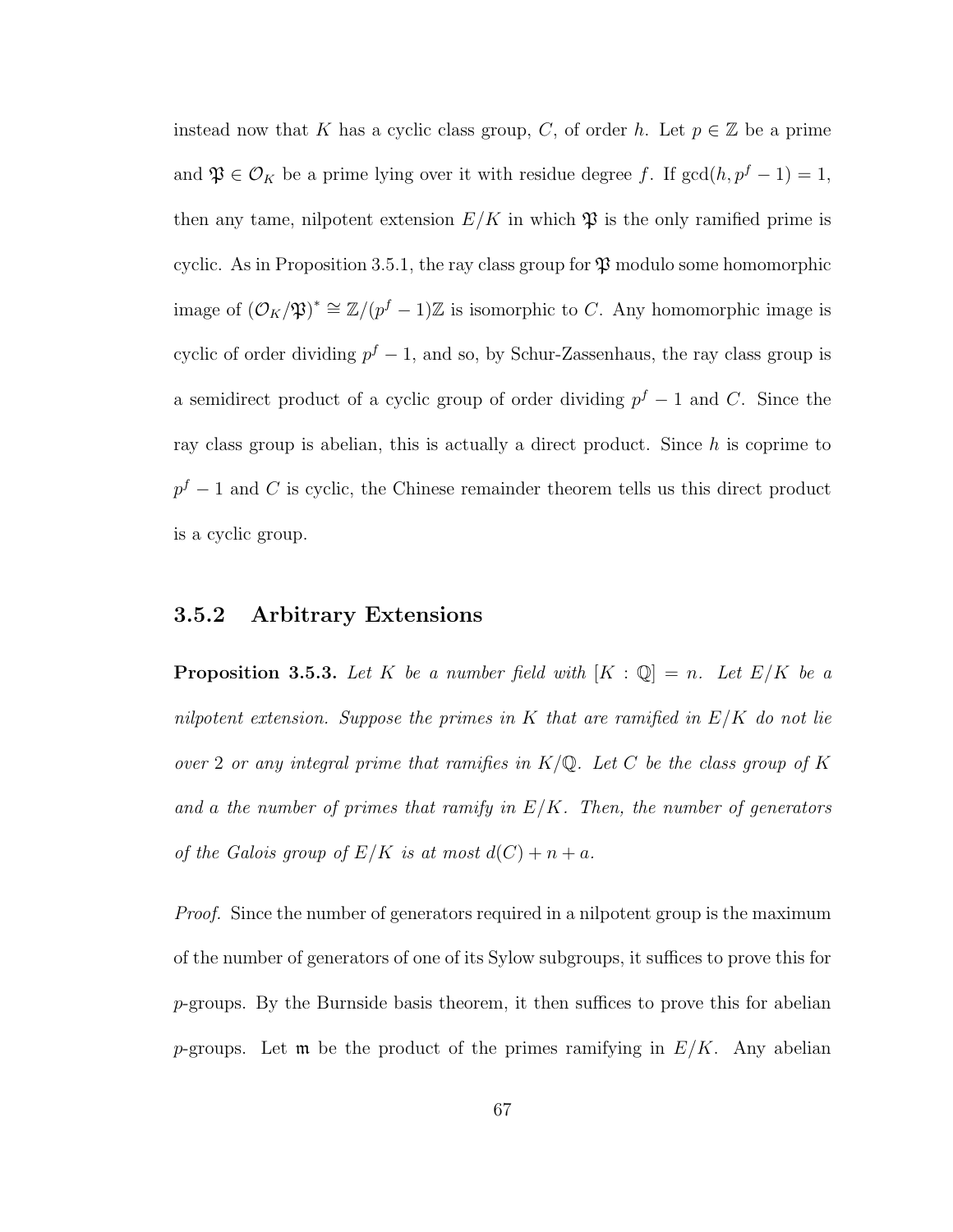instead now that $K$ has a cyclic class group, $C$, of order $h$. Let $p \in \mathbb{Z}$ be a prime and $\mathfrak{P} \in \mathcal{O}_K$ be a prime lying over it with residue degree $f$. If $\gcd(h, p^f - 1) = 1$, then any tame, nilpotent extension $E/K$ in which $\mathfrak{P}$ is the only ramified prime is cyclic. As in Proposition 3.5.1, the ray class group for $\mathfrak{P}$ modulo some homomorphic image of $(\mathcal{O}_K/\mathfrak{P})^* \cong \mathbb{Z}/(p^f - 1)\mathbb{Z}$ is isomorphic to $C$. Any homomorphic image is cyclic of order dividing $p^f - 1$, and so, by Schur-Zassenhaus, the ray class group is a semidirect product of a cyclic group of order dividing $p^f - 1$ and $C$. Since the ray class group is abelian, this is actually a direct product. Since $h$ is coprime to $p^f - 1$ and $C$ is cyclic, the Chinese remainder theorem tells us this direct product is a cyclic group.

### 3.5.2 Arbitrary Extensions

**Proposition 3.5.3.** *Let $K$ be a number field with $[K : \mathbb{Q}] = n$. Let $E/K$ be a nilpotent extension. Suppose the primes in $K$ that are ramified in $E/K$ do not lie over 2 or any integral prime that ramifies in $K/\mathbb{Q}$. Let $C$ be the class group of $K$ and $a$ the number of primes that ramify in $E/K$. Then, the number of generators of the Galois group of $E/K$ is at most $d(C) + n + a$.*

*Proof.* Since the number of generators required in a nilpotent group is the maximum of the number of generators of one of its Sylow subgroups, it suffices to prove this for $p$-groups. By the Burnside basis theorem, it then suffices to prove this for abelian $p$-groups. Let $\mathfrak{m}$ be the product of the primes ramifying in $E/K$. Any abelian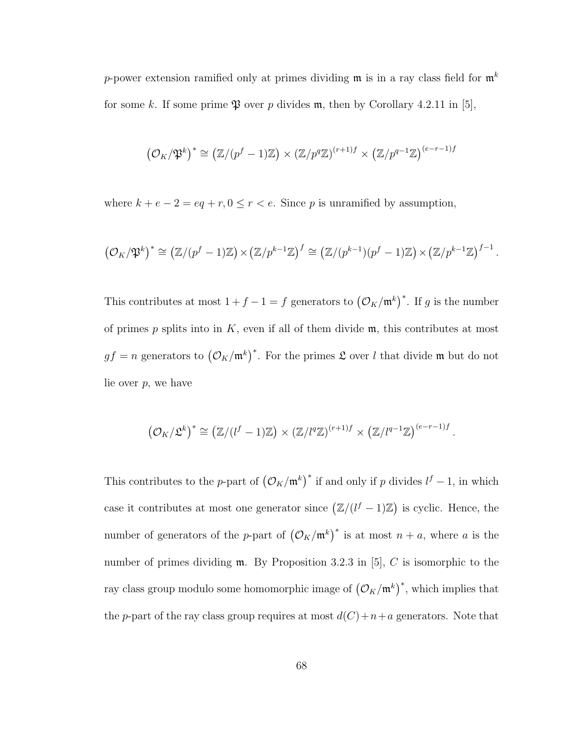$p$-power extension ramified only at primes dividing $\mathfrak{m}$ is in a ray class field for $\mathfrak{m}^k$ for some $k$. If some prime $\mathfrak{P}$ over $p$ divides $\mathfrak{m}$, then by Corollary 4.2.11 in [5],

$$\left(\mathcal{O}_K/\mathfrak{P}^k\right)^* \cong \left(\mathbb{Z}/(p^f-1)\mathbb{Z}\right) \times \left(\mathbb{Z}/p^q\mathbb{Z}\right)^{(r+1)f} \times \left(\mathbb{Z}/p^{q-1}\mathbb{Z}\right)^{(e-r-1)f}$$

where $k+e-2 = eq+r, 0 \leq r < e$. Since $p$ is unramified by assumption,

$$\left(\mathcal{O}_K/\mathfrak{P}^k\right)^* \cong \left(\mathbb{Z}/(p^f-1)\mathbb{Z}\right) \times \left(\mathbb{Z}/p^{k-1}\mathbb{Z}\right)^f \cong \left(\mathbb{Z}/(p^{k-1})(p^f-1)\mathbb{Z}\right) \times \left(\mathbb{Z}/p^{k-1}\mathbb{Z}\right)^{f-1}.$$

This contributes at most $1+f-1=f$ generators to $\left(\mathcal{O}_K/\mathfrak{m}^k\right)^*$. If $g$ is the number of primes $p$ splits into in $K$, even if all of them divide $\mathfrak{m}$, this contributes at most $gf = n$ generators to $\left(\mathcal{O}_K/\mathfrak{m}^k\right)^*$. For the primes $\mathfrak{L}$ over $l$ that divide $\mathfrak{m}$ but do not lie over $p$, we have

$$\left(\mathcal{O}_K/\mathfrak{L}^k\right)^* \cong \left(\mathbb{Z}/(l^f-1)\mathbb{Z}\right) \times \left(\mathbb{Z}/l^q\mathbb{Z}\right)^{(r+1)f} \times \left(\mathbb{Z}/l^{q-1}\mathbb{Z}\right)^{(e-r-1)f}.$$

This contributes to the $p$-part of $\left(\mathcal{O}_K/\mathfrak{m}^k\right)^*$ if and only if $p$ divides $l^f-1$, in which case it contributes at most one generator since $\left(\mathbb{Z}/(l^f-1)\mathbb{Z}\right)$ is cyclic. Hence, the number of generators of the $p$-part of $\left(\mathcal{O}_K/\mathfrak{m}^k\right)^*$ is at most $n+a$, where $a$ is the number of primes dividing $\mathfrak{m}$. By Proposition 3.2.3 in [5], $C$ is isomorphic to the ray class group modulo some homomorphic image of $\left(\mathcal{O}_K/\mathfrak{m}^k\right)^*$, which implies that the $p$-part of the ray class group requires at most $d(C)+n+a$ generators. Note that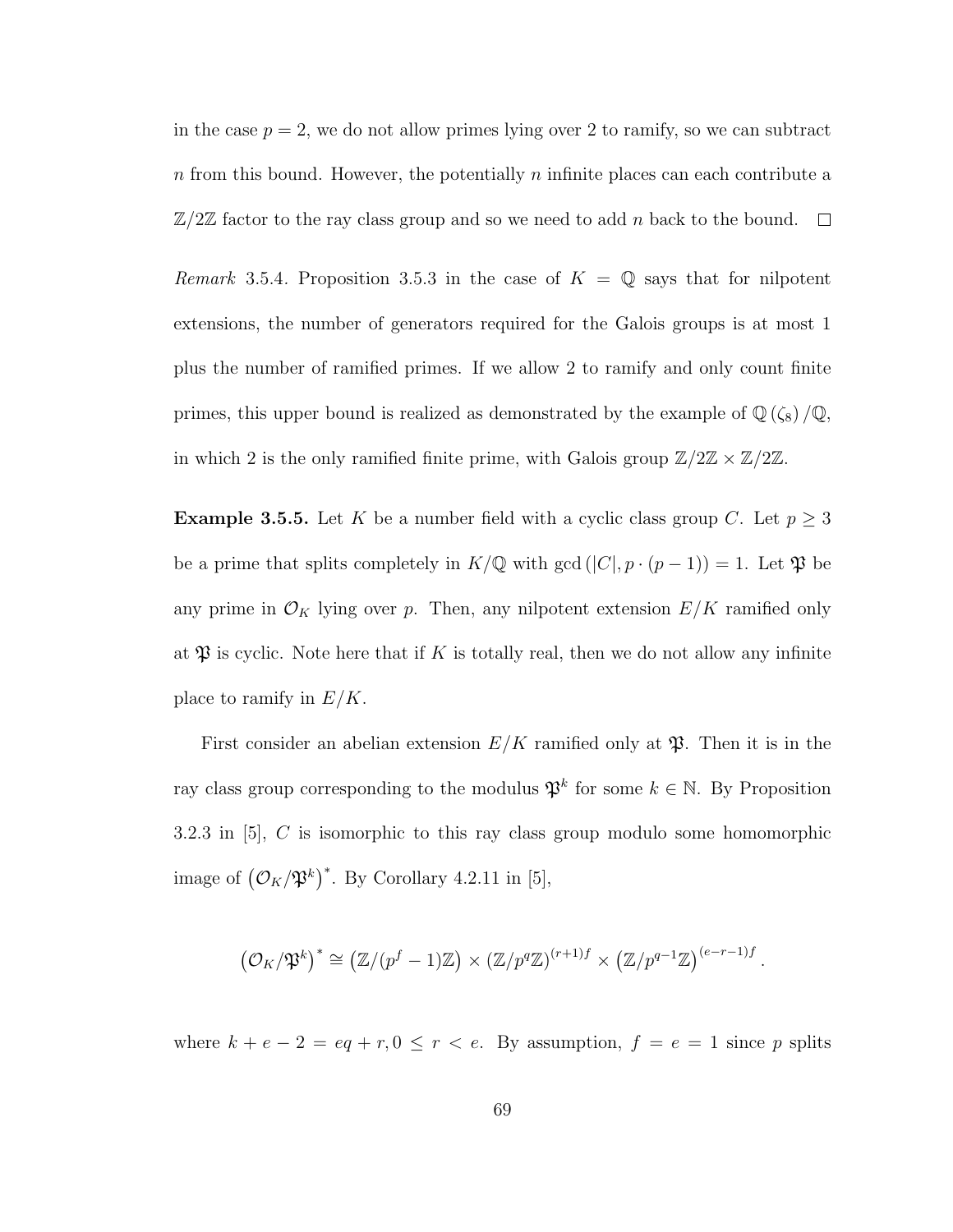in the case $p = 2$, we do not allow primes lying over 2 to ramify, so we can subtract $n$ from this bound. However, the potentially $n$ infinite places can each contribute a $\mathbb{Z}/2\mathbb{Z}$ factor to the ray class group and so we need to add $n$ back to the bound. $\square$

*Remark* 3.5.4. Proposition 3.5.3 in the case of $K = \mathbb{Q}$ says that for nilpotent extensions, the number of generators required for the Galois groups is at most 1 plus the number of ramified primes. If we allow 2 to ramify and only count finite primes, this upper bound is realized as demonstrated by the example of $\mathbb{Q}(\zeta_8)/\mathbb{Q}$, in which 2 is the only ramified finite prime, with Galois group $\mathbb{Z}/2\mathbb{Z} \times \mathbb{Z}/2\mathbb{Z}$.

**Example 3.5.5.** Let $K$ be a number field with a cyclic class group $C$. Let $p \geq 3$ be a prime that splits completely in $K/\mathbb{Q}$ with $\gcd(|C|, p \cdot (p-1)) = 1$. Let $\mathfrak{P}$ be any prime in $\mathcal{O}_K$ lying over $p$. Then, any nilpotent extension $E/K$ ramified only at $\mathfrak{P}$ is cyclic. Note here that if $K$ is totally real, then we do not allow any infinite place to ramify in $E/K$.

First consider an abelian extension $E/K$ ramified only at $\mathfrak{P}$. Then it is in the ray class group corresponding to the modulus $\mathfrak{P}^k$ for some $k \in \mathbb{N}$. By Proposition 3.2.3 in [5], $C$ is isomorphic to this ray class group modulo some homomorphic image of $(\mathcal{O}_K/\mathfrak{P}^k)^*$. By Corollary 4.2.11 in [5],

$$(\mathcal{O}_K/\mathfrak{P}^k)^* \cong (\mathbb{Z}/(p^f - 1)\mathbb{Z}) \times (\mathbb{Z}/p^q\mathbb{Z})^{(r+1)f} \times (\mathbb{Z}/p^{q-1}\mathbb{Z})^{(e-r-1)f}.$$

where $k + e - 2 = eq + r, 0 \leq r < e$. By assumption, $f = e = 1$ since $p$ splits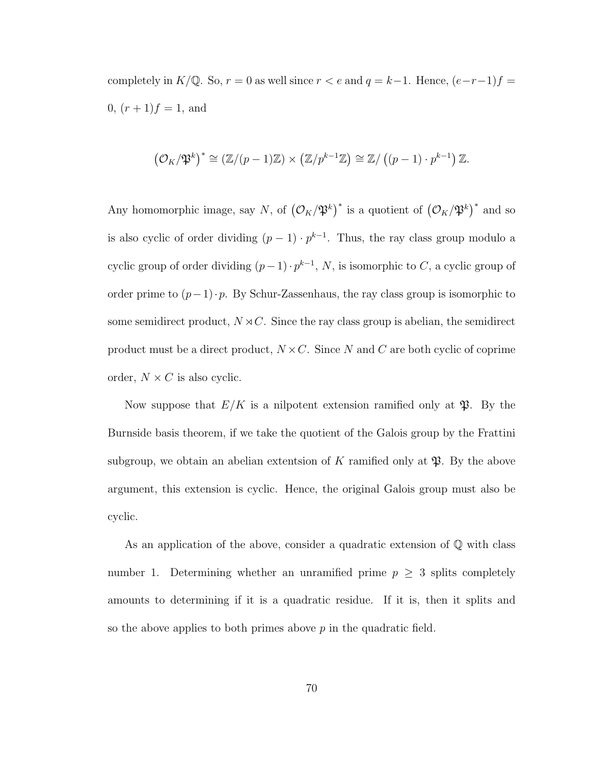completely in $K/\mathbb{Q}$. So, $r = 0$ as well since $r < e$ and $q = k-1$. Hence, $(e-r-1)f = 0$, $(r+1)f = 1$, and

$$\left(\mathcal{O}_K/\mathfrak{P}^k\right)^* \cong (\mathbb{Z}/(p-1)\mathbb{Z}) \times \left(\mathbb{Z}/p^{k-1}\mathbb{Z}\right) \cong \mathbb{Z}/\left((p-1)\cdot p^{k-1}\right)\mathbb{Z}.$$

Any homomorphic image, say $N$, of $\left(\mathcal{O}_K/\mathfrak{P}^k\right)^*$ is a quotient of $\left(\mathcal{O}_K/\mathfrak{P}^k\right)^*$ and so is also cyclic of order dividing $(p-1)\cdot p^{k-1}$. Thus, the ray class group modulo a cyclic group of order dividing $(p-1)\cdot p^{k-1}$, $N$, is isomorphic to $C$, a cyclic group of order prime to $(p-1)\cdot p$. By Schur-Zassenhaus, the ray class group is isomorphic to some semidirect product, $N \rtimes C$. Since the ray class group is abelian, the semidirect product must be a direct product, $N \times C$. Since $N$ and $C$ are both cyclic of coprime order, $N \times C$ is also cyclic.

Now suppose that $E/K$ is a nilpotent extension ramified only at $\mathfrak{P}$. By the Burnside basis theorem, if we take the quotient of the Galois group by the Frattini subgroup, we obtain an abelian extentsion of $K$ ramified only at $\mathfrak{P}$. By the above argument, this extension is cyclic. Hence, the original Galois group must also be cyclic.

As an application of the above, consider a quadratic extension of $\mathbb{Q}$ with class number 1. Determining whether an unramified prime $p \geq 3$ splits completely amounts to determining if it is a quadratic residue. If it is, then it splits and so the above applies to both primes above $p$ in the quadratic field.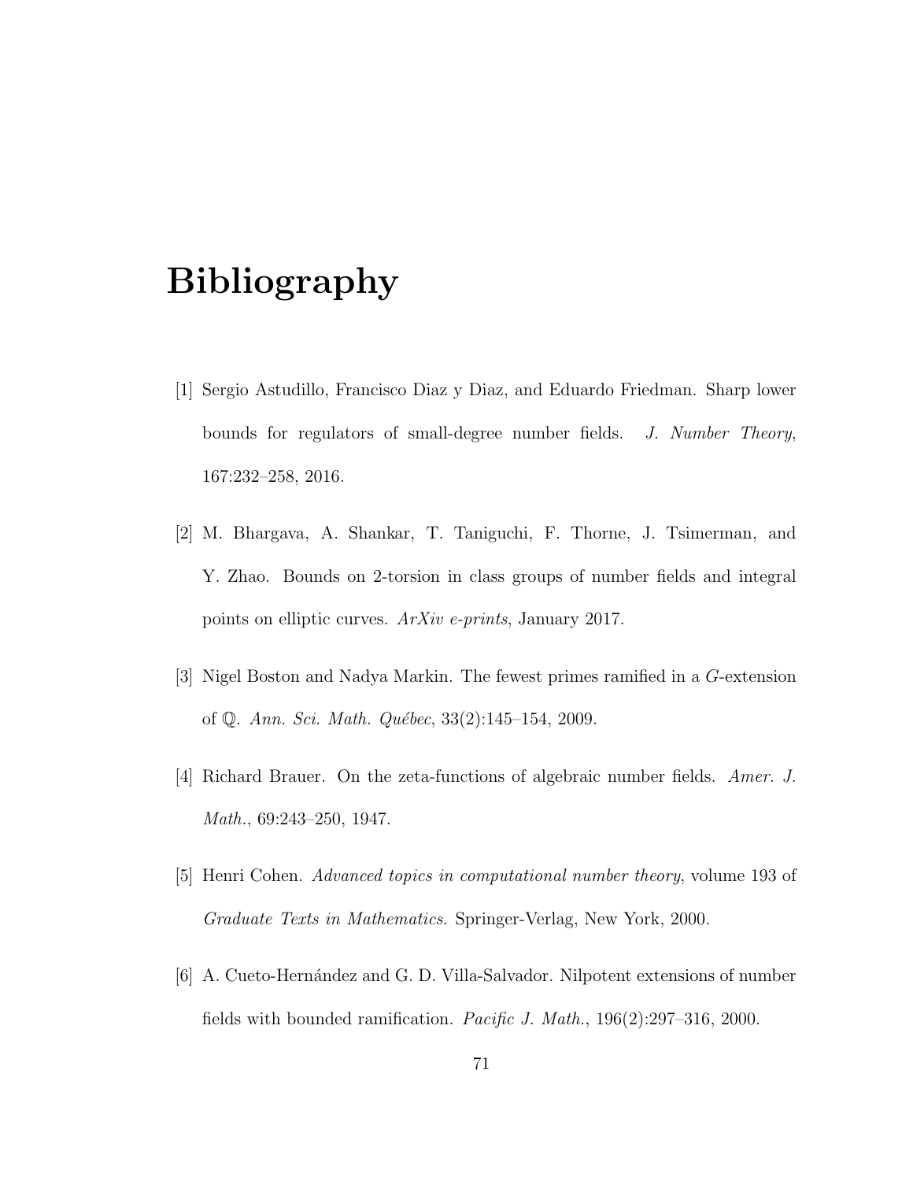# Bibliography

[1] Sergio Astudillo, Francisco Diaz y Diaz, and Eduardo Friedman. Sharp lower bounds for regulators of small-degree number fields. *J. Number Theory*, 167:232–258, 2016.

[2] M. Bhargava, A. Shankar, T. Taniguchi, F. Thorne, J. Tsimerman, and Y. Zhao. Bounds on 2-torsion in class groups of number fields and integral points on elliptic curves. *ArXiv e-prints*, January 2017.

[3] Nigel Boston and Nadya Markin. The fewest primes ramified in a $G$-extension of $\mathbb{Q}$. *Ann. Sci. Math. Québec*, 33(2):145–154, 2009.

[4] Richard Brauer. On the zeta-functions of algebraic number fields. *Amer. J. Math.*, 69:243–250, 1947.

[5] Henri Cohen. *Advanced topics in computational number theory*, volume 193 of *Graduate Texts in Mathematics*. Springer-Verlag, New York, 2000.

[6] A. Cueto-Hernández and G. D. Villa-Salvador. Nilpotent extensions of number fields with bounded ramification. *Pacific J. Math.*, 196(2):297–316, 2000.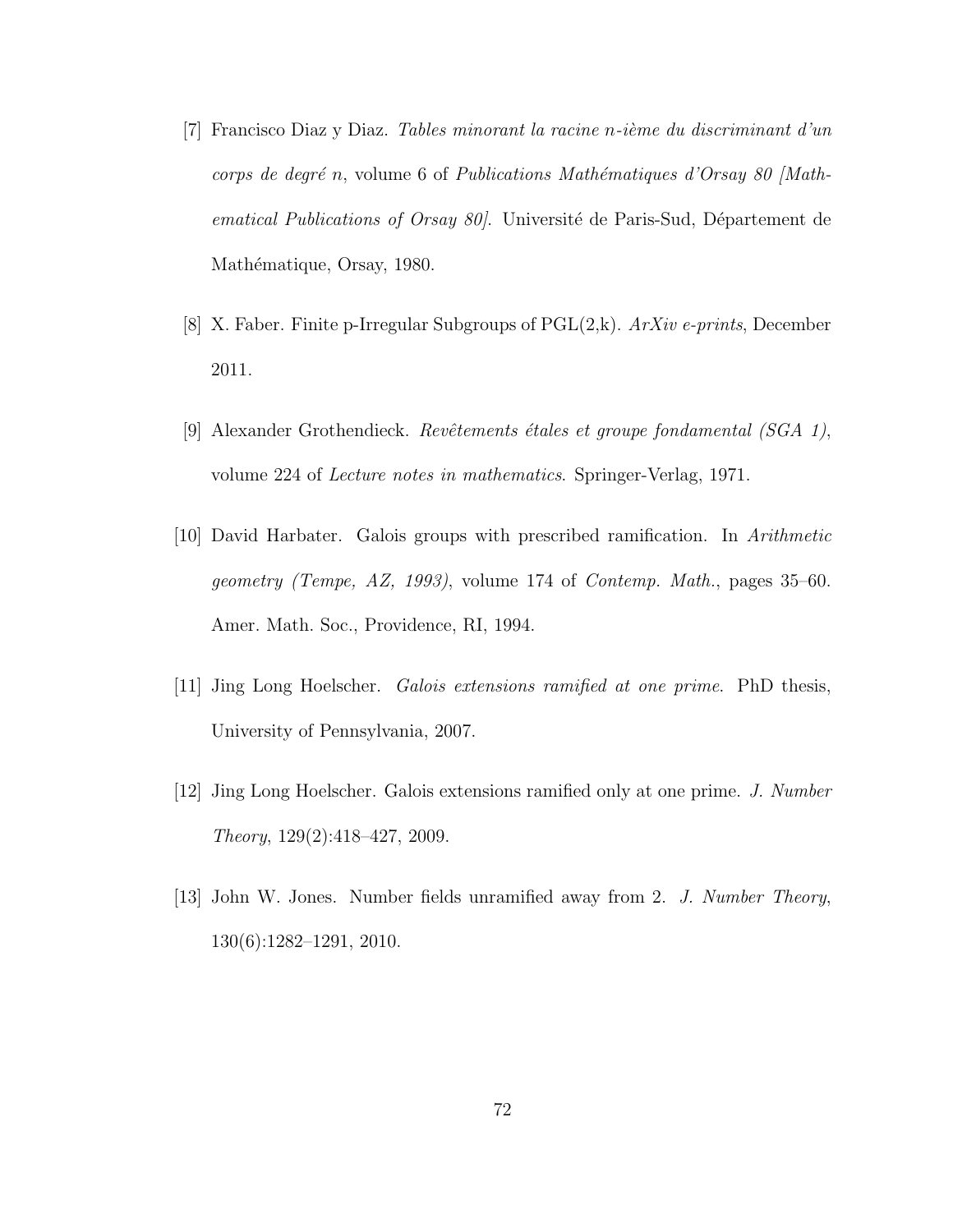[7] Francisco Diaz y Diaz. *Tables minorant la racine n-ième du discriminant d'un corps de degré n*, volume 6 of *Publications Mathématiques d'Orsay 80 [Mathematical Publications of Orsay 80]*. Université de Paris-Sud, Département de Mathématique, Orsay, 1980.

[8] X. Faber. Finite p-Irregular Subgroups of PGL(2,k). *ArXiv e-prints*, December 2011.

[9] Alexander Grothendieck. *Revêtements étales et groupe fondamental (SGA 1)*, volume 224 of *Lecture notes in mathematics*. Springer-Verlag, 1971.

[10] David Harbater. Galois groups with prescribed ramification. In *Arithmetic geometry (Tempe, AZ, 1993)*, volume 174 of *Contemp. Math.*, pages 35–60. Amer. Math. Soc., Providence, RI, 1994.

[11] Jing Long Hoelscher. *Galois extensions ramified at one prime*. PhD thesis, University of Pennsylvania, 2007.

[12] Jing Long Hoelscher. Galois extensions ramified only at one prime. *J. Number Theory*, 129(2):418–427, 2009.

[13] John W. Jones. Number fields unramified away from 2. *J. Number Theory*, 130(6):1282–1291, 2010.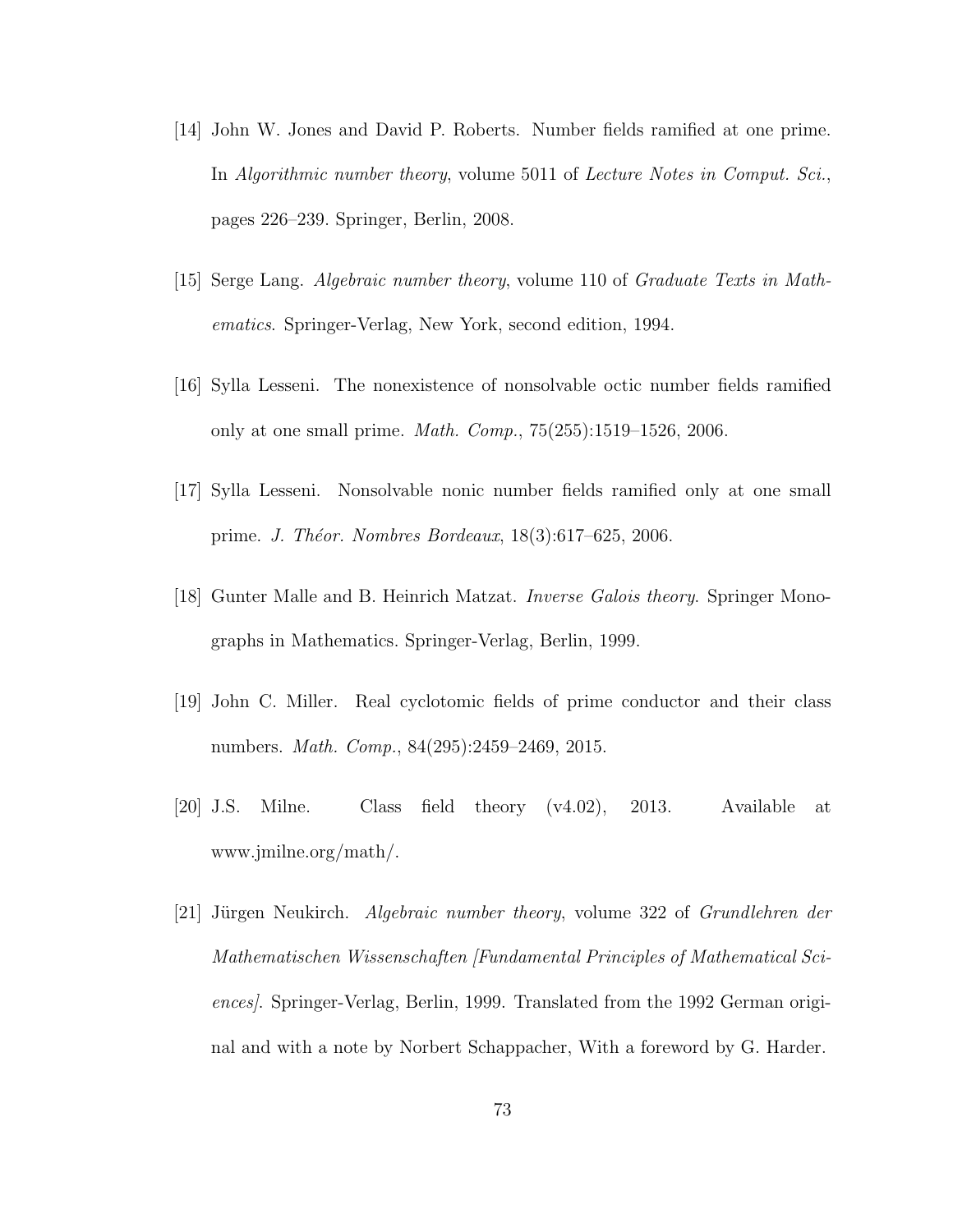[14] John W. Jones and David P. Roberts. Number fields ramified at one prime. In *Algorithmic number theory*, volume 5011 of *Lecture Notes in Comput. Sci.*, pages 226–239. Springer, Berlin, 2008.

[15] Serge Lang. *Algebraic number theory*, volume 110 of *Graduate Texts in Mathematics*. Springer-Verlag, New York, second edition, 1994.

[16] Sylla Lesseni. The nonexistence of nonsolvable octic number fields ramified only at one small prime. *Math. Comp.*, 75(255):1519–1526, 2006.

[17] Sylla Lesseni. Nonsolvable nonic number fields ramified only at one small prime. *J. Théor. Nombres Bordeaux*, 18(3):617–625, 2006.

[18] Gunter Malle and B. Heinrich Matzat. *Inverse Galois theory*. Springer Monographs in Mathematics. Springer-Verlag, Berlin, 1999.

[19] John C. Miller. Real cyclotomic fields of prime conductor and their class numbers. *Math. Comp.*, 84(295):2459–2469, 2015.

[20] J.S. Milne. Class field theory (v4.02), 2013. Available at www.jmilne.org/math/.

[21] Jürgen Neukirch. *Algebraic number theory*, volume 322 of *Grundlehren der Mathematischen Wissenschaften [Fundamental Principles of Mathematical Sciences]*. Springer-Verlag, Berlin, 1999. Translated from the 1992 German original and with a note by Norbert Schappacher, With a foreword by G. Harder.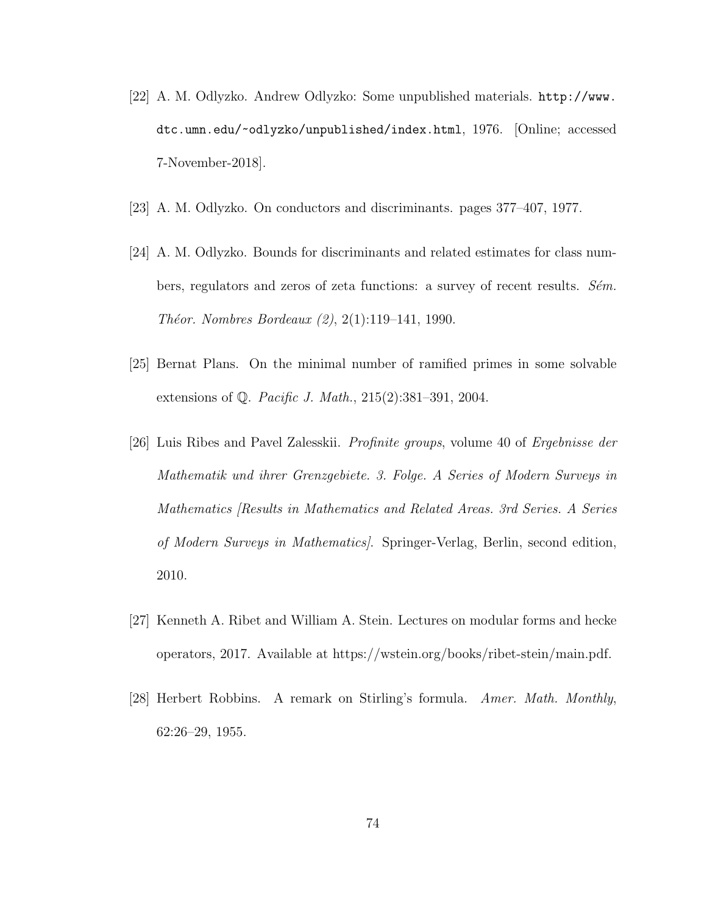[22] A. M. Odlyzko. Andrew Odlyzko: Some unpublished materials. `http://www.dtc.umn.edu/~odlyzko/unpublished/index.html`, 1976. [Online; accessed 7-November-2018].

[23] A. M. Odlyzko. On conductors and discriminants. pages 377–407, 1977.

[24] A. M. Odlyzko. Bounds for discriminants and related estimates for class numbers, regulators and zeros of zeta functions: a survey of recent results. *Sém. Théor. Nombres Bordeaux (2)*, 2(1):119–141, 1990.

[25] Bernat Plans. On the minimal number of ramified primes in some solvable extensions of $\mathbb{Q}$. *Pacific J. Math.*, 215(2):381–391, 2004.

[26] Luis Ribes and Pavel Zalesskii. *Profinite groups*, volume 40 of *Ergebnisse der Mathematik und ihrer Grenzgebiete. 3. Folge. A Series of Modern Surveys in Mathematics [Results in Mathematics and Related Areas. 3rd Series. A Series of Modern Surveys in Mathematics]*. Springer-Verlag, Berlin, second edition, 2010.

[27] Kenneth A. Ribet and William A. Stein. Lectures on modular forms and hecke operators, 2017. Available at https://wstein.org/books/ribet-stein/main.pdf.

[28] Herbert Robbins. A remark on Stirling's formula. *Amer. Math. Monthly*, 62:26–29, 1955.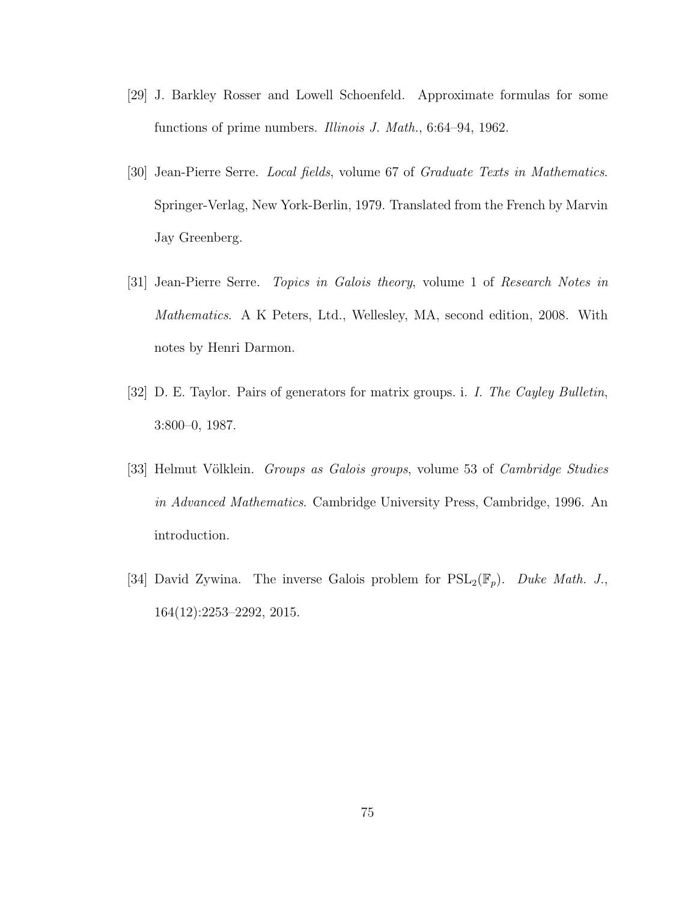[29] J. Barkley Rosser and Lowell Schoenfeld. Approximate formulas for some functions of prime numbers. *Illinois J. Math.*, 6:64–94, 1962.

[30] Jean-Pierre Serre. *Local fields*, volume 67 of *Graduate Texts in Mathematics*. Springer-Verlag, New York-Berlin, 1979. Translated from the French by Marvin Jay Greenberg.

[31] Jean-Pierre Serre. *Topics in Galois theory*, volume 1 of *Research Notes in Mathematics*. A K Peters, Ltd., Wellesley, MA, second edition, 2008. With notes by Henri Darmon.

[32] D. E. Taylor. Pairs of generators for matrix groups. i. *I. The Cayley Bulletin*, 3:800–0, 1987.

[33] Helmut Völklein. *Groups as Galois groups*, volume 53 of *Cambridge Studies in Advanced Mathematics*. Cambridge University Press, Cambridge, 1996. An introduction.

[34] David Zywina. The inverse Galois problem for $\mathrm{PSL}_2(\mathbb{F}_p)$. *Duke Math. J.*, 164(12):2253–2292, 2015.